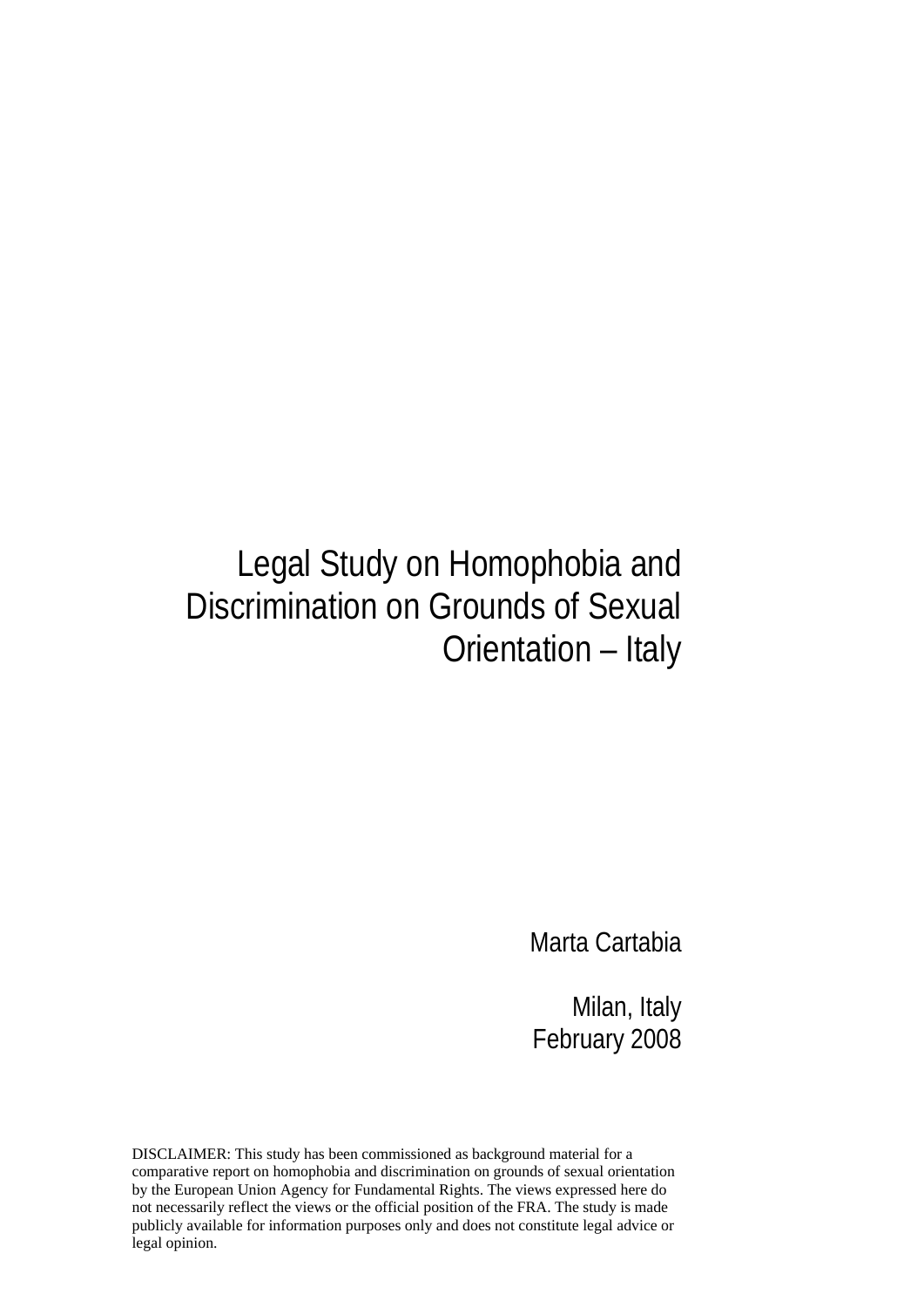# Legal Study on Homophobia and Discrimination on Grounds of Sexual Orientation – Italy

Marta Cartabia

Milan, Italy
February 2008

DISCLAIMER: This study has been commissioned as background material for a comparative report on homophobia and discrimination on grounds of sexual orientation by the European Union Agency for Fundamental Rights. The views expressed here do not necessarily reflect the views or the official position of the FRA. The study is made publicly available for information purposes only and does not constitute legal advice or legal opinion.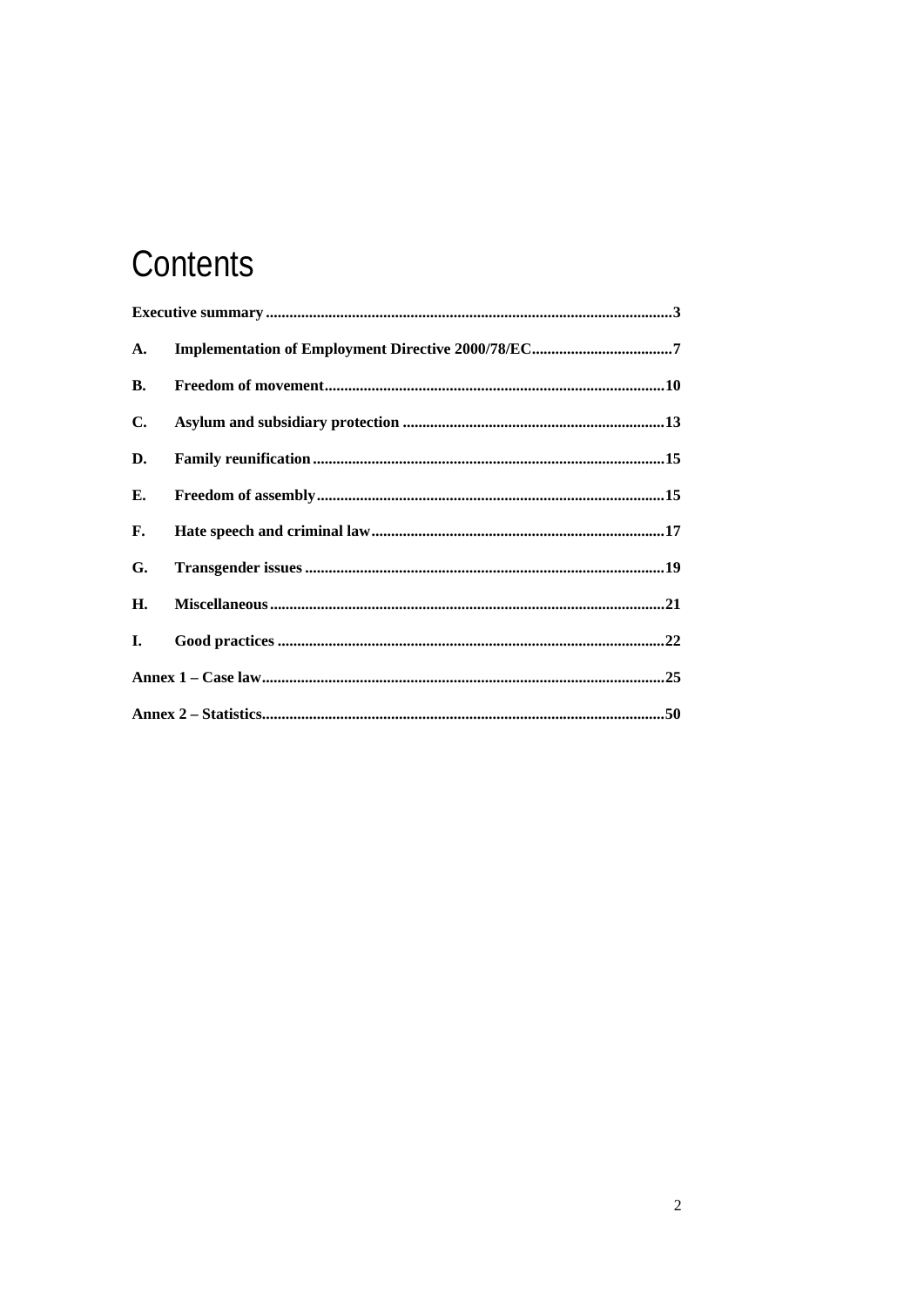# Contents

| | | |
|---|---|---|
| **Executive summary** | | **3** |
| **A.** | **Implementation of Employment Directive 2000/78/EC** | **7** |
| **B.** | **Freedom of movement** | **10** |
| **C.** | **Asylum and subsidiary protection** | **13** |
| **D.** | **Family reunification** | **15** |
| **E.** | **Freedom of assembly** | **15** |
| **F.** | **Hate speech and criminal law** | **17** |
| **G.** | **Transgender issues** | **19** |
| **H.** | **Miscellaneous** | **21** |
| **I.** | **Good practices** | **22** |
| **Annex 1 – Case law** | | **25** |
| **Annex 2 – Statistics** | | **50** |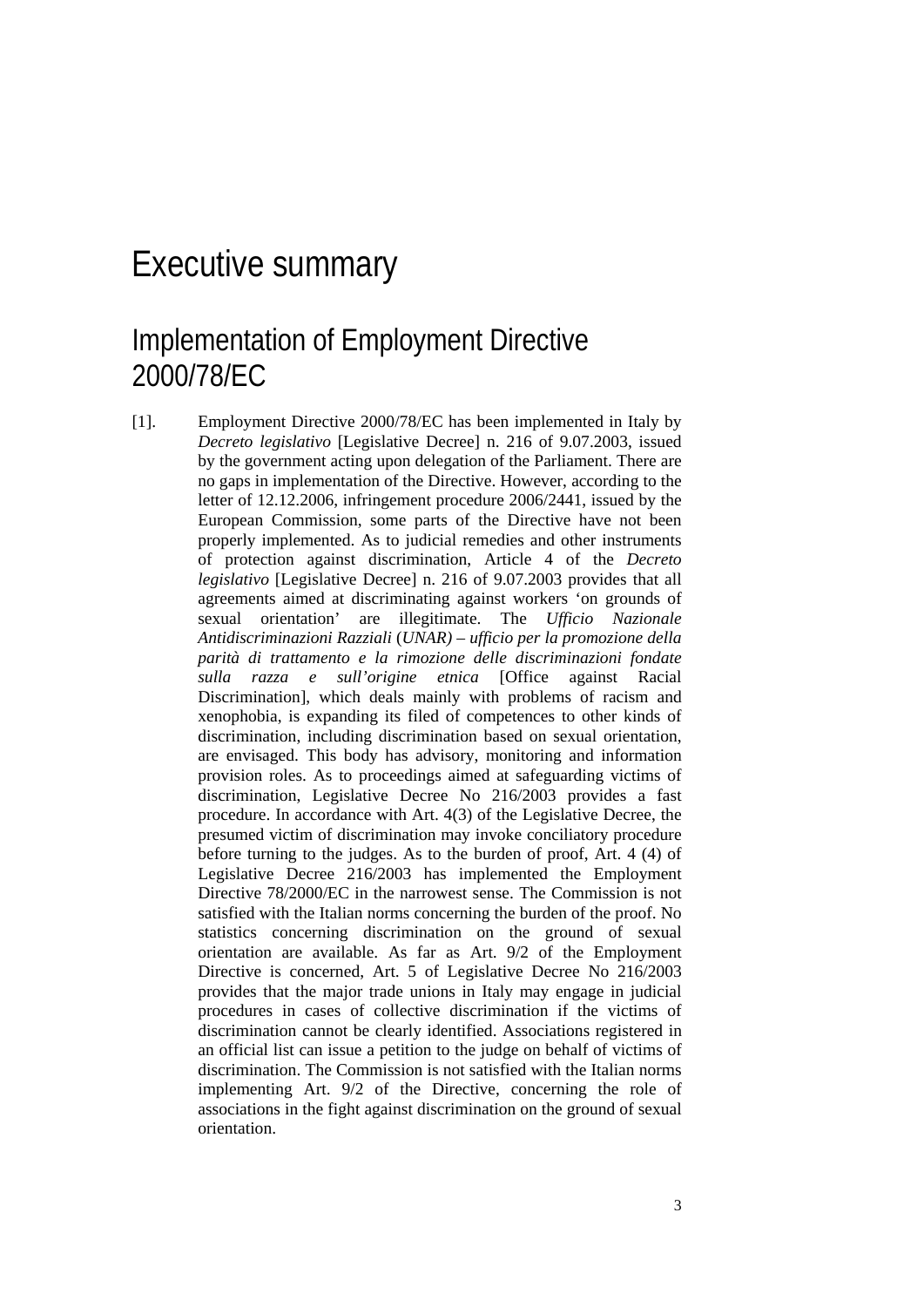# Executive summary

## Implementation of Employment Directive 2000/78/EC

[1]. Employment Directive 2000/78/EC has been implemented in Italy by *Decreto legislativo* [Legislative Decree] n. 216 of 9.07.2003, issued by the government acting upon delegation of the Parliament. There are no gaps in implementation of the Directive. However, according to the letter of 12.12.2006, infringement procedure 2006/2441, issued by the European Commission, some parts of the Directive have not been properly implemented. As to judicial remedies and other instruments of protection against discrimination, Article 4 of the *Decreto legislativo* [Legislative Decree] n. 216 of 9.07.2003 provides that all agreements aimed at discriminating against workers 'on grounds of sexual orientation' are illegitimate. The *Ufficio Nazionale Antidiscriminazioni Razziali* (*UNAR) – ufficio per la promozione della parità di trattamento e la rimozione delle discriminazioni fondate sulla razza e sull'origine etnica* [Office against Racial Discrimination], which deals mainly with problems of racism and xenophobia, is expanding its filed of competences to other kinds of discrimination, including discrimination based on sexual orientation, are envisaged. This body has advisory, monitoring and information provision roles. As to proceedings aimed at safeguarding victims of discrimination, Legislative Decree No 216/2003 provides a fast procedure. In accordance with Art. 4(3) of the Legislative Decree, the presumed victim of discrimination may invoke conciliatory procedure before turning to the judges. As to the burden of proof, Art. 4 (4) of Legislative Decree 216/2003 has implemented the Employment Directive 78/2000/EC in the narrowest sense. The Commission is not satisfied with the Italian norms concerning the burden of the proof. No statistics concerning discrimination on the ground of sexual orientation are available. As far as Art. 9/2 of the Employment Directive is concerned, Art. 5 of Legislative Decree No 216/2003 provides that the major trade unions in Italy may engage in judicial procedures in cases of collective discrimination if the victims of discrimination cannot be clearly identified. Associations registered in an official list can issue a petition to the judge on behalf of victims of discrimination. The Commission is not satisfied with the Italian norms implementing Art. 9/2 of the Directive, concerning the role of associations in the fight against discrimination on the ground of sexual orientation.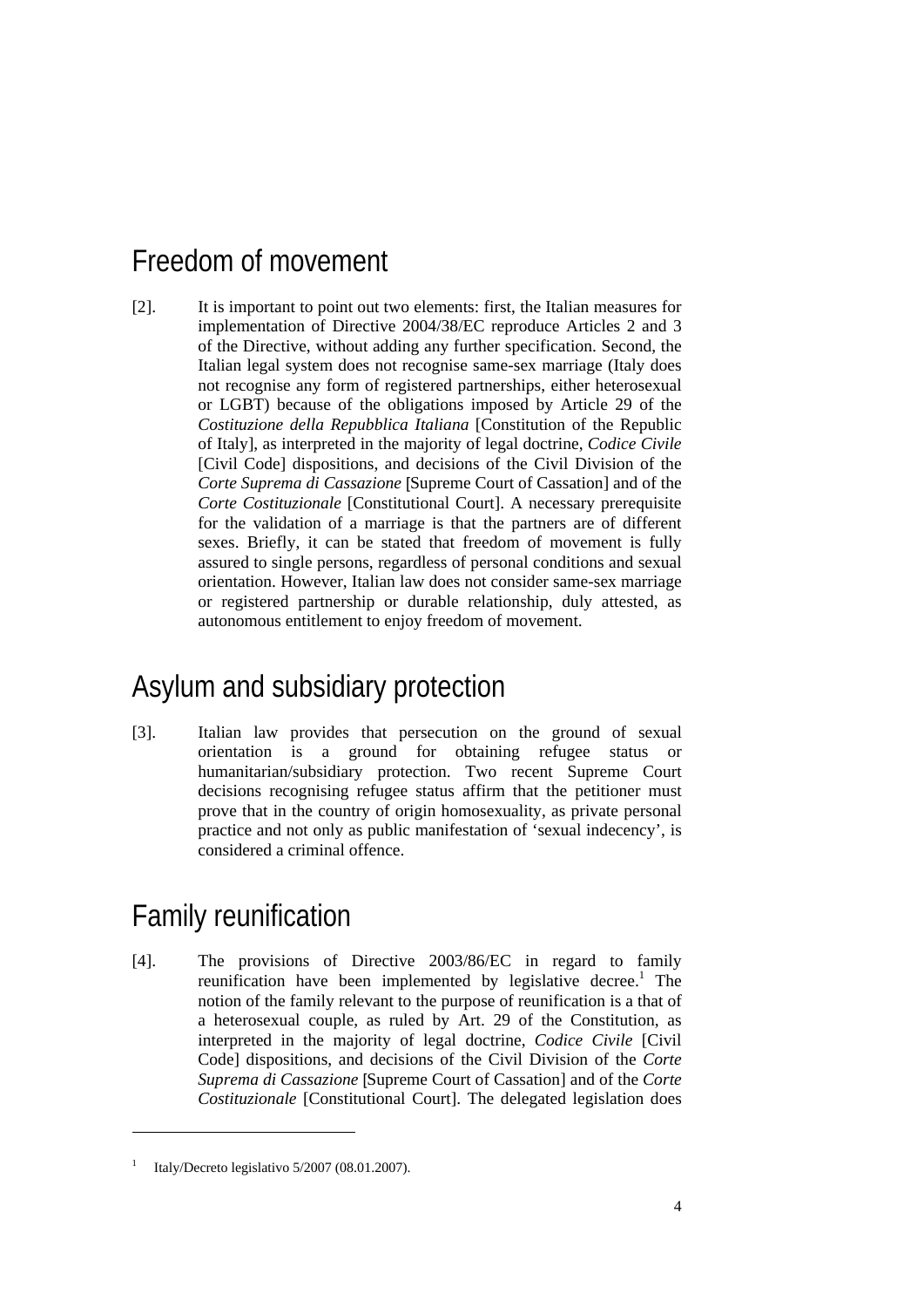# Freedom of movement

[2]. It is important to point out two elements: first, the Italian measures for implementation of Directive 2004/38/EC reproduce Articles 2 and 3 of the Directive, without adding any further specification. Second, the Italian legal system does not recognise same-sex marriage (Italy does not recognise any form of registered partnerships, either heterosexual or LGBT) because of the obligations imposed by Article 29 of the *Costituzione della Repubblica Italiana* [Constitution of the Republic of Italy], as interpreted in the majority of legal doctrine, *Codice Civile* [Civil Code] dispositions, and decisions of the Civil Division of the *Corte Suprema di Cassazione* [Supreme Court of Cassation] and of the *Corte Costituzionale* [Constitutional Court]. A necessary prerequisite for the validation of a marriage is that the partners are of different sexes. Briefly, it can be stated that freedom of movement is fully assured to single persons, regardless of personal conditions and sexual orientation. However, Italian law does not consider same-sex marriage or registered partnership or durable relationship, duly attested, as autonomous entitlement to enjoy freedom of movement.

# Asylum and subsidiary protection

[3]. Italian law provides that persecution on the ground of sexual orientation is a ground for obtaining refugee status or humanitarian/subsidiary protection. Two recent Supreme Court decisions recognising refugee status affirm that the petitioner must prove that in the country of origin homosexuality, as private personal practice and not only as public manifestation of 'sexual indecency', is considered a criminal offence.

# Family reunification

[4]. The provisions of Directive 2003/86/EC in regard to family reunification have been implemented by legislative decree.[1] The notion of the family relevant to the purpose of reunification is a that of a heterosexual couple, as ruled by Art. 29 of the Constitution, as interpreted in the majority of legal doctrine, *Codice Civile* [Civil Code] dispositions, and decisions of the Civil Division of the *Corte Suprema di Cassazione* [Supreme Court of Cassation] and of the *Corte Costituzionale* [Constitutional Court]. The delegated legislation does

---

[1] Italy/Decreto legislativo 5/2007 (08.01.2007).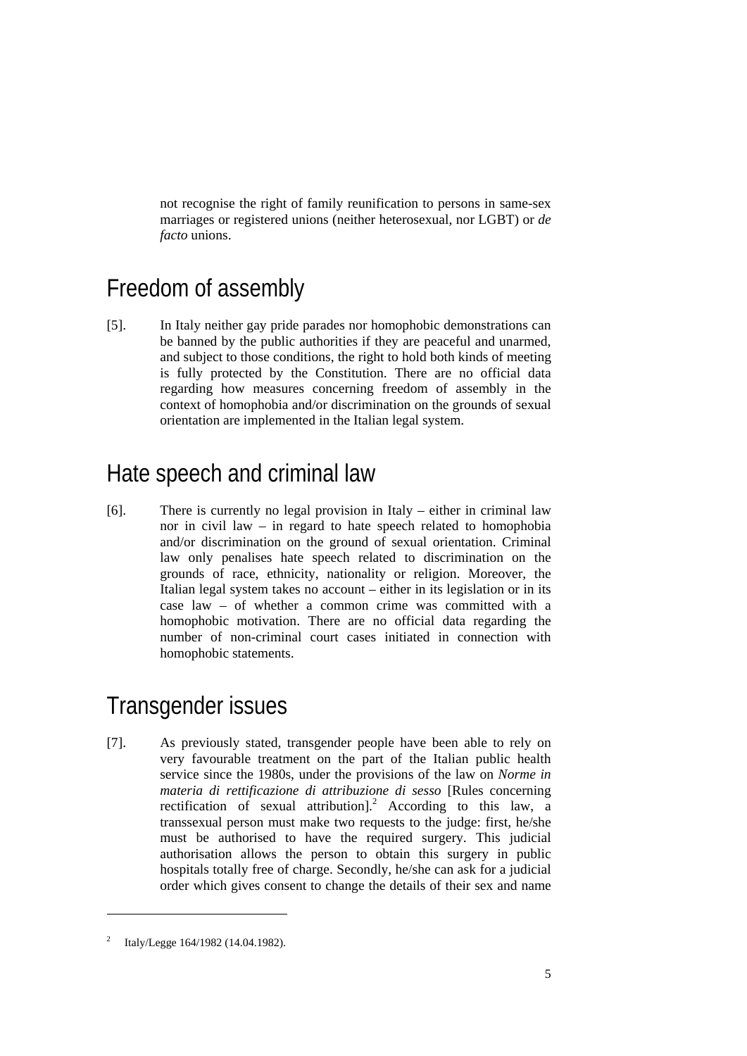not recognise the right of family reunification to persons in same-sex marriages or registered unions (neither heterosexual, nor LGBT) or *de facto* unions.

# Freedom of assembly

[5]. In Italy neither gay pride parades nor homophobic demonstrations can be banned by the public authorities if they are peaceful and unarmed, and subject to those conditions, the right to hold both kinds of meeting is fully protected by the Constitution. There are no official data regarding how measures concerning freedom of assembly in the context of homophobia and/or discrimination on the grounds of sexual orientation are implemented in the Italian legal system.

# Hate speech and criminal law

[6]. There is currently no legal provision in Italy – either in criminal law nor in civil law – in regard to hate speech related to homophobia and/or discrimination on the ground of sexual orientation. Criminal law only penalises hate speech related to discrimination on the grounds of race, ethnicity, nationality or religion. Moreover, the Italian legal system takes no account – either in its legislation or in its case law – of whether a common crime was committed with a homophobic motivation. There are no official data regarding the number of non-criminal court cases initiated in connection with homophobic statements.

# Transgender issues

[7]. As previously stated, transgender people have been able to rely on very favourable treatment on the part of the Italian public health service since the 1980s, under the provisions of the law on *Norme in materia di rettificazione di attribuzione di sesso* [Rules concerning rectification of sexual attribution].[2] According to this law, a transsexual person must make two requests to the judge: first, he/she must be authorised to have the required surgery. This judicial authorisation allows the person to obtain this surgery in public hospitals totally free of charge. Secondly, he/she can ask for a judicial order which gives consent to change the details of their sex and name

---

[2] Italy/Legge 164/1982 (14.04.1982).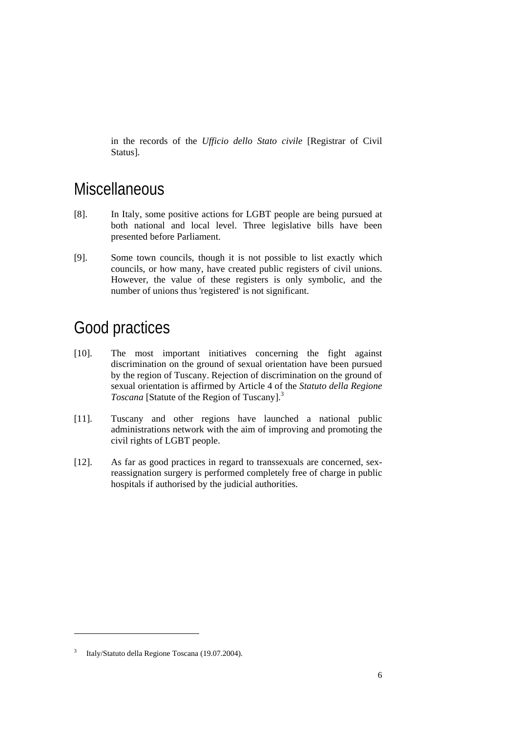in the records of the *Ufficio dello Stato civile* [Registrar of Civil Status].

## Miscellaneous

[8]. In Italy, some positive actions for LGBT people are being pursued at both national and local level. Three legislative bills have been presented before Parliament.

[9]. Some town councils, though it is not possible to list exactly which councils, or how many, have created public registers of civil unions. However, the value of these registers is only symbolic, and the number of unions thus 'registered' is not significant.

## Good practices

[10]. The most important initiatives concerning the fight against discrimination on the ground of sexual orientation have been pursued by the region of Tuscany. Rejection of discrimination on the ground of sexual orientation is affirmed by Article 4 of the *Statuto della Regione Toscana* [Statute of the Region of Tuscany].[3]

[11]. Tuscany and other regions have launched a national public administrations network with the aim of improving and promoting the civil rights of LGBT people.

[12]. As far as good practices in regard to transsexuals are concerned, sex-reassignation surgery is performed completely free of charge in public hospitals if authorised by the judicial authorities.

---

[3] Italy/Statuto della Regione Toscana (19.07.2004).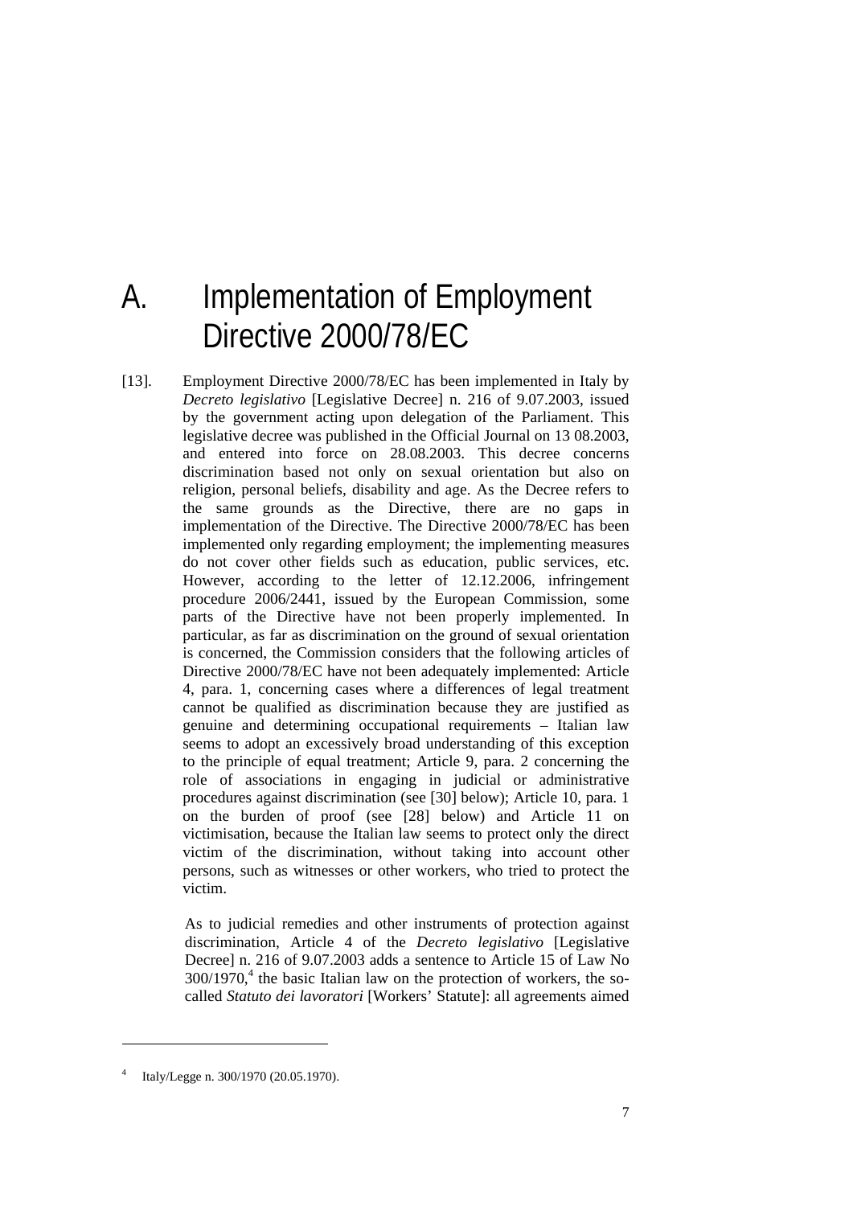# A. Implementation of Employment Directive 2000/78/EC

[13]. Employment Directive 2000/78/EC has been implemented in Italy by *Decreto legislativo* [Legislative Decree] n. 216 of 9.07.2003, issued by the government acting upon delegation of the Parliament. This legislative decree was published in the Official Journal on 13 08.2003, and entered into force on 28.08.2003. This decree concerns discrimination based not only on sexual orientation but also on religion, personal beliefs, disability and age. As the Decree refers to the same grounds as the Directive, there are no gaps in implementation of the Directive. The Directive 2000/78/EC has been implemented only regarding employment; the implementing measures do not cover other fields such as education, public services, etc. However, according to the letter of 12.12.2006, infringement procedure 2006/2441, issued by the European Commission, some parts of the Directive have not been properly implemented. In particular, as far as discrimination on the ground of sexual orientation is concerned, the Commission considers that the following articles of Directive 2000/78/EC have not been adequately implemented: Article 4, para. 1, concerning cases where a differences of legal treatment cannot be qualified as discrimination because they are justified as genuine and determining occupational requirements – Italian law seems to adopt an excessively broad understanding of this exception to the principle of equal treatment; Article 9, para. 2 concerning the role of associations in engaging in judicial or administrative procedures against discrimination (see [30] below); Article 10, para. 1 on the burden of proof (see [28] below) and Article 11 on victimisation, because the Italian law seems to protect only the direct victim of the discrimination, without taking into account other persons, such as witnesses or other workers, who tried to protect the victim.

As to judicial remedies and other instruments of protection against discrimination, Article 4 of the *Decreto legislativo* [Legislative Decree] n. 216 of 9.07.2003 adds a sentence to Article 15 of Law No 300/1970,[4] the basic Italian law on the protection of workers, the so-called *Statuto dei lavoratori* [Workers' Statute]: all agreements aimed

---

[4] Italy/Legge n. 300/1970 (20.05.1970).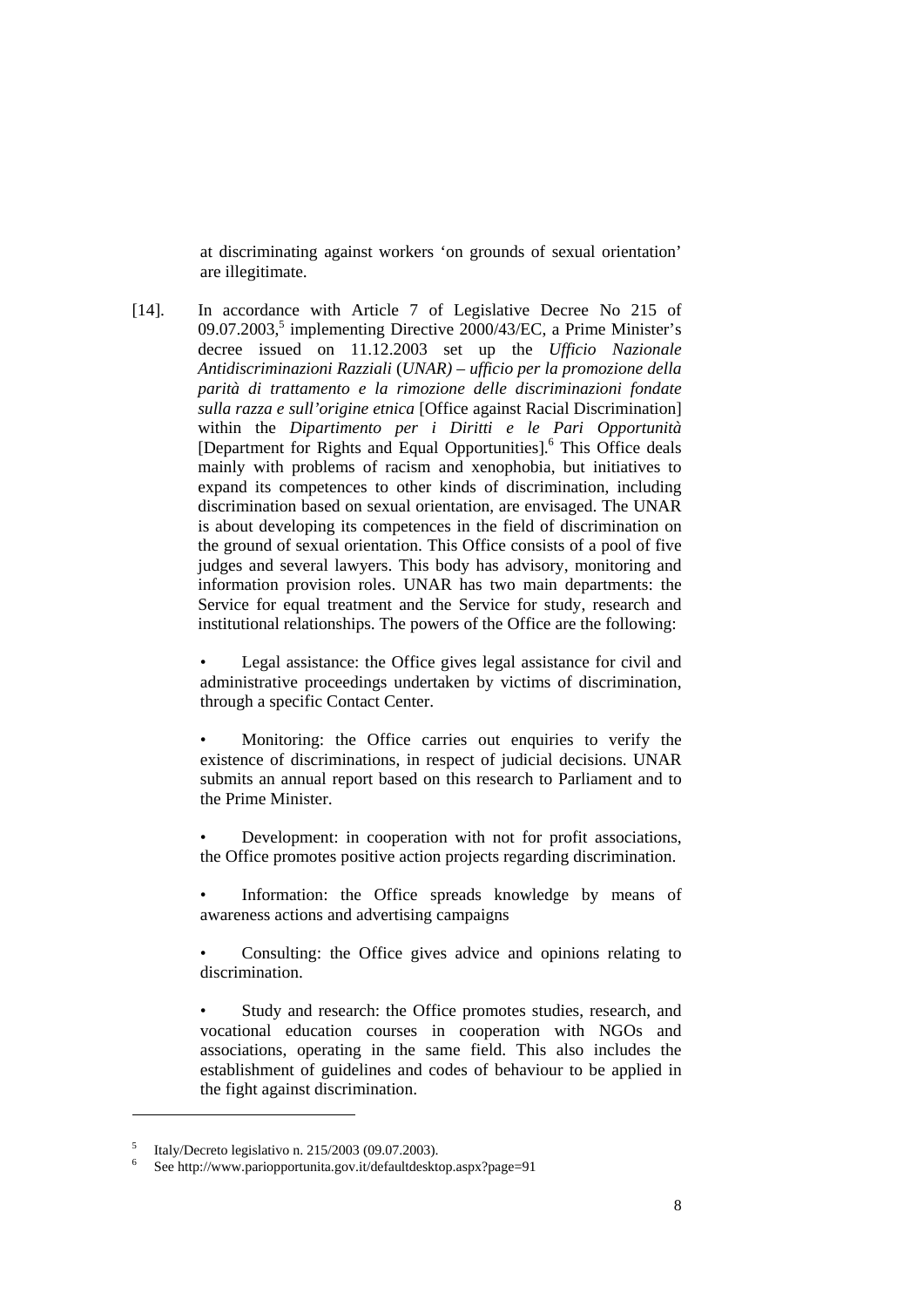at discriminating against workers ‘on grounds of sexual orientation’ are illegitimate.

[14]. In accordance with Article 7 of Legislative Decree No 215 of 09.07.2003,[5] implementing Directive 2000/43/EC, a Prime Minister’s decree issued on 11.12.2003 set up the *Ufficio Nazionale Antidiscriminazioni Razziali* (*UNAR) – ufficio per la promozione della parità di trattamento e la rimozione delle discriminazioni fondate sulla razza e sull’origine etnica* [Office against Racial Discrimination] within the *Dipartimento per i Diritti e le Pari Opportunità* [Department for Rights and Equal Opportunities].[6] This Office deals mainly with problems of racism and xenophobia, but initiatives to expand its competences to other kinds of discrimination, including discrimination based on sexual orientation, are envisaged. The UNAR is about developing its competences in the field of discrimination on the ground of sexual orientation. This Office consists of a pool of five judges and several lawyers. This body has advisory, monitoring and information provision roles. UNAR has two main departments: the Service for equal treatment and the Service for study, research and institutional relationships. The powers of the Office are the following:

- Legal assistance: the Office gives legal assistance for civil and administrative proceedings undertaken by victims of discrimination, through a specific Contact Center.
- Monitoring: the Office carries out enquiries to verify the existence of discriminations, in respect of judicial decisions. UNAR submits an annual report based on this research to Parliament and to the Prime Minister.
- Development: in cooperation with not for profit associations, the Office promotes positive action projects regarding discrimination.
- Information: the Office spreads knowledge by means of awareness actions and advertising campaigns
- Consulting: the Office gives advice and opinions relating to discrimination.
- Study and research: the Office promotes studies, research, and vocational education courses in cooperation with NGOs and associations, operating in the same field. This also includes the establishment of guidelines and codes of behaviour to be applied in the fight against discrimination.

---

[5] Italy/Decreto legislativo n. 215/2003 (09.07.2003).

[6] See http://www.pariopportunita.gov.it/defaultdesktop.aspx?page=91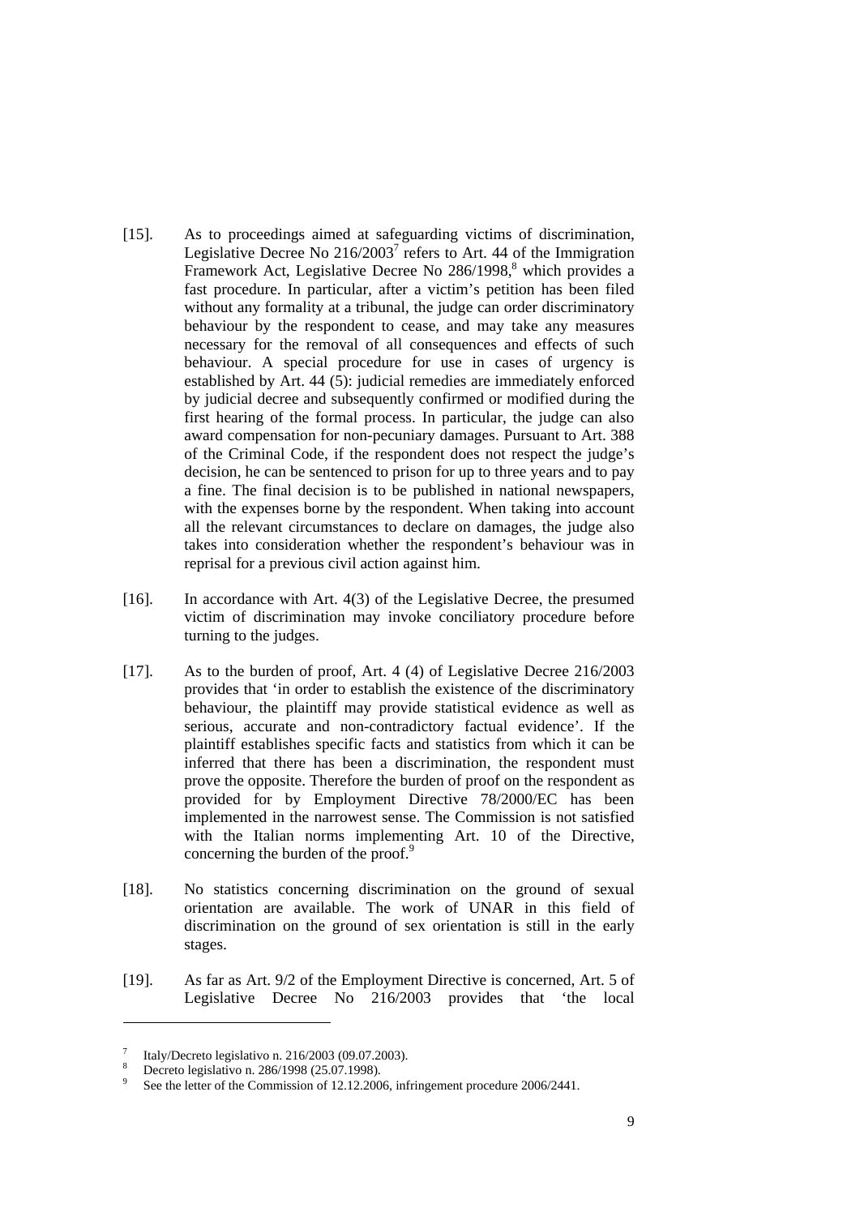[15]. As to proceedings aimed at safeguarding victims of discrimination, Legislative Decree No 216/2003[7] refers to Art. 44 of the Immigration Framework Act, Legislative Decree No 286/1998,[8] which provides a fast procedure. In particular, after a victim's petition has been filed without any formality at a tribunal, the judge can order discriminatory behaviour by the respondent to cease, and may take any measures necessary for the removal of all consequences and effects of such behaviour. A special procedure for use in cases of urgency is established by Art. 44 (5): judicial remedies are immediately enforced by judicial decree and subsequently confirmed or modified during the first hearing of the formal process. In particular, the judge can also award compensation for non-pecuniary damages. Pursuant to Art. 388 of the Criminal Code, if the respondent does not respect the judge's decision, he can be sentenced to prison for up to three years and to pay a fine. The final decision is to be published in national newspapers, with the expenses borne by the respondent. When taking into account all the relevant circumstances to declare on damages, the judge also takes into consideration whether the respondent's behaviour was in reprisal for a previous civil action against him.

[16]. In accordance with Art. 4(3) of the Legislative Decree, the presumed victim of discrimination may invoke conciliatory procedure before turning to the judges.

[17]. As to the burden of proof, Art. 4 (4) of Legislative Decree 216/2003 provides that 'in order to establish the existence of the discriminatory behaviour, the plaintiff may provide statistical evidence as well as serious, accurate and non-contradictory factual evidence'. If the plaintiff establishes specific facts and statistics from which it can be inferred that there has been a discrimination, the respondent must prove the opposite. Therefore the burden of proof on the respondent as provided for by Employment Directive 78/2000/EC has been implemented in the narrowest sense. The Commission is not satisfied with the Italian norms implementing Art. 10 of the Directive, concerning the burden of the proof.[9]

[18]. No statistics concerning discrimination on the ground of sexual orientation are available. The work of UNAR in this field of discrimination on the ground of sex orientation is still in the early stages.

[19]. As far as Art. 9/2 of the Employment Directive is concerned, Art. 5 of Legislative Decree No 216/2003 provides that 'the local

---

[7] Italy/Decreto legislativo n. 216/2003 (09.07.2003).

[8] Decreto legislativo n. 286/1998 (25.07.1998).

[9] See the letter of the Commission of 12.12.2006, infringement procedure 2006/2441.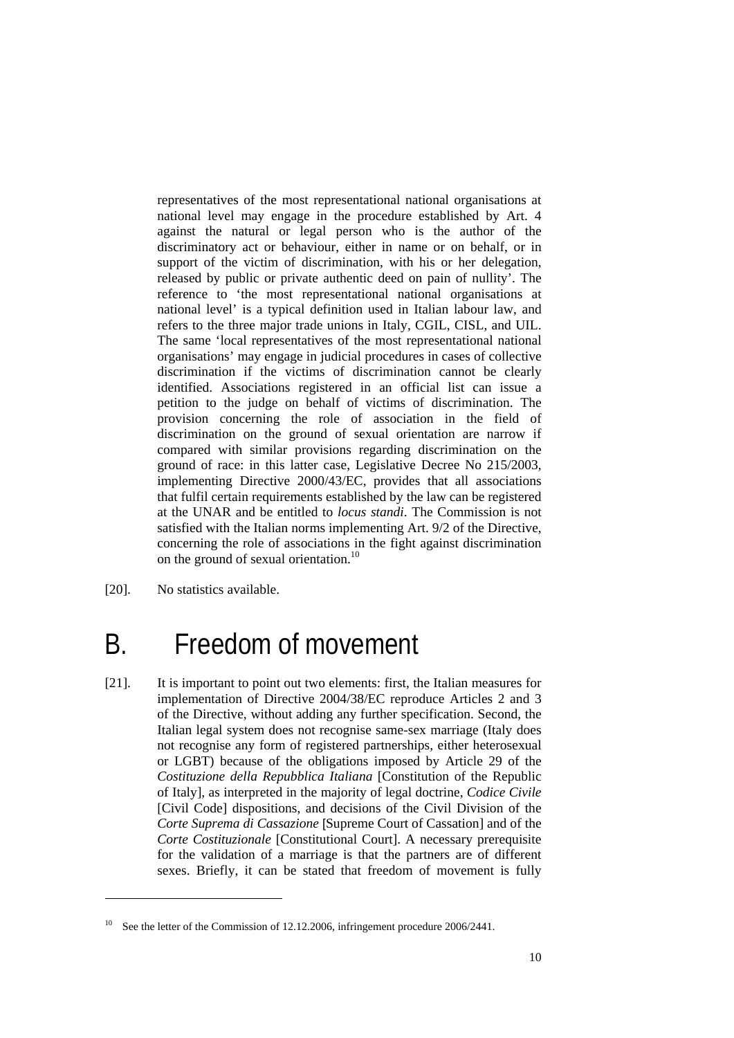representatives of the most representational national organisations at national level may engage in the procedure established by Art. 4 against the natural or legal person who is the author of the discriminatory act or behaviour, either in name or on behalf, or in support of the victim of discrimination, with his or her delegation, released by public or private authentic deed on pain of nullity'. The reference to 'the most representational national organisations at national level' is a typical definition used in Italian labour law, and refers to the three major trade unions in Italy, CGIL, CISL, and UIL. The same 'local representatives of the most representational national organisations' may engage in judicial procedures in cases of collective discrimination if the victims of discrimination cannot be clearly identified. Associations registered in an official list can issue a petition to the judge on behalf of victims of discrimination. The provision concerning the role of association in the field of discrimination on the ground of sexual orientation are narrow if compared with similar provisions regarding discrimination on the ground of race: in this latter case, Legislative Decree No 215/2003, implementing Directive 2000/43/EC, provides that all associations that fulfil certain requirements established by the law can be registered at the UNAR and be entitled to *locus standi*. The Commission is not satisfied with the Italian norms implementing Art. 9/2 of the Directive, concerning the role of associations in the fight against discrimination on the ground of sexual orientation.[10]

[20]. No statistics available.

# B. Freedom of movement

[21]. It is important to point out two elements: first, the Italian measures for implementation of Directive 2004/38/EC reproduce Articles 2 and 3 of the Directive, without adding any further specification. Second, the Italian legal system does not recognise same-sex marriage (Italy does not recognise any form of registered partnerships, either heterosexual or LGBT) because of the obligations imposed by Article 29 of the *Costituzione della Repubblica Italiana* [Constitution of the Republic of Italy], as interpreted in the majority of legal doctrine, *Codice Civile* [Civil Code] dispositions, and decisions of the Civil Division of the *Corte Suprema di Cassazione* [Supreme Court of Cassation] and of the *Corte Costituzionale* [Constitutional Court]. A necessary prerequisite for the validation of a marriage is that the partners are of different sexes. Briefly, it can be stated that freedom of movement is fully

---

[10] See the letter of the Commission of 12.12.2006, infringement procedure 2006/2441.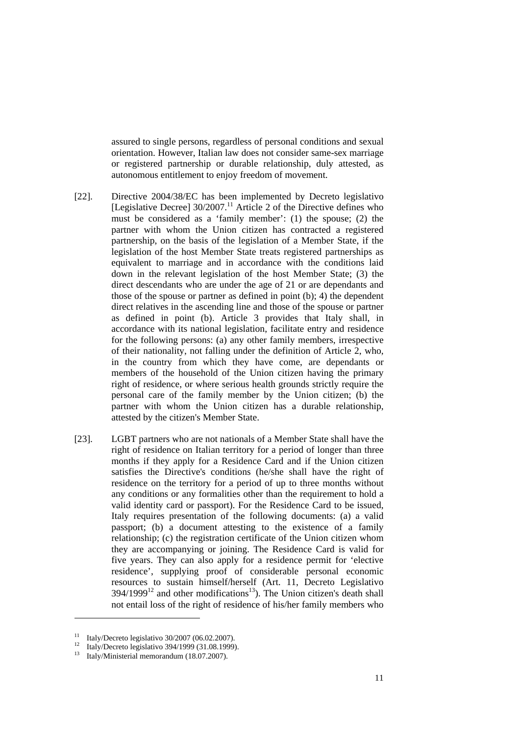assured to single persons, regardless of personal conditions and sexual orientation. However, Italian law does not consider same-sex marriage or registered partnership or durable relationship, duly attested, as autonomous entitlement to enjoy freedom of movement.

[22]. Directive 2004/38/EC has been implemented by Decreto legislativo [Legislative Decree] 30/2007.[11] Article 2 of the Directive defines who must be considered as a 'family member': (1) the spouse; (2) the partner with whom the Union citizen has contracted a registered partnership, on the basis of the legislation of a Member State, if the legislation of the host Member State treats registered partnerships as equivalent to marriage and in accordance with the conditions laid down in the relevant legislation of the host Member State; (3) the direct descendants who are under the age of 21 or are dependants and those of the spouse or partner as defined in point (b); 4) the dependent direct relatives in the ascending line and those of the spouse or partner as defined in point (b). Article 3 provides that Italy shall, in accordance with its national legislation, facilitate entry and residence for the following persons: (a) any other family members, irrespective of their nationality, not falling under the definition of Article 2, who, in the country from which they have come, are dependants or members of the household of the Union citizen having the primary right of residence, or where serious health grounds strictly require the personal care of the family member by the Union citizen; (b) the partner with whom the Union citizen has a durable relationship, attested by the citizen's Member State.

[23]. LGBT partners who are not nationals of a Member State shall have the right of residence on Italian territory for a period of longer than three months if they apply for a Residence Card and if the Union citizen satisfies the Directive's conditions (he/she shall have the right of residence on the territory for a period of up to three months without any conditions or any formalities other than the requirement to hold a valid identity card or passport). For the Residence Card to be issued, Italy requires presentation of the following documents: (a) a valid passport; (b) a document attesting to the existence of a family relationship; (c) the registration certificate of the Union citizen whom they are accompanying or joining. The Residence Card is valid for five years. They can also apply for a residence permit for 'elective residence', supplying proof of considerable personal economic resources to sustain himself/herself (Art. 11, Decreto Legislativo 394/1999[12] and other modifications[13]). The Union citizen's death shall not entail loss of the right of residence of his/her family members who

---

[11] Italy/Decreto legislativo 30/2007 (06.02.2007).

[12] Italy/Decreto legislativo 394/1999 (31.08.1999).

[13] Italy/Ministerial memorandum (18.07.2007).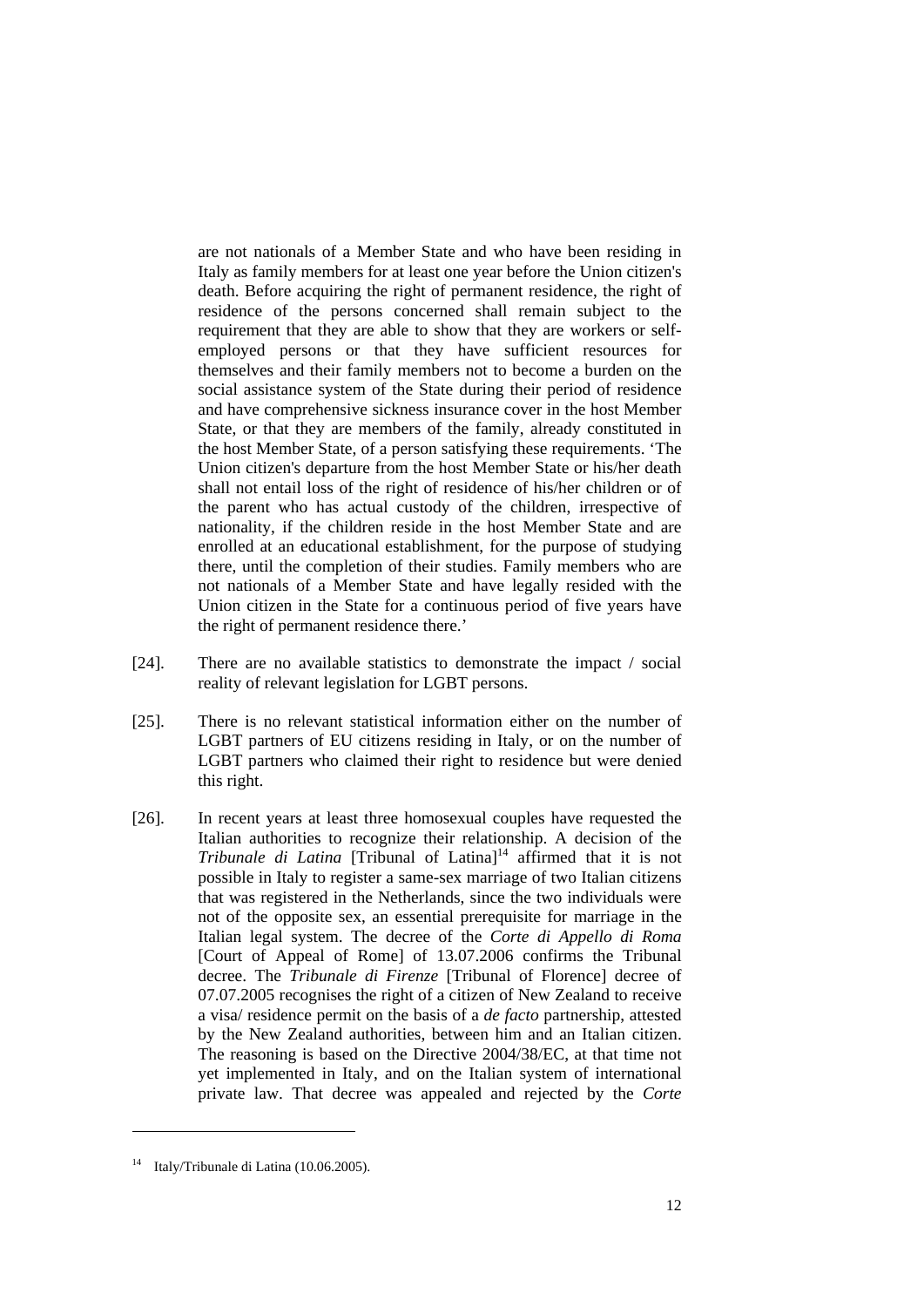are not nationals of a Member State and who have been residing in Italy as family members for at least one year before the Union citizen's death. Before acquiring the right of permanent residence, the right of residence of the persons concerned shall remain subject to the requirement that they are able to show that they are workers or self-employed persons or that they have sufficient resources for themselves and their family members not to become a burden on the social assistance system of the State during their period of residence and have comprehensive sickness insurance cover in the host Member State, or that they are members of the family, already constituted in the host Member State, of a person satisfying these requirements. 'The Union citizen's departure from the host Member State or his/her death shall not entail loss of the right of residence of his/her children or of the parent who has actual custody of the children, irrespective of nationality, if the children reside in the host Member State and are enrolled at an educational establishment, for the purpose of studying there, until the completion of their studies. Family members who are not nationals of a Member State and have legally resided with the Union citizen in the State for a continuous period of five years have the right of permanent residence there.'

[24]. There are no available statistics to demonstrate the impact / social reality of relevant legislation for LGBT persons.

[25]. There is no relevant statistical information either on the number of LGBT partners of EU citizens residing in Italy, or on the number of LGBT partners who claimed their right to residence but were denied this right.

[26]. In recent years at least three homosexual couples have requested the Italian authorities to recognize their relationship. A decision of the *Tribunale di Latina* [Tribunal of Latina][14] affirmed that it is not possible in Italy to register a same-sex marriage of two Italian citizens that was registered in the Netherlands, since the two individuals were not of the opposite sex, an essential prerequisite for marriage in the Italian legal system. The decree of the *Corte di Appello di Roma* [Court of Appeal of Rome] of 13.07.2006 confirms the Tribunal decree. The *Tribunale di Firenze* [Tribunal of Florence] decree of 07.07.2005 recognises the right of a citizen of New Zealand to receive a visa/ residence permit on the basis of a *de facto* partnership, attested by the New Zealand authorities, between him and an Italian citizen. The reasoning is based on the Directive 2004/38/EC, at that time not yet implemented in Italy, and on the Italian system of international private law. That decree was appealed and rejected by the *Corte*

[14] Italy/Tribunale di Latina (10.06.2005).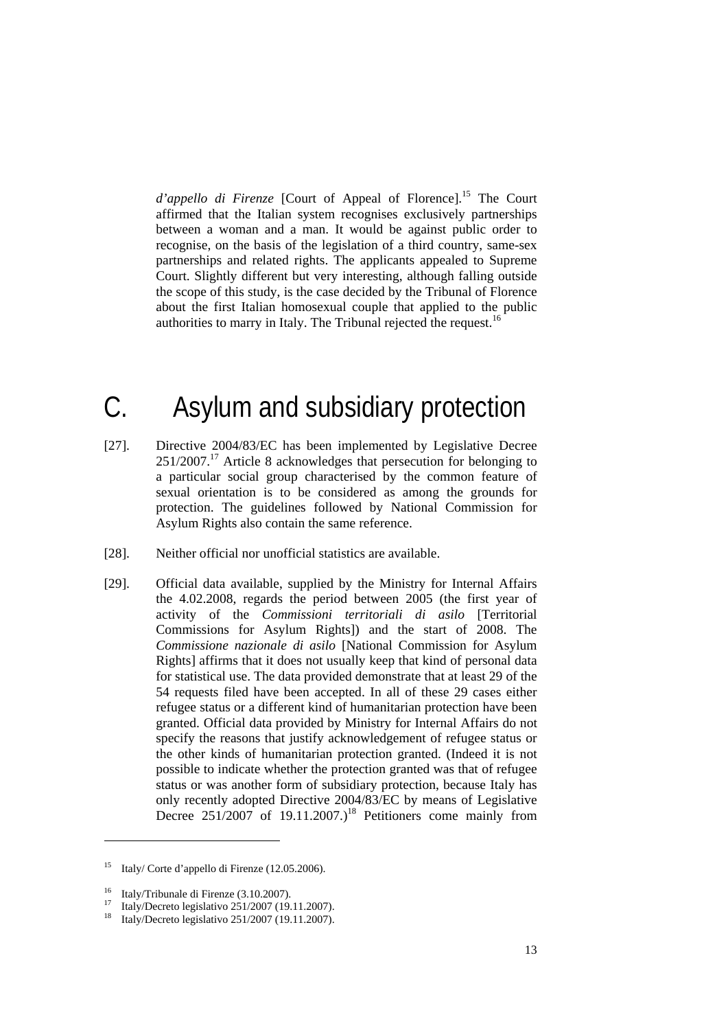*d'appello di Firenze* [Court of Appeal of Florence].[15] The Court affirmed that the Italian system recognises exclusively partnerships between a woman and a man. It would be against public order to recognise, on the basis of the legislation of a third country, same-sex partnerships and related rights. The applicants appealed to Supreme Court. Slightly different but very interesting, although falling outside the scope of this study, is the case decided by the Tribunal of Florence about the first Italian homosexual couple that applied to the public authorities to marry in Italy. The Tribunal rejected the request.[16]

# C. Asylum and subsidiary protection

[27]. Directive 2004/83/EC has been implemented by Legislative Decree 251/2007.[17] Article 8 acknowledges that persecution for belonging to a particular social group characterised by the common feature of sexual orientation is to be considered as among the grounds for protection. The guidelines followed by National Commission for Asylum Rights also contain the same reference.

[28]. Neither official nor unofficial statistics are available.

[29]. Official data available, supplied by the Ministry for Internal Affairs the 4.02.2008, regards the period between 2005 (the first year of activity of the *Commissioni territoriali di asilo* [Territorial Commissions for Asylum Rights]) and the start of 2008. The *Commissione nazionale di asilo* [National Commission for Asylum Rights] affirms that it does not usually keep that kind of personal data for statistical use. The data provided demonstrate that at least 29 of the 54 requests filed have been accepted. In all of these 29 cases either refugee status or a different kind of humanitarian protection have been granted. Official data provided by Ministry for Internal Affairs do not specify the reasons that justify acknowledgement of refugee status or the other kinds of humanitarian protection granted. (Indeed it is not possible to indicate whether the protection granted was that of refugee status or was another form of subsidiary protection, because Italy has only recently adopted Directive 2004/83/EC by means of Legislative Decree 251/2007 of 19.11.2007.)[18] Petitioners come mainly from

---

[15] Italy/ Corte d'appello di Firenze (12.05.2006).

[16] Italy/Tribunale di Firenze (3.10.2007).

[17] Italy/Decreto legislativo 251/2007 (19.11.2007).

[18] Italy/Decreto legislativo 251/2007 (19.11.2007).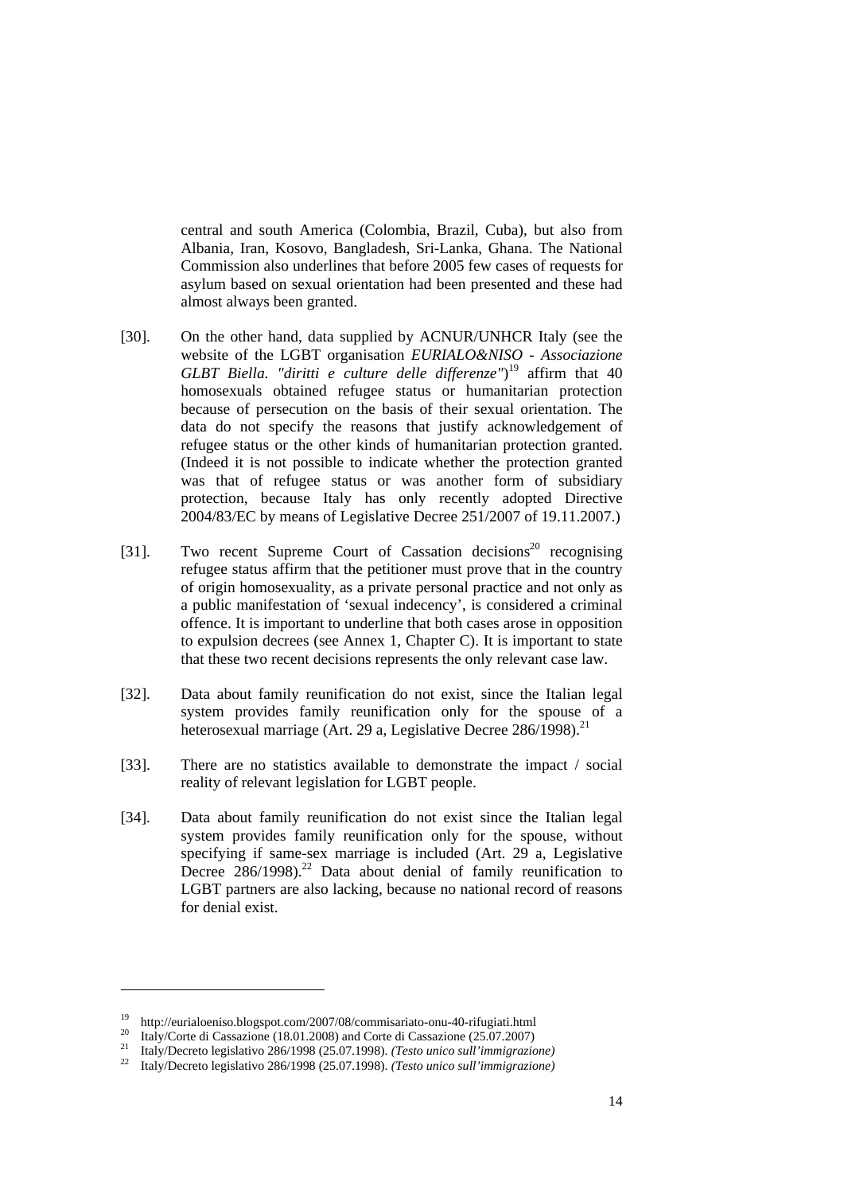central and south America (Colombia, Brazil, Cuba), but also from Albania, Iran, Kosovo, Bangladesh, Sri-Lanka, Ghana. The National Commission also underlines that before 2005 few cases of requests for asylum based on sexual orientation had been presented and these had almost always been granted.

[30]. On the other hand, data supplied by ACNUR/UNHCR Italy (see the website of the LGBT organisation *EURIALO&NISO - Associazione GLBT Biella. "diritti e culture delle differenze"*)[19] affirm that 40 homosexuals obtained refugee status or humanitarian protection because of persecution on the basis of their sexual orientation. The data do not specify the reasons that justify acknowledgement of refugee status or the other kinds of humanitarian protection granted. (Indeed it is not possible to indicate whether the protection granted was that of refugee status or was another form of subsidiary protection, because Italy has only recently adopted Directive 2004/83/EC by means of Legislative Decree 251/2007 of 19.11.2007.)

[31]. Two recent Supreme Court of Cassation decisions[20] recognising refugee status affirm that the petitioner must prove that in the country of origin homosexuality, as a private personal practice and not only as a public manifestation of 'sexual indecency', is considered a criminal offence. It is important to underline that both cases arose in opposition to expulsion decrees (see Annex 1, Chapter C). It is important to state that these two recent decisions represents the only relevant case law.

[32]. Data about family reunification do not exist, since the Italian legal system provides family reunification only for the spouse of a heterosexual marriage (Art. 29 a, Legislative Decree 286/1998).[21]

[33]. There are no statistics available to demonstrate the impact / social reality of relevant legislation for LGBT people.

[34]. Data about family reunification do not exist since the Italian legal system provides family reunification only for the spouse, without specifying if same-sex marriage is included (Art. 29 a, Legislative Decree 286/1998).[22] Data about denial of family reunification to LGBT partners are also lacking, because no national record of reasons for denial exist.

---

[19] http://eurialoeniso.blogspot.com/2007/08/commisariato-onu-40-rifugiati.html

[20] Italy/Corte di Cassazione (18.01.2008) and Corte di Cassazione (25.07.2007)

[21] Italy/Decreto legislativo 286/1998 (25.07.1998). *(Testo unico sull'immigrazione)*

[22] Italy/Decreto legislativo 286/1998 (25.07.1998). *(Testo unico sull'immigrazione)*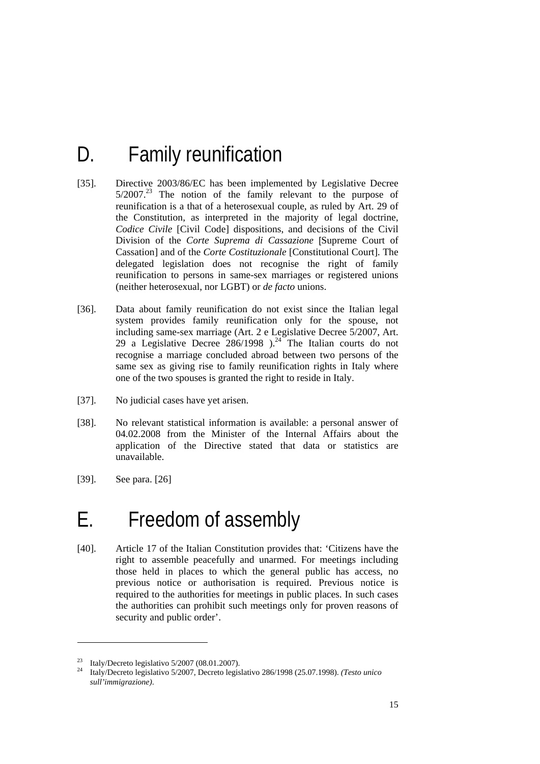# D. Family reunification

[35]. Directive 2003/86/EC has been implemented by Legislative Decree 5/2007.[23] The notion of the family relevant to the purpose of reunification is a that of a heterosexual couple, as ruled by Art. 29 of the Constitution, as interpreted in the majority of legal doctrine, *Codice Civile* [Civil Code] dispositions, and decisions of the Civil Division of the *Corte Suprema di Cassazione* [Supreme Court of Cassation] and of the *Corte Costituzionale* [Constitutional Court]. The delegated legislation does not recognise the right of family reunification to persons in same-sex marriages or registered unions (neither heterosexual, nor LGBT) or *de facto* unions.

[36]. Data about family reunification do not exist since the Italian legal system provides family reunification only for the spouse, not including same-sex marriage (Art. 2 e Legislative Decree 5/2007, Art. 29 a Legislative Decree 286/1998 ).[24] The Italian courts do not recognise a marriage concluded abroad between two persons of the same sex as giving rise to family reunification rights in Italy where one of the two spouses is granted the right to reside in Italy.

[37]. No judicial cases have yet arisen.

[38]. No relevant statistical information is available: a personal answer of 04.02.2008 from the Minister of the Internal Affairs about the application of the Directive stated that data or statistics are unavailable.

[39]. See para. [26]

# E. Freedom of assembly

[40]. Article 17 of the Italian Constitution provides that: 'Citizens have the right to assemble peacefully and unarmed. For meetings including those held in places to which the general public has access, no previous notice or authorisation is required. Previous notice is required to the authorities for meetings in public places. In such cases the authorities can prohibit such meetings only for proven reasons of security and public order'.

---

[23] Italy/Decreto legislativo 5/2007 (08.01.2007).

[24] Italy/Decreto legislativo 5/2007, Decreto legislativo 286/1998 (25.07.1998). *(Testo unico sull'immigrazione)*.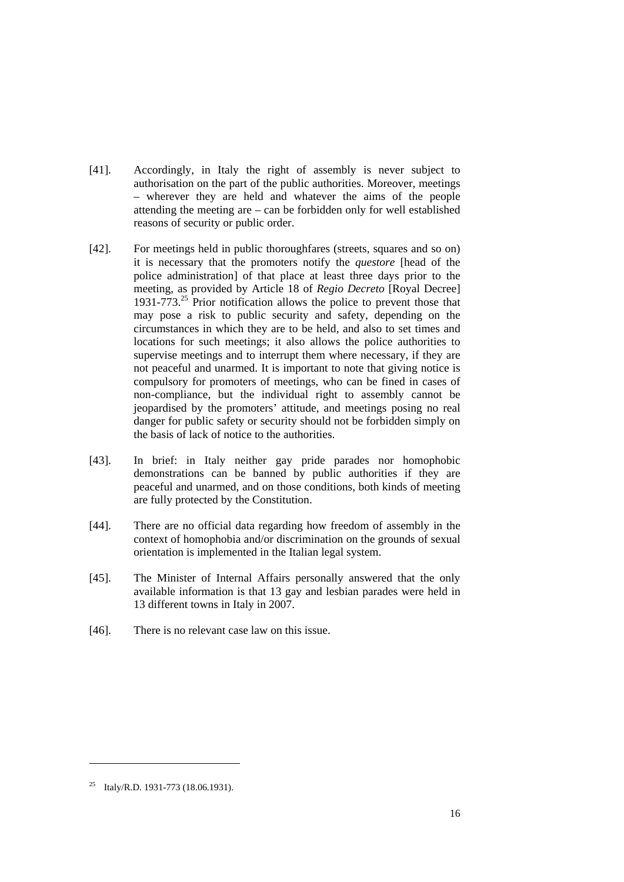[41]. Accordingly, in Italy the right of assembly is never subject to authorisation on the part of the public authorities. Moreover, meetings – wherever they are held and whatever the aims of the people attending the meeting are – can be forbidden only for well established reasons of security or public order.

[42]. For meetings held in public thoroughfares (streets, squares and so on) it is necessary that the promoters notify the *questore* [head of the police administration] of that place at least three days prior to the meeting, as provided by Article 18 of *Regio Decreto* [Royal Decree] 1931-773.[25] Prior notification allows the police to prevent those that may pose a risk to public security and safety, depending on the circumstances in which they are to be held, and also to set times and locations for such meetings; it also allows the police authorities to supervise meetings and to interrupt them where necessary, if they are not peaceful and unarmed. It is important to note that giving notice is compulsory for promoters of meetings, who can be fined in cases of non-compliance, but the individual right to assembly cannot be jeopardised by the promoters' attitude, and meetings posing no real danger for public safety or security should not be forbidden simply on the basis of lack of notice to the authorities.

[43]. In brief: in Italy neither gay pride parades nor homophobic demonstrations can be banned by public authorities if they are peaceful and unarmed, and on those conditions, both kinds of meeting are fully protected by the Constitution.

[44]. There are no official data regarding how freedom of assembly in the context of homophobia and/or discrimination on the grounds of sexual orientation is implemented in the Italian legal system.

[45]. The Minister of Internal Affairs personally answered that the only available information is that 13 gay and lesbian parades were held in 13 different towns in Italy in 2007.

[46]. There is no relevant case law on this issue.

---

[25] Italy/R.D. 1931-773 (18.06.1931).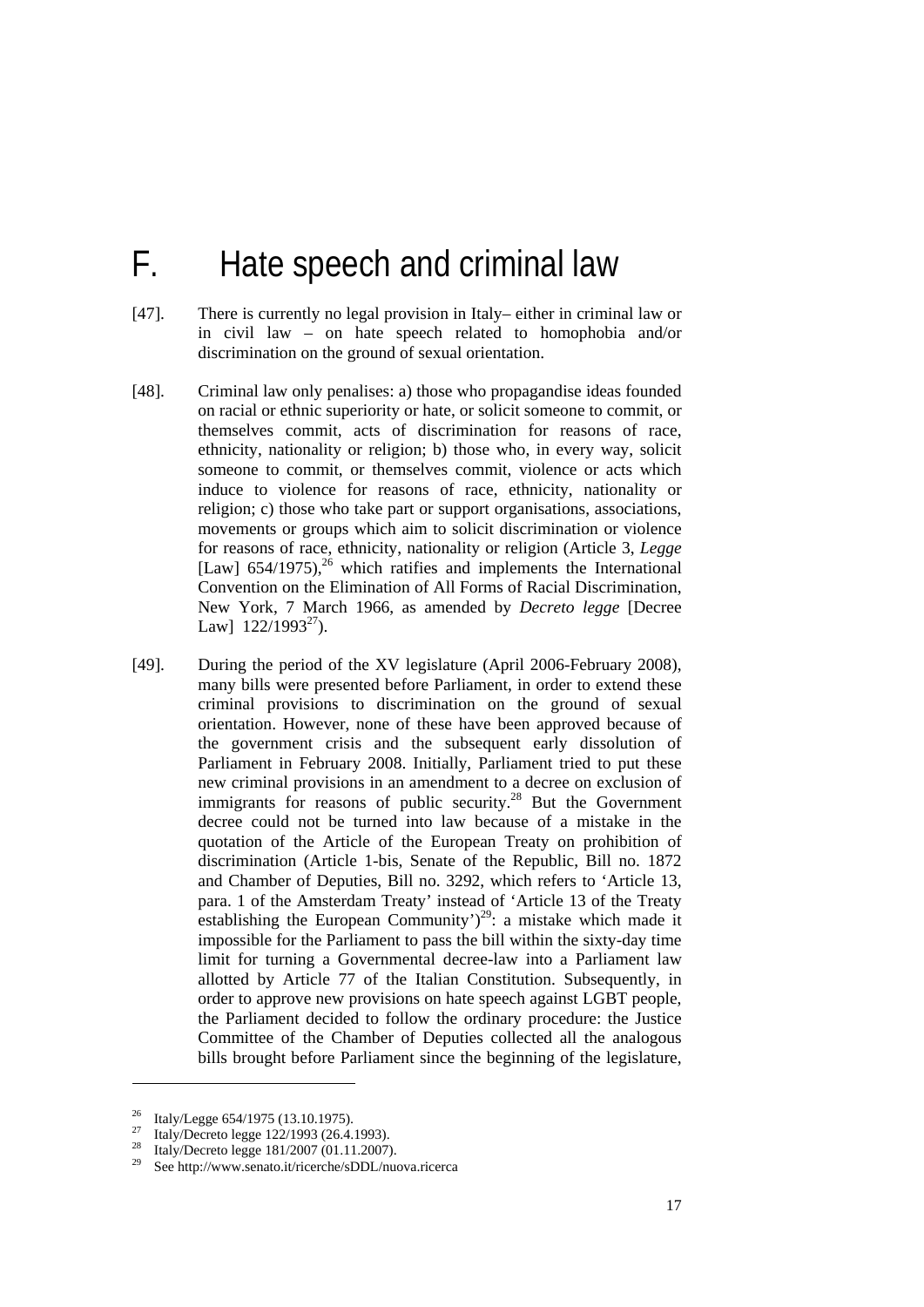# F. Hate speech and criminal law

[47]. There is currently no legal provision in Italy– either in criminal law or in civil law – on hate speech related to homophobia and/or discrimination on the ground of sexual orientation.

[48]. Criminal law only penalises: a) those who propagandise ideas founded on racial or ethnic superiority or hate, or solicit someone to commit, or themselves commit, acts of discrimination for reasons of race, ethnicity, nationality or religion; b) those who, in every way, solicit someone to commit, or themselves commit, violence or acts which induce to violence for reasons of race, ethnicity, nationality or religion; c) those who take part or support organisations, associations, movements or groups which aim to solicit discrimination or violence for reasons of race, ethnicity, nationality or religion (Article 3, *Legge* [Law] 654/1975),[26] which ratifies and implements the International Convention on the Elimination of All Forms of Racial Discrimination, New York, 7 March 1966, as amended by *Decreto legge* [Decree Law] 122/1993[27]).

[49]. During the period of the XV legislature (April 2006-February 2008), many bills were presented before Parliament, in order to extend these criminal provisions to discrimination on the ground of sexual orientation. However, none of these have been approved because of the government crisis and the subsequent early dissolution of Parliament in February 2008. Initially, Parliament tried to put these new criminal provisions in an amendment to a decree on exclusion of immigrants for reasons of public security.[28] But the Government decree could not be turned into law because of a mistake in the quotation of the Article of the European Treaty on prohibition of discrimination (Article 1-bis, Senate of the Republic, Bill no. 1872 and Chamber of Deputies, Bill no. 3292, which refers to 'Article 13, para. 1 of the Amsterdam Treaty' instead of 'Article 13 of the Treaty establishing the European Community')[29]: a mistake which made it impossible for the Parliament to pass the bill within the sixty-day time limit for turning a Governmental decree-law into a Parliament law allotted by Article 77 of the Italian Constitution. Subsequently, in order to approve new provisions on hate speech against LGBT people, the Parliament decided to follow the ordinary procedure: the Justice Committee of the Chamber of Deputies collected all the analogous bills brought before Parliament since the beginning of the legislature,

---

[26] Italy/Legge 654/1975 (13.10.1975).

[27] Italy/Decreto legge 122/1993 (26.4.1993).

[28] Italy/Decreto legge 181/2007 (01.11.2007).

[29] See http://www.senato.it/ricerche/sDDL/nuova.ricerca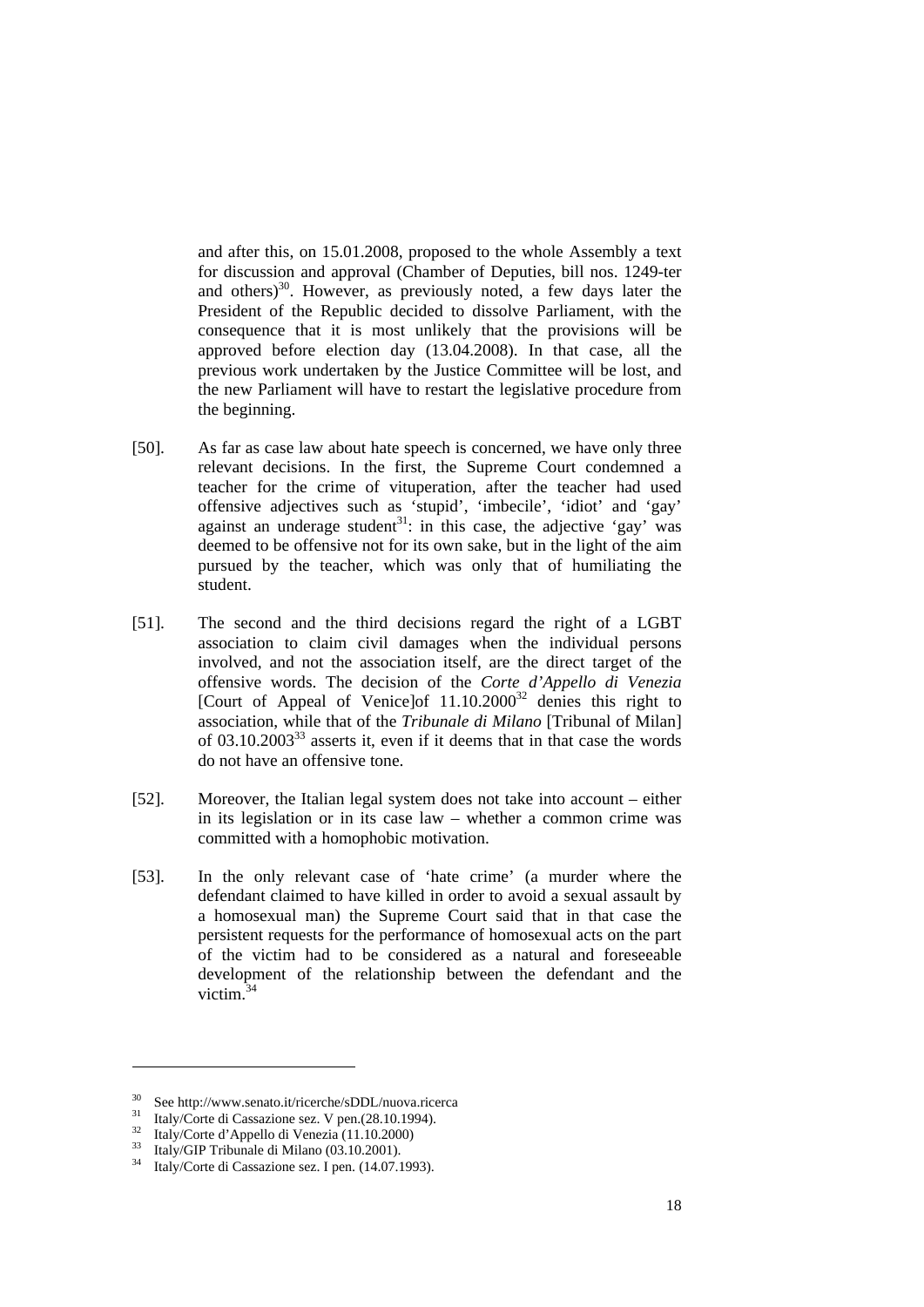and after this, on 15.01.2008, proposed to the whole Assembly a text for discussion and approval (Chamber of Deputies, bill nos. 1249-ter and others)[30]. However, as previously noted, a few days later the President of the Republic decided to dissolve Parliament, with the consequence that it is most unlikely that the provisions will be approved before election day (13.04.2008). In that case, all the previous work undertaken by the Justice Committee will be lost, and the new Parliament will have to restart the legislative procedure from the beginning.

[50]. As far as case law about hate speech is concerned, we have only three relevant decisions. In the first, the Supreme Court condemned a teacher for the crime of vituperation, after the teacher had used offensive adjectives such as 'stupid', 'imbecile', 'idiot' and 'gay' against an underage student[31]: in this case, the adjective 'gay' was deemed to be offensive not for its own sake, but in the light of the aim pursued by the teacher, which was only that of humiliating the student.

[51]. The second and the third decisions regard the right of a LGBT association to claim civil damages when the individual persons involved, and not the association itself, are the direct target of the offensive words. The decision of the *Corte d'Appello di Venezia* [Court of Appeal of Venice]of 11.10.2000[32] denies this right to association, while that of the *Tribunale di Milano* [Tribunal of Milan] of 03.10.2003[33] asserts it, even if it deems that in that case the words do not have an offensive tone.

[52]. Moreover, the Italian legal system does not take into account – either in its legislation or in its case law – whether a common crime was committed with a homophobic motivation.

[53]. In the only relevant case of 'hate crime' (a murder where the defendant claimed to have killed in order to avoid a sexual assault by a homosexual man) the Supreme Court said that in that case the persistent requests for the performance of homosexual acts on the part of the victim had to be considered as a natural and foreseeable development of the relationship between the defendant and the victim.[34]

---

[30] See http://www.senato.it/ricerche/sDDL/nuova.ricerca

[31] Italy/Corte di Cassazione sez. V pen.(28.10.1994).

[32] Italy/Corte d'Appello di Venezia (11.10.2000)

[33] Italy/GIP Tribunale di Milano (03.10.2001).

[34] Italy/Corte di Cassazione sez. I pen. (14.07.1993).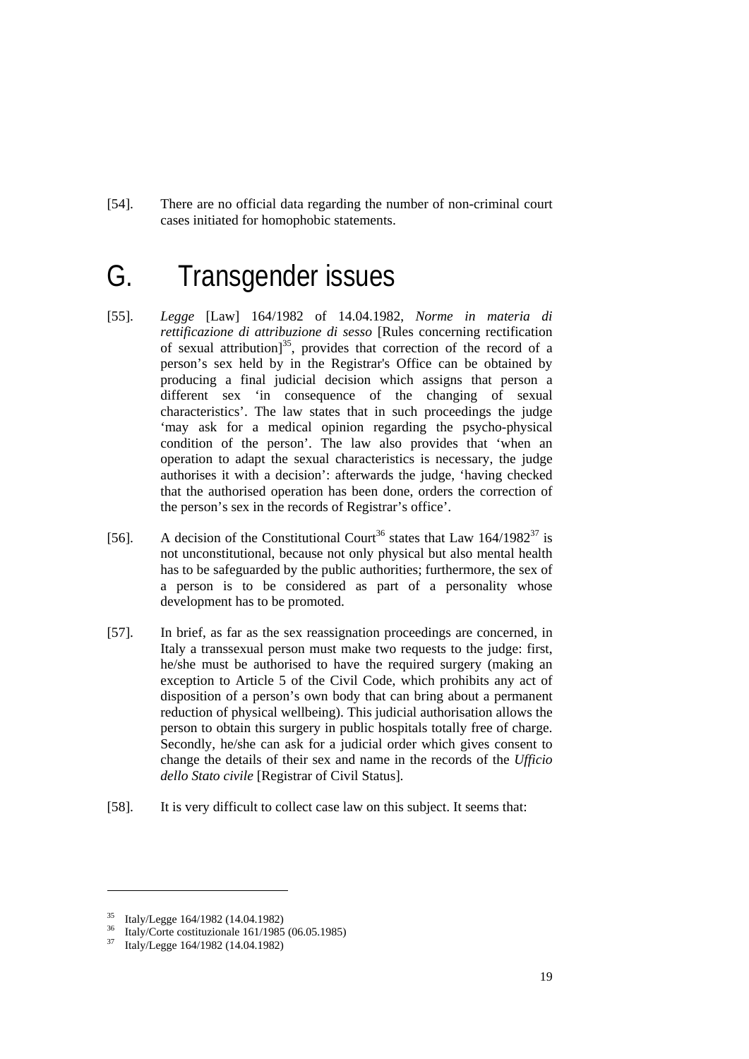[54]. There are no official data regarding the number of non-criminal court cases initiated for homophobic statements.

# G. Transgender issues

[55]. *Legge* [Law] 164/1982 of 14.04.1982, *Norme in materia di rettificazione di attribuzione di sesso* [Rules concerning rectification of sexual attribution][35], provides that correction of the record of a person's sex held by in the Registrar's Office can be obtained by producing a final judicial decision which assigns that person a different sex 'in consequence of the changing of sexual characteristics'. The law states that in such proceedings the judge 'may ask for a medical opinion regarding the psycho-physical condition of the person'. The law also provides that 'when an operation to adapt the sexual characteristics is necessary, the judge authorises it with a decision': afterwards the judge, 'having checked that the authorised operation has been done, orders the correction of the person's sex in the records of Registrar's office'.

[56]. A decision of the Constitutional Court[36] states that Law 164/1982[37] is not unconstitutional, because not only physical but also mental health has to be safeguarded by the public authorities; furthermore, the sex of a person is to be considered as part of a personality whose development has to be promoted.

[57]. In brief, as far as the sex reassignation proceedings are concerned, in Italy a transsexual person must make two requests to the judge: first, he/she must be authorised to have the required surgery (making an exception to Article 5 of the Civil Code, which prohibits any act of disposition of a person's own body that can bring about a permanent reduction of physical wellbeing). This judicial authorisation allows the person to obtain this surgery in public hospitals totally free of charge. Secondly, he/she can ask for a judicial order which gives consent to change the details of their sex and name in the records of the *Ufficio dello Stato civile* [Registrar of Civil Status].

[58]. It is very difficult to collect case law on this subject. It seems that:

---

[35] Italy/Legge 164/1982 (14.04.1982)

[36] Italy/Corte costituzionale 161/1985 (06.05.1985)

[37] Italy/Legge 164/1982 (14.04.1982)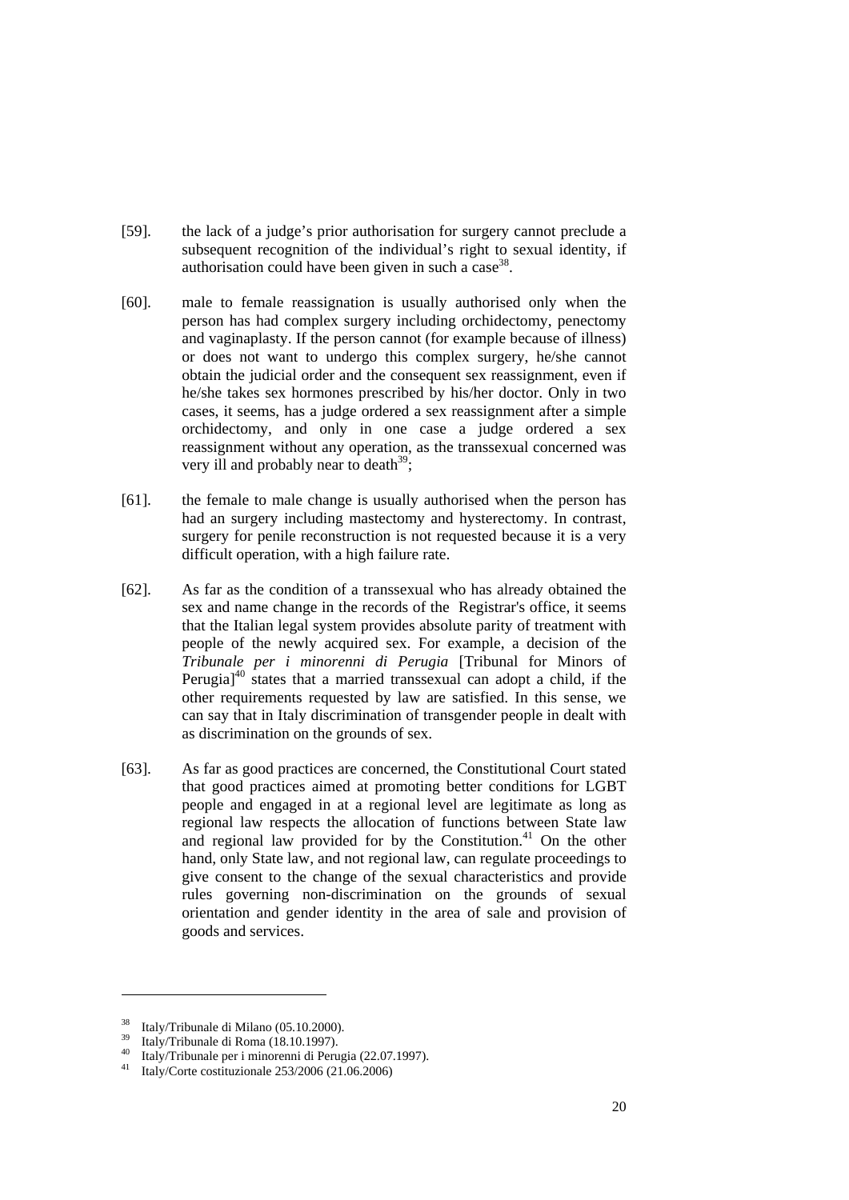[59]. the lack of a judge's prior authorisation for surgery cannot preclude a subsequent recognition of the individual's right to sexual identity, if authorisation could have been given in such a case[38].

[60]. male to female reassignation is usually authorised only when the person has had complex surgery including orchidectomy, penectomy and vaginaplasty. If the person cannot (for example because of illness) or does not want to undergo this complex surgery, he/she cannot obtain the judicial order and the consequent sex reassignment, even if he/she takes sex hormones prescribed by his/her doctor. Only in two cases, it seems, has a judge ordered a sex reassignment after a simple orchidectomy, and only in one case a judge ordered a sex reassignment without any operation, as the transsexual concerned was very ill and probably near to death[39];

[61]. the female to male change is usually authorised when the person has had an surgery including mastectomy and hysterectomy. In contrast, surgery for penile reconstruction is not requested because it is a very difficult operation, with a high failure rate.

[62]. As far as the condition of a transsexual who has already obtained the sex and name change in the records of the Registrar's office, it seems that the Italian legal system provides absolute parity of treatment with people of the newly acquired sex. For example, a decision of the *Tribunale per i minorenni di Perugia* [Tribunal for Minors of Perugia][40] states that a married transsexual can adopt a child, if the other requirements requested by law are satisfied. In this sense, we can say that in Italy discrimination of transgender people in dealt with as discrimination on the grounds of sex.

[63]. As far as good practices are concerned, the Constitutional Court stated that good practices aimed at promoting better conditions for LGBT people and engaged in at a regional level are legitimate as long as regional law respects the allocation of functions between State law and regional law provided for by the Constitution.[41] On the other hand, only State law, and not regional law, can regulate proceedings to give consent to the change of the sexual characteristics and provide rules governing non-discrimination on the grounds of sexual orientation and gender identity in the area of sale and provision of goods and services.

---

[38] Italy/Tribunale di Milano (05.10.2000).

[39] Italy/Tribunale di Roma (18.10.1997).

[40] Italy/Tribunale per i minorenni di Perugia (22.07.1997).

[41] Italy/Corte costituzionale 253/2006 (21.06.2006)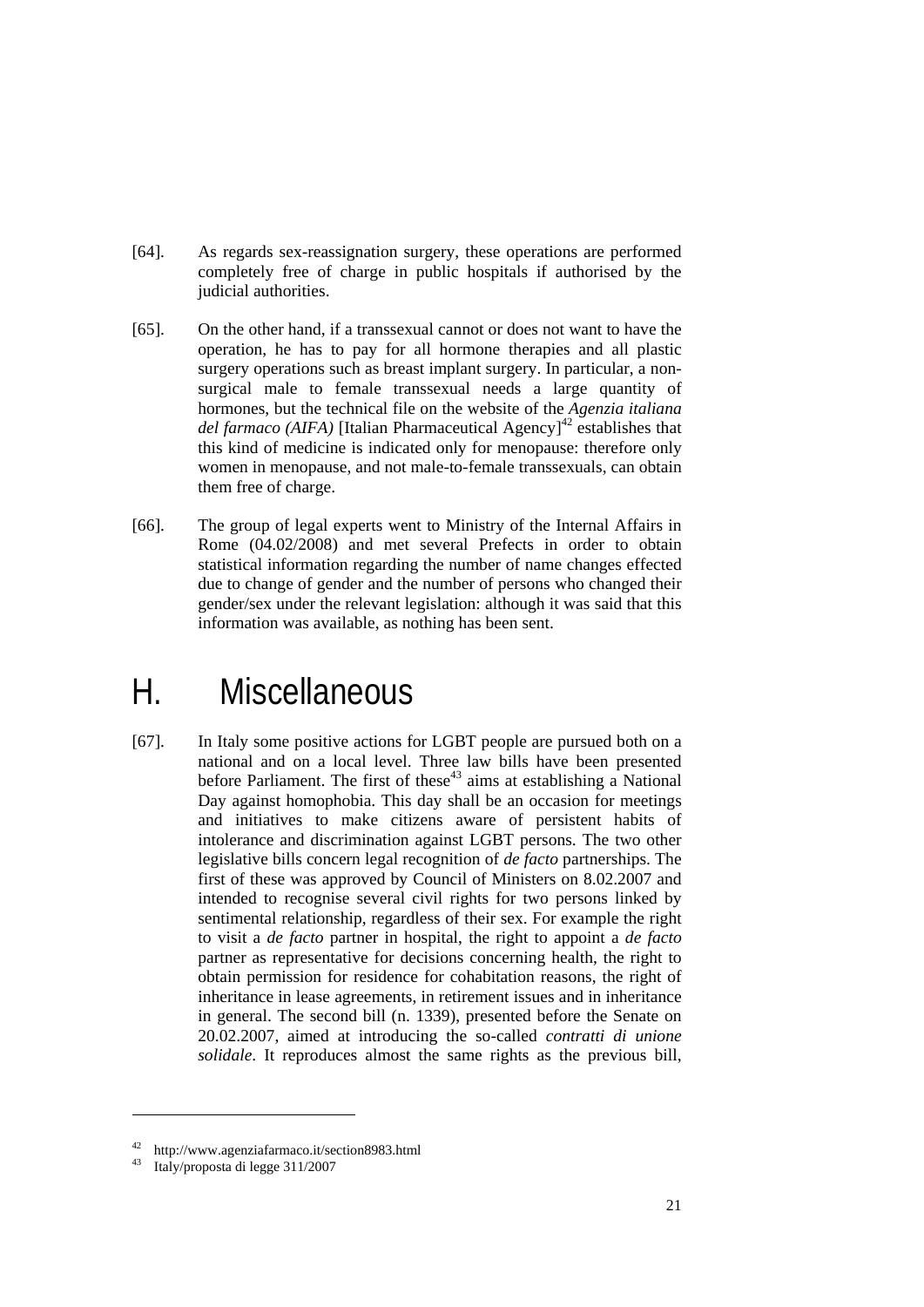[64]. As regards sex-reassignation surgery, these operations are performed completely free of charge in public hospitals if authorised by the judicial authorities.

[65]. On the other hand, if a transsexual cannot or does not want to have the operation, he has to pay for all hormone therapies and all plastic surgery operations such as breast implant surgery. In particular, a non-surgical male to female transsexual needs a large quantity of hormones, but the technical file on the website of the *Agenzia italiana del farmaco (AIFA)* [Italian Pharmaceutical Agency][42] establishes that this kind of medicine is indicated only for menopause: therefore only women in menopause, and not male-to-female transsexuals, can obtain them free of charge.

[66]. The group of legal experts went to Ministry of the Internal Affairs in Rome (04.02/2008) and met several Prefects in order to obtain statistical information regarding the number of name changes effected due to change of gender and the number of persons who changed their gender/sex under the relevant legislation: although it was said that this information was available, as nothing has been sent.

# H. Miscellaneous

[67]. In Italy some positive actions for LGBT people are pursued both on a national and on a local level. Three law bills have been presented before Parliament. The first of these[43] aims at establishing a National Day against homophobia. This day shall be an occasion for meetings and initiatives to make citizens aware of persistent habits of intolerance and discrimination against LGBT persons. The two other legislative bills concern legal recognition of *de facto* partnerships. The first of these was approved by Council of Ministers on 8.02.2007 and intended to recognise several civil rights for two persons linked by sentimental relationship, regardless of their sex. For example the right to visit a *de facto* partner in hospital, the right to appoint a *de facto* partner as representative for decisions concerning health, the right to obtain permission for residence for cohabitation reasons, the right of inheritance in lease agreements, in retirement issues and in inheritance in general. The second bill (n. 1339), presented before the Senate on 20.02.2007, aimed at introducing the so-called *contratti di unione solidale*. It reproduces almost the same rights as the previous bill,

---

[42] http://www.agenziafarmaco.it/section8983.html

[43] Italy/proposta di legge 311/2007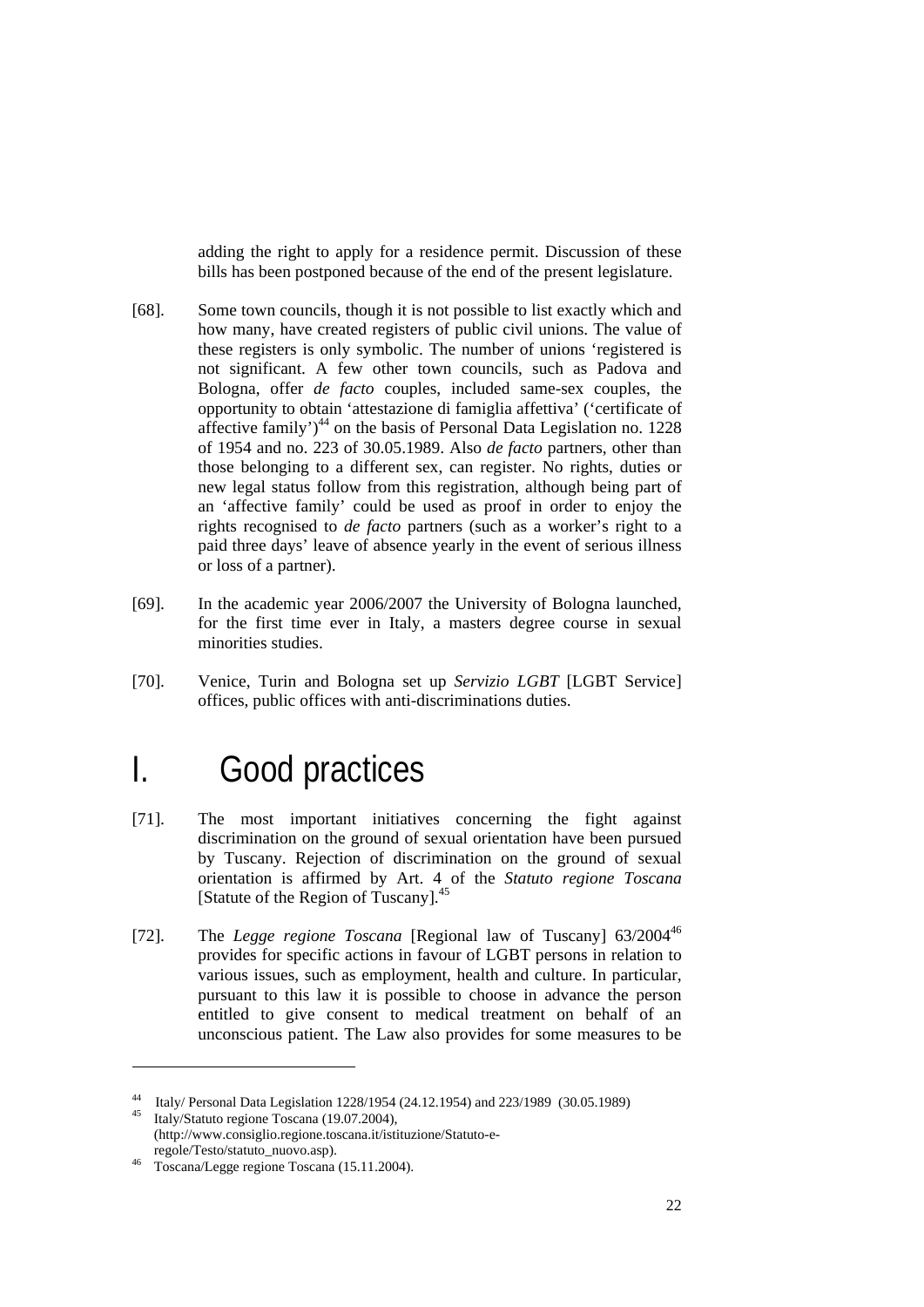adding the right to apply for a residence permit. Discussion of these bills has been postponed because of the end of the present legislature.

[68]. Some town councils, though it is not possible to list exactly which and how many, have created registers of public civil unions. The value of these registers is only symbolic. The number of unions 'registered is not significant. A few other town councils, such as Padova and Bologna, offer *de facto* couples, included same-sex couples, the opportunity to obtain 'attestazione di famiglia affettiva' ('certificate of affective family')[44] on the basis of Personal Data Legislation no. 1228 of 1954 and no. 223 of 30.05.1989. Also *de facto* partners, other than those belonging to a different sex, can register. No rights, duties or new legal status follow from this registration, although being part of an 'affective family' could be used as proof in order to enjoy the rights recognised to *de facto* partners (such as a worker's right to a paid three days' leave of absence yearly in the event of serious illness or loss of a partner).

[69]. In the academic year 2006/2007 the University of Bologna launched, for the first time ever in Italy, a masters degree course in sexual minorities studies.

[70]. Venice, Turin and Bologna set up *Servizio LGBT* [LGBT Service] offices, public offices with anti-discriminations duties.

# I. Good practices

[71]. The most important initiatives concerning the fight against discrimination on the ground of sexual orientation have been pursued by Tuscany. Rejection of discrimination on the ground of sexual orientation is affirmed by Art. 4 of the *Statuto regione Toscana* [Statute of the Region of Tuscany].[45]

[72]. The *Legge regione Toscana* [Regional law of Tuscany] 63/2004[46] provides for specific actions in favour of LGBT persons in relation to various issues, such as employment, health and culture. In particular, pursuant to this law it is possible to choose in advance the person entitled to give consent to medical treatment on behalf of an unconscious patient. The Law also provides for some measures to be

---

[44] Italy/ Personal Data Legislation 1228/1954 (24.12.1954) and 223/1989 (30.05.1989)

[45] Italy/Statuto regione Toscana (19.07.2004), (http://www.consiglio.regione.toscana.it/istituzione/Statuto-e-regole/Testo/statuto_nuovo.asp).

[46] Toscana/Legge regione Toscana (15.11.2004).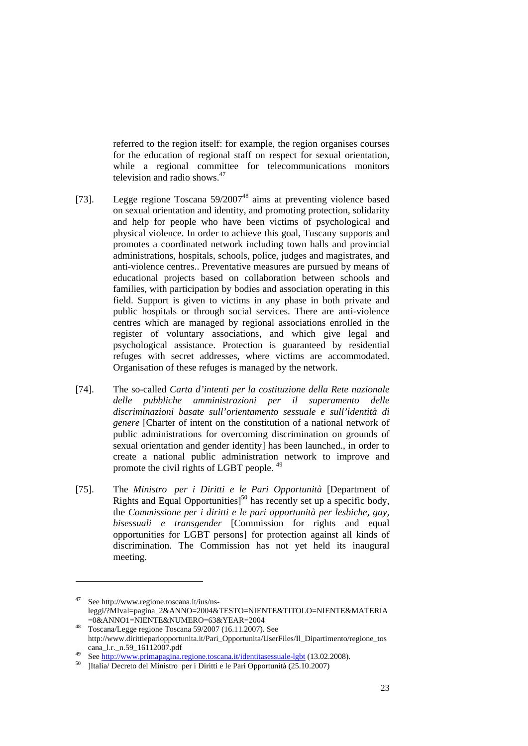referred to the region itself: for example, the region organises courses for the education of regional staff on respect for sexual orientation, while a regional committee for telecommunications monitors television and radio shows.[47]

[73]. Legge regione Toscana 59/2007[48] aims at preventing violence based on sexual orientation and identity, and promoting protection, solidarity and help for people who have been victims of psychological and physical violence. In order to achieve this goal, Tuscany supports and promotes a coordinated network including town halls and provincial administrations, hospitals, schools, police, judges and magistrates, and anti-violence centres.. Preventative measures are pursued by means of educational projects based on collaboration between schools and families, with participation by bodies and association operating in this field. Support is given to victims in any phase in both private and public hospitals or through social services. There are anti-violence centres which are managed by regional associations enrolled in the register of voluntary associations, and which give legal and psychological assistance. Protection is guaranteed by residential refuges with secret addresses, where victims are accommodated. Organisation of these refuges is managed by the network.

[74]. The so-called *Carta d'intenti per la costituzione della Rete nazionale delle pubbliche amministrazioni per il superamento delle discriminazioni basate sull'orientamento sessuale e sull'identità di genere* [Charter of intent on the constitution of a national network of public administrations for overcoming discrimination on grounds of sexual orientation and gender identity] has been launched., in order to create a national public administration network to improve and promote the civil rights of LGBT people. [49]

[75]. The *Ministro per i Diritti e le Pari Opportunità* [Department of Rights and Equal Opportunities][50] has recently set up a specific body, the *Commissione per i diritti e le pari opportunità per lesbiche, gay, bisessuali e transgender* [Commission for rights and equal opportunities for LGBT persons] for protection against all kinds of discrimination. The Commission has not yet held its inaugural meeting.

---

[47] See http://www.regione.toscana.it/ius/ns-leggi/?MIval=pagina_2&ANNO=2004&TESTO=NIENTE&TITOLO=NIENTE&MATERIA=0&ANNO1=NIENTE&NUMERO=63&YEAR=2004

[48] Toscana/Legge regione Toscana 59/2007 (16.11.2007). See http://www.dirittiepariopportunita.it/Pari_Opportunita/UserFiles/Il_Dipartimento/regione_toscana_l.r._n.59_16112007.pdf

[49] See http://www.primapagina.regione.toscana.it/identitasessuale-lgbt (13.02.2008).

[50] ]Italia/ Decreto del Ministro per i Diritti e le Pari Opportunità (25.10.2007)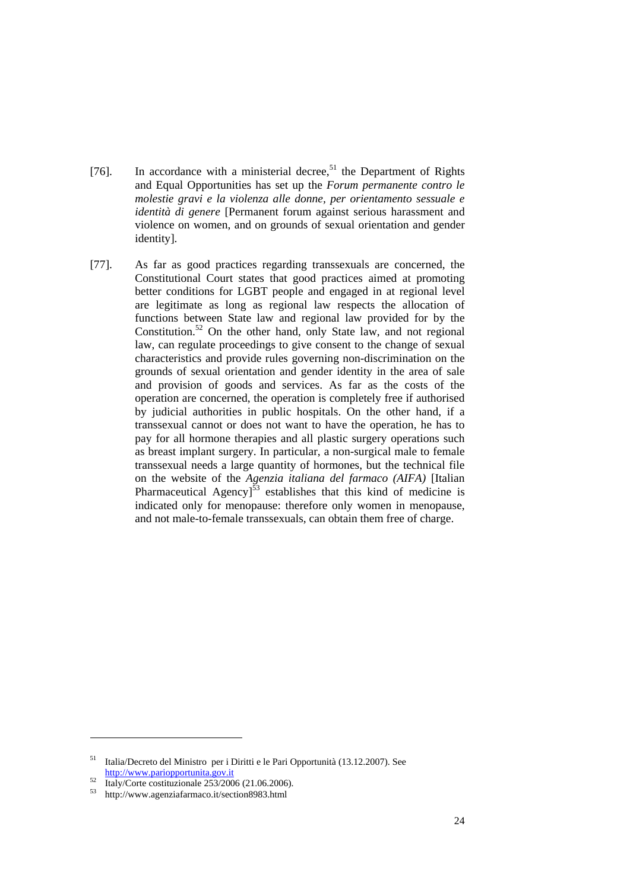[76]. In accordance with a ministerial decree,[51] the Department of Rights and Equal Opportunities has set up the *Forum permanente contro le molestie gravi e la violenza alle donne, per orientamento sessuale e identità di genere* [Permanent forum against serious harassment and violence on women, and on grounds of sexual orientation and gender identity].

[77]. As far as good practices regarding transsexuals are concerned, the Constitutional Court states that good practices aimed at promoting better conditions for LGBT people and engaged in at regional level are legitimate as long as regional law respects the allocation of functions between State law and regional law provided for by the Constitution.[52] On the other hand, only State law, and not regional law, can regulate proceedings to give consent to the change of sexual characteristics and provide rules governing non-discrimination on the grounds of sexual orientation and gender identity in the area of sale and provision of goods and services. As far as the costs of the operation are concerned, the operation is completely free if authorised by judicial authorities in public hospitals. On the other hand, if a transsexual cannot or does not want to have the operation, he has to pay for all hormone therapies and all plastic surgery operations such as breast implant surgery. In particular, a non-surgical male to female transsexual needs a large quantity of hormones, but the technical file on the website of the *Agenzia italiana del farmaco (AIFA)* [Italian Pharmaceutical Agency][53] establishes that this kind of medicine is indicated only for menopause: therefore only women in menopause, and not male-to-female transsexuals, can obtain them free of charge.

---

[51] Italia/Decreto del Ministro per i Diritti e le Pari Opportunità (13.12.2007). See http://www.pariopportunita.gov.it

[52] Italy/Corte costituzionale 253/2006 (21.06.2006).

[53] http://www.agenziafarmaco.it/section8983.html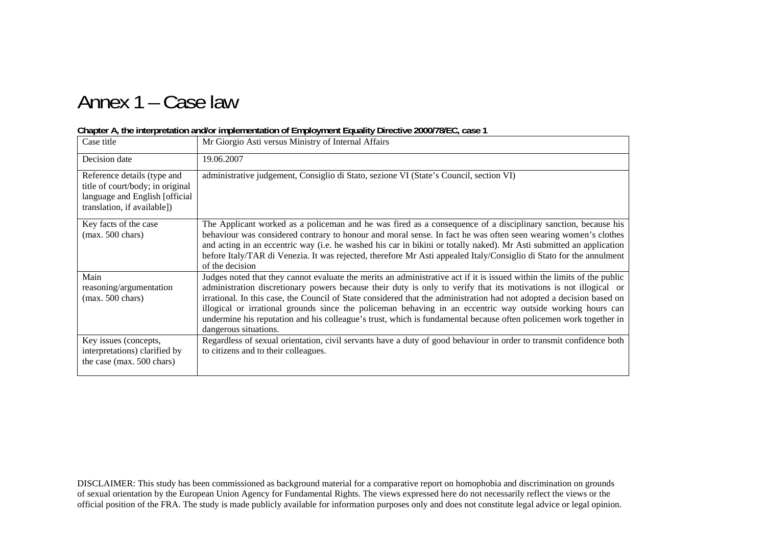# Annex 1 – Case law

**Chapter A, the interpretation and/or implementation of Employment Equality Directive 2000/78/EC, case 1**

| Case title | Mr Giorgio Asti versus Ministry of Internal Affairs |
|---|---|
| Decision date | 19.06.2007 |
| Reference details (type and title of court/body; in original language and English [official translation, if available]) | administrative judgement, Consiglio di Stato, sezione VI (State's Council, section VI) |
| Key facts of the case (max. 500 chars) | The Applicant worked as a policeman and he was fired as a consequence of a disciplinary sanction, because his behaviour was considered contrary to honour and moral sense. In fact he was often seen wearing women's clothes and acting in an eccentric way (i.e. he washed his car in bikini or totally naked). Mr Asti submitted an application before Italy/TAR di Venezia. It was rejected, therefore Mr Asti appealed Italy/Consiglio di Stato for the annulment of the decision |
| Main reasoning/argumentation (max. 500 chars) | Judges noted that they cannot evaluate the merits an administrative act if it is issued within the limits of the public administration discretionary powers because their duty is only to verify that its motivations is not illogical or irrational. In this case, the Council of State considered that the administration had not adopted a decision based on illogical or irrational grounds since the policeman behaving in an eccentric way outside working hours can undermine his reputation and his colleague's trust, which is fundamental because often policemen work together in dangerous situations. |
| Key issues (concepts, interpretations) clarified by the case (max. 500 chars) | Regardless of sexual orientation, civil servants have a duty of good behaviour in order to transmit confidence both to citizens and to their colleagues. |

DISCLAIMER: This study has been commissioned as background material for a comparative report on homophobia and discrimination on grounds of sexual orientation by the European Union Agency for Fundamental Rights. The views expressed here do not necessarily reflect the views or the official position of the FRA. The study is made publicly available for information purposes only and does not constitute legal advice or legal opinion.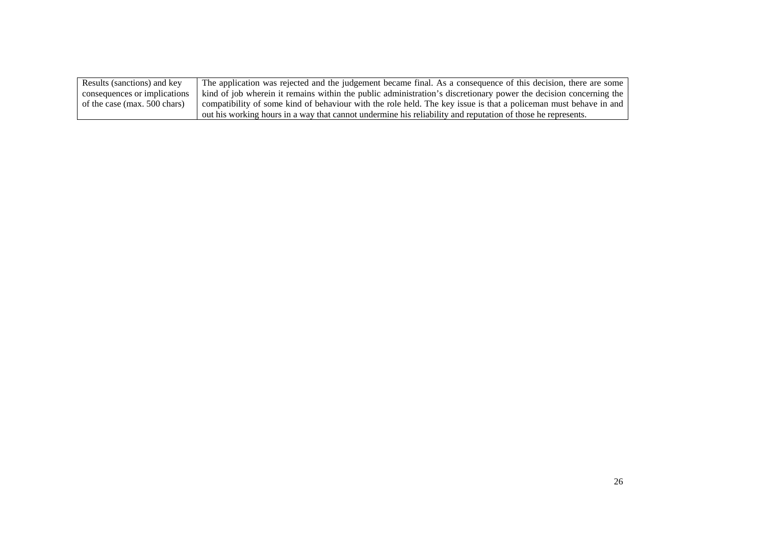| Results (sanctions) and key consequences or implications of the case (max. 500 chars) | The application was rejected and the judgement became final. As a consequence of this decision, there are some kind of job wherein it remains within the public administration's discretionary power the decision concerning the compatibility of some kind of behaviour with the role held. The key issue is that a policeman must behave in and out his working hours in a way that cannot undermine his reliability and reputation of those he represents. |
|---|---|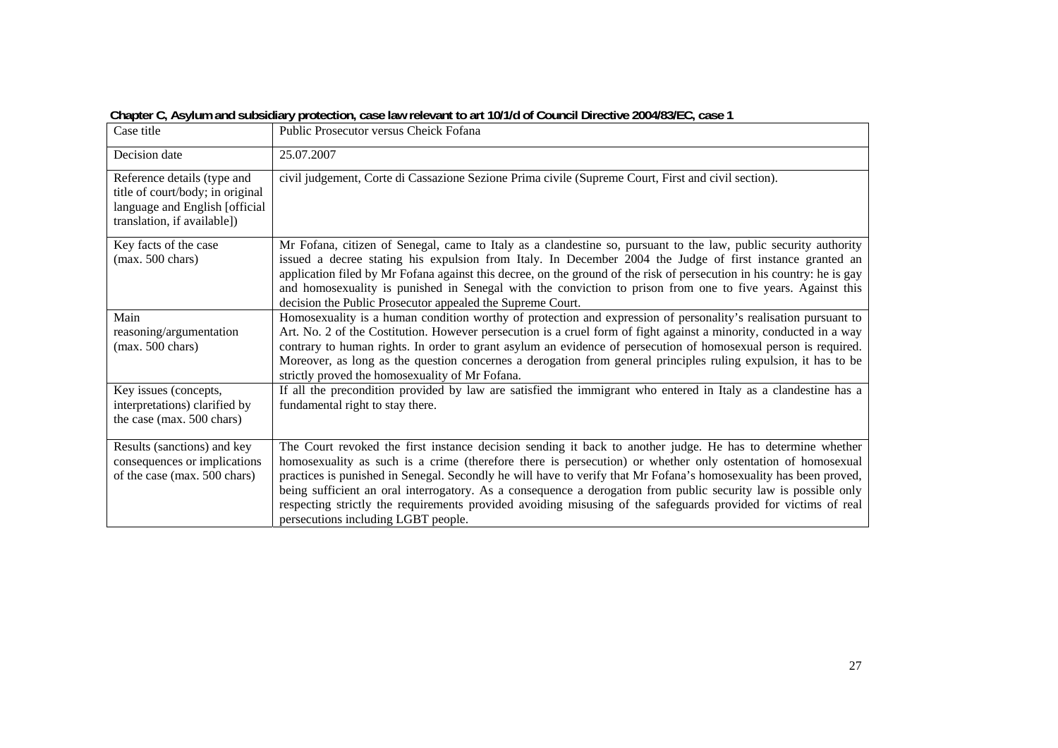**Chapter C, Asylum and subsidiary protection, case law relevant to art 10/1/d of Council Directive 2004/83/EC, case 1**

| Case title | Public Prosecutor versus Cheick Fofana |
|---|---|
| Decision date | 25.07.2007 |
| Reference details (type and title of court/body; in original language and English [official translation, if available]) | civil judgement, Corte di Cassazione Sezione Prima civile (Supreme Court, First and civil section). |
| Key facts of the case (max. 500 chars) | Mr Fofana, citizen of Senegal, came to Italy as a clandestine so, pursuant to the law, public security authority issued a decree stating his expulsion from Italy. In December 2004 the Judge of first instance granted an application filed by Mr Fofana against this decree, on the ground of the risk of persecution in his country: he is gay and homosexuality is punished in Senegal with the conviction to prison from one to five years. Against this decision the Public Prosecutor appealed the Supreme Court. |
| Main reasoning/argumentation (max. 500 chars) | Homosexuality is a human condition worthy of protection and expression of personality's realisation pursuant to Art. No. 2 of the Costitution. However persecution is a cruel form of fight against a minority, conducted in a way contrary to human rights. In order to grant asylum an evidence of persecution of homosexual person is required. Moreover, as long as the question concernes a derogation from general principles ruling expulsion, it has to be strictly proved the homosexuality of Mr Fofana. |
| Key issues (concepts, interpretations) clarified by the case (max. 500 chars) | If all the precondition provided by law are satisfied the immigrant who entered in Italy as a clandestine has a fundamental right to stay there. |
| Results (sanctions) and key consequences or implications of the case (max. 500 chars) | The Court revoked the first instance decision sending it back to another judge. He has to determine whether homosexuality as such is a crime (therefore there is persecution) or whether only ostentation of homosexual practices is punished in Senegal. Secondly he will have to verify that Mr Fofana's homosexuality has been proved, being sufficient an oral interrogatory. As a consequence a derogation from public security law is possible only respecting strictly the requirements provided avoiding misusing of the safeguards provided for victims of real persecutions including LGBT people. |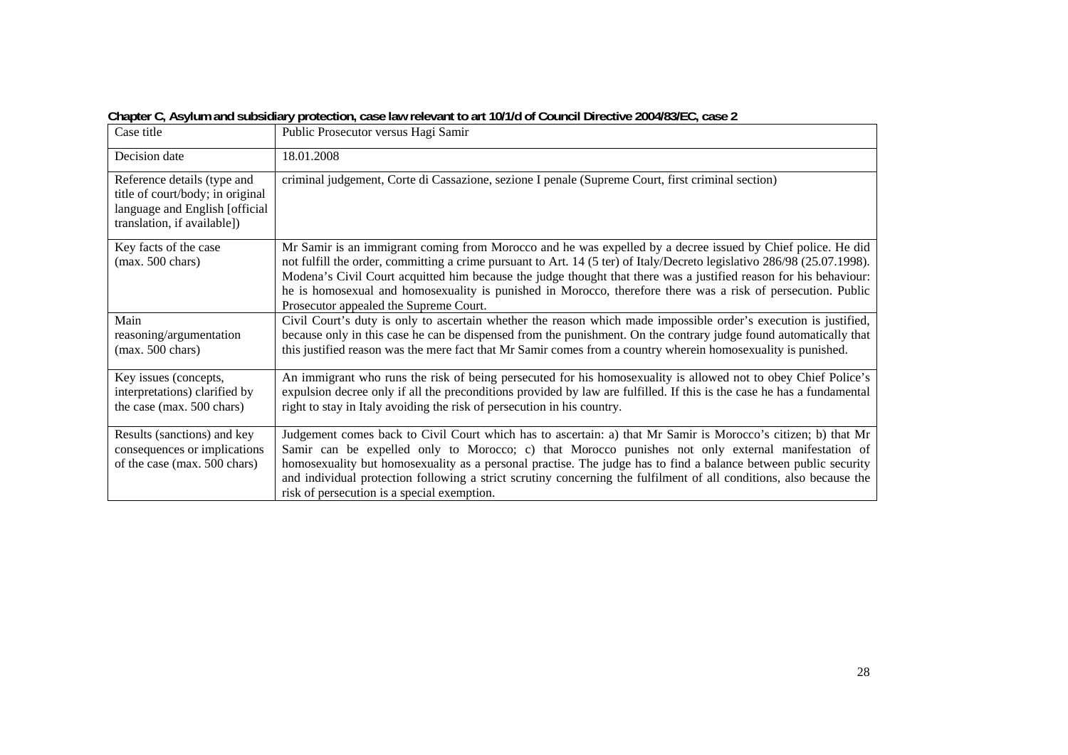**Chapter C, Asylum and subsidiary protection, case law relevant to art 10/1/d of Council Directive 2004/83/EC, case 2**

| Case title | Public Prosecutor versus Hagi Samir |
|---|---|
| Decision date | 18.01.2008 |
| Reference details (type and title of court/body; in original language and English [official translation, if available]) | criminal judgement, Corte di Cassazione, sezione I penale (Supreme Court, first criminal section) |
| Key facts of the case (max. 500 chars) | Mr Samir is an immigrant coming from Morocco and he was expelled by a decree issued by Chief police. He did not fulfill the order, committing a crime pursuant to Art. 14 (5 ter) of Italy/Decreto legislativo 286/98 (25.07.1998). Modena's Civil Court acquitted him because the judge thought that there was a justified reason for his behaviour: he is homosexual and homosexuality is punished in Morocco, therefore there was a risk of persecution. Public Prosecutor appealed the Supreme Court. |
| Main reasoning/argumentation (max. 500 chars) | Civil Court's duty is only to ascertain whether the reason which made impossible order's execution is justified, because only in this case he can be dispensed from the punishment. On the contrary judge found automatically that this justified reason was the mere fact that Mr Samir comes from a country wherein homosexuality is punished. |
| Key issues (concepts, interpretations) clarified by the case (max. 500 chars) | An immigrant who runs the risk of being persecuted for his homosexuality is allowed not to obey Chief Police's expulsion decree only if all the preconditions provided by law are fulfilled. If this is the case he has a fundamental right to stay in Italy avoiding the risk of persecution in his country. |
| Results (sanctions) and key consequences or implications of the case (max. 500 chars) | Judgement comes back to Civil Court which has to ascertain: a) that Mr Samir is Morocco's citizen; b) that Mr Samir can be expelled only to Morocco; c) that Morocco punishes not only external manifestation of homosexuality but homosexuality as a personal practise. The judge has to find a balance between public security and individual protection following a strict scrutiny concerning the fulfilment of all conditions, also because the risk of persecution is a special exemption. |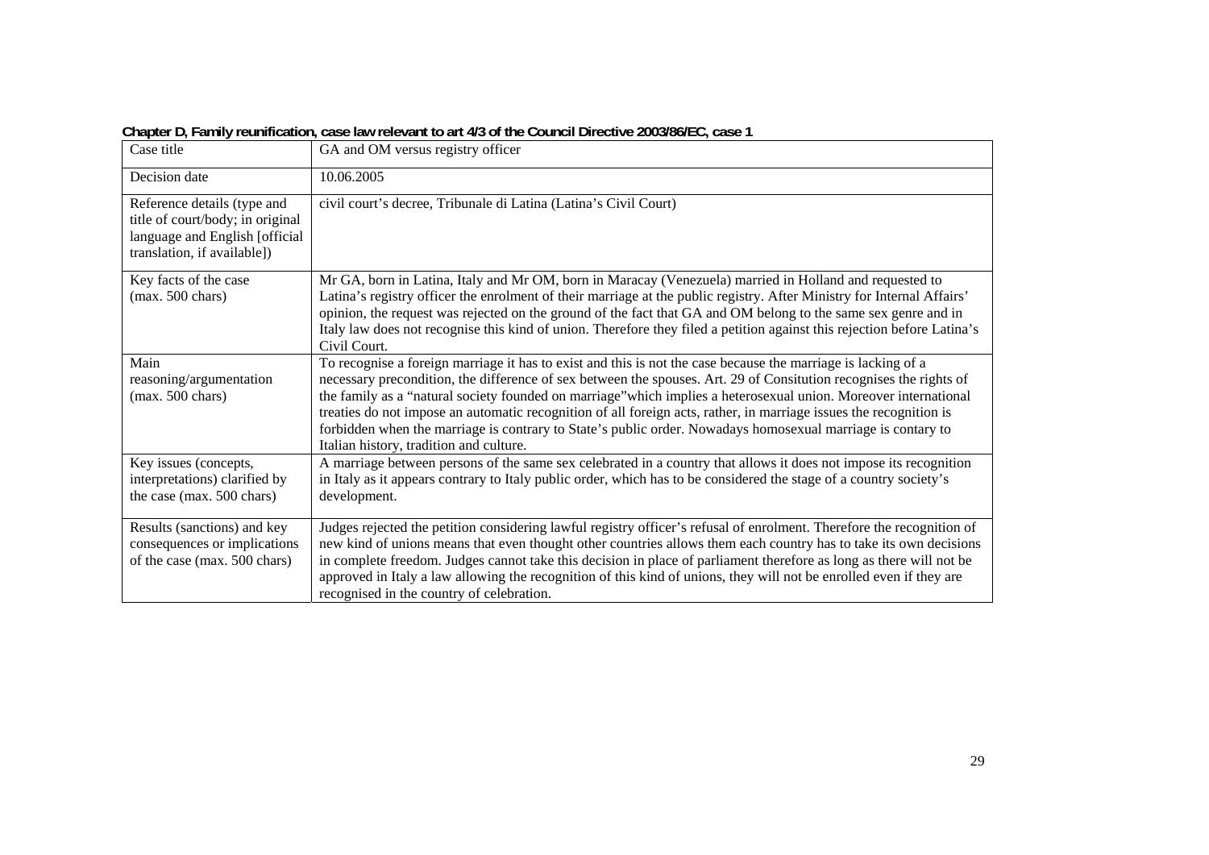**Chapter D, Family reunification, case law relevant to art 4/3 of the Council Directive 2003/86/EC, case 1**

| Case title | GA and OM versus registry officer |
|---|---|
| Decision date | 10.06.2005 |
| Reference details (type and title of court/body; in original language and English [official translation, if available]) | civil court's decree, Tribunale di Latina (Latina's Civil Court) |
| Key facts of the case (max. 500 chars) | Mr GA, born in Latina, Italy and Mr OM, born in Maracay (Venezuela) married in Holland and requested to Latina's registry officer the enrolment of their marriage at the public registry. After Ministry for Internal Affairs' opinion, the request was rejected on the ground of the fact that GA and OM belong to the same sex genre and in Italy law does not recognise this kind of union. Therefore they filed a petition against this rejection before Latina's Civil Court. |
| Main reasoning/argumentation (max. 500 chars) | To recognise a foreign marriage it has to exist and this is not the case because the marriage is lacking of a necessary precondition, the difference of sex between the spouses. Art. 29 of Consitution recognises the rights of the family as a "natural society founded on marriage"which implies a heterosexual union. Moreover international treaties do not impose an automatic recognition of all foreign acts, rather, in marriage issues the recognition is forbidden when the marriage is contrary to State's public order. Nowadays homosexual marriage is contary to Italian history, tradition and culture. |
| Key issues (concepts, interpretations) clarified by the case (max. 500 chars) | A marriage between persons of the same sex celebrated in a country that allows it does not impose its recognition in Italy as it appears contrary to Italy public order, which has to be considered the stage of a country society's development. |
| Results (sanctions) and key consequences or implications of the case (max. 500 chars) | Judges rejected the petition considering lawful registry officer's refusal of enrolment. Therefore the recognition of new kind of unions means that even thought other countries allows them each country has to take its own decisions in complete freedom. Judges cannot take this decision in place of parliament therefore as long as there will not be approved in Italy a law allowing the recognition of this kind of unions, they will not be enrolled even if they are recognised in the country of celebration. |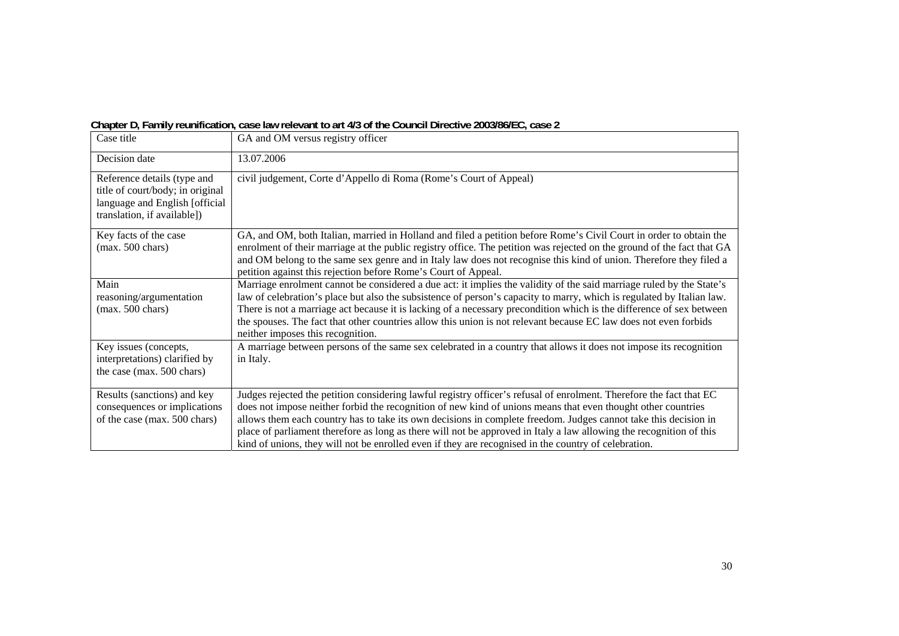**Chapter D, Family reunification, case law relevant to art 4/3 of the Council Directive 2003/86/EC, case 2**

| Case title | GA and OM versus registry officer |
|---|---|
| Decision date | 13.07.2006 |
| Reference details (type and title of court/body; in original language and English [official translation, if available]) | civil judgement, Corte d'Appello di Roma (Rome's Court of Appeal) |
| Key facts of the case (max. 500 chars) | GA, and OM, both Italian, married in Holland and filed a petition before Rome's Civil Court in order to obtain the enrolment of their marriage at the public registry office. The petition was rejected on the ground of the fact that GA and OM belong to the same sex genre and in Italy law does not recognise this kind of union. Therefore they filed a petition against this rejection before Rome's Court of Appeal. |
| Main reasoning/argumentation (max. 500 chars) | Marriage enrolment cannot be considered a due act: it implies the validity of the said marriage ruled by the State's law of celebration's place but also the subsistence of person's capacity to marry, which is regulated by Italian law. There is not a marriage act because it is lacking of a necessary precondition which is the difference of sex between the spouses. The fact that other countries allow this union is not relevant because EC law does not even forbids neither imposes this recognition. |
| Key issues (concepts, interpretations) clarified by the case (max. 500 chars) | A marriage between persons of the same sex celebrated in a country that allows it does not impose its recognition in Italy. |
| Results (sanctions) and key consequences or implications of the case (max. 500 chars) | Judges rejected the petition considering lawful registry officer's refusal of enrolment. Therefore the fact that EC does not impose neither forbid the recognition of new kind of unions means that even thought other countries allows them each country has to take its own decisions in complete freedom. Judges cannot take this decision in place of parliament therefore as long as there will not be approved in Italy a law allowing the recognition of this kind of unions, they will not be enrolled even if they are recognised in the country of celebration. |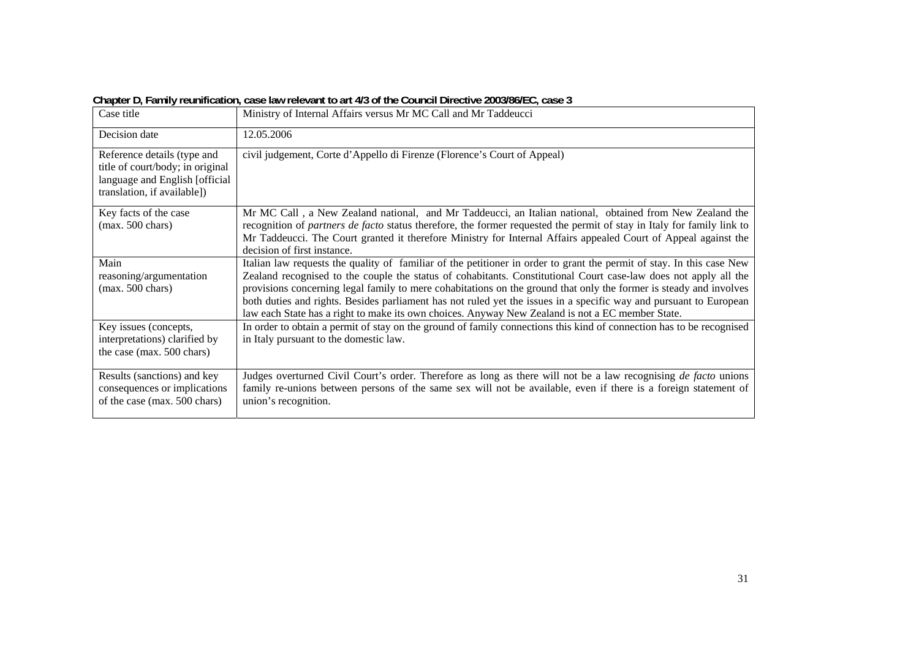**Chapter D, Family reunification, case law relevant to art 4/3 of the Council Directive 2003/86/EC, case 3**

| Case title | Ministry of Internal Affairs versus Mr MC Call and Mr Taddeucci |
|---|---|
| Decision date | 12.05.2006 |
| Reference details (type and title of court/body; in original language and English [official translation, if available]) | civil judgement, Corte d'Appello di Firenze (Florence's Court of Appeal) |
| Key facts of the case (max. 500 chars) | Mr MC Call , a New Zealand national, and Mr Taddeucci, an Italian national, obtained from New Zealand the recognition of *partners de facto* status therefore, the former requested the permit of stay in Italy for family link to Mr Taddeucci. The Court granted it therefore Ministry for Internal Affairs appealed Court of Appeal against the decision of first instance. |
| Main reasoning/argumentation (max. 500 chars) | Italian law requests the quality of familiar of the petitioner in order to grant the permit of stay. In this case New Zealand recognised to the couple the status of cohabitants. Constitutional Court case-law does not apply all the provisions concerning legal family to mere cohabitations on the ground that only the former is steady and involves both duties and rights. Besides parliament has not ruled yet the issues in a specific way and pursuant to European law each State has a right to make its own choices. Anyway New Zealand is not a EC member State. |
| Key issues (concepts, interpretations) clarified by the case (max. 500 chars) | In order to obtain a permit of stay on the ground of family connections this kind of connection has to be recognised in Italy pursuant to the domestic law. |
| Results (sanctions) and key consequences or implications of the case (max. 500 chars) | Judges overturned Civil Court's order. Therefore as long as there will not be a law recognising *de facto* unions family re-unions between persons of the same sex will not be available, even if there is a foreign statement of union's recognition. |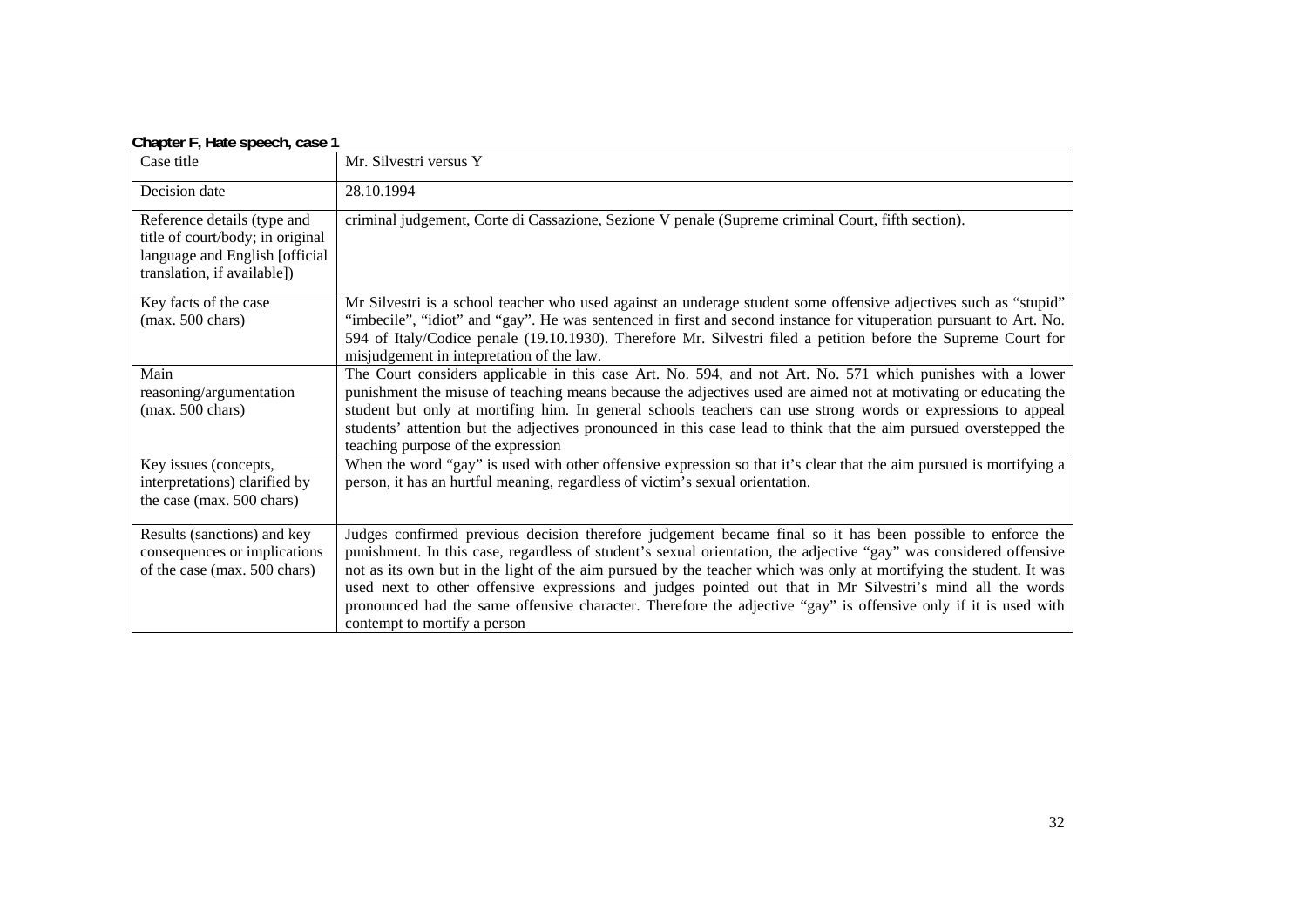**Chapter F, Hate speech, case 1**

| Case title | Mr. Silvestri versus Y |
|---|---|
| Decision date | 28.10.1994 |
| Reference details (type and title of court/body; in original language and English [official translation, if available]) | criminal judgement, Corte di Cassazione, Sezione V penale (Supreme criminal Court, fifth section). |
| Key facts of the case (max. 500 chars) | Mr Silvestri is a school teacher who used against an underage student some offensive adjectives such as "stupid" "imbecile", "idiot" and "gay". He was sentenced in first and second instance for vituperation pursuant to Art. No. 594 of Italy/Codice penale (19.10.1930). Therefore Mr. Silvestri filed a petition before the Supreme Court for misjudgement in intepretation of the law. |
| Main reasoning/argumentation (max. 500 chars) | The Court considers applicable in this case Art. No. 594, and not Art. No. 571 which punishes with a lower punishment the misuse of teaching means because the adjectives used are aimed not at motivating or educating the student but only at mortifing him. In general schools teachers can use strong words or expressions to appeal students' attention but the adjectives pronounced in this case lead to think that the aim pursued overstepped the teaching purpose of the expression |
| Key issues (concepts, interpretations) clarified by the case (max. 500 chars) | When the word "gay" is used with other offensive expression so that it's clear that the aim pursued is mortifying a person, it has an hurtful meaning, regardless of victim's sexual orientation. |
| Results (sanctions) and key consequences or implications of the case (max. 500 chars) | Judges confirmed previous decision therefore judgement became final so it has been possible to enforce the punishment. In this case, regardless of student's sexual orientation, the adjective "gay" was considered offensive not as its own but in the light of the aim pursued by the teacher which was only at mortifying the student. It was used next to other offensive expressions and judges pointed out that in Mr Silvestri's mind all the words pronounced had the same offensive character. Therefore the adjective "gay" is offensive only if it is used with contempt to mortify a person |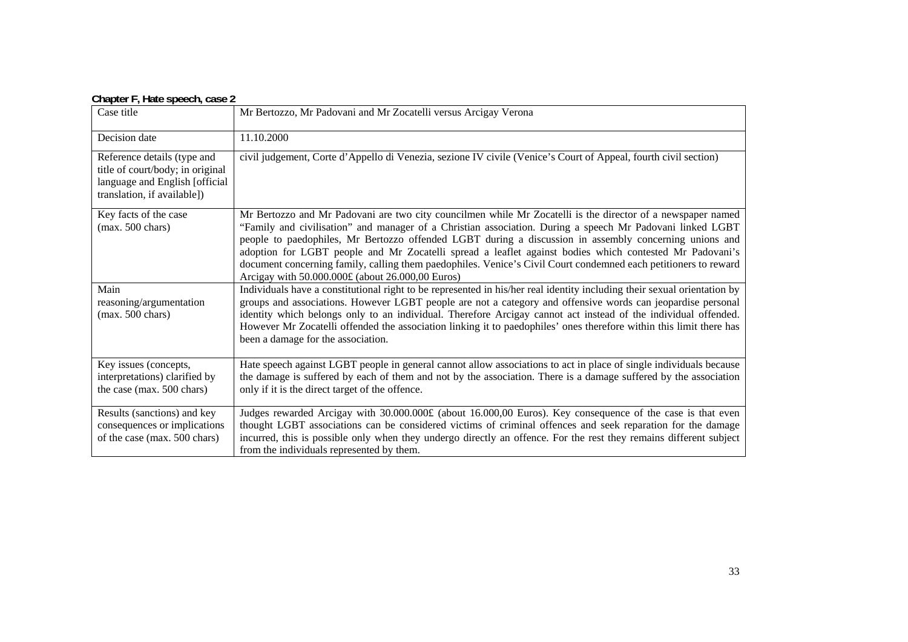**Chapter F, Hate speech, case 2**

| Case title | Mr Bertozzo, Mr Padovani and Mr Zocatelli versus Arcigay Verona |
|---|---|
| Decision date | 11.10.2000 |
| Reference details (type and title of court/body; in original language and English [official translation, if available]) | civil judgement, Corte d'Appello di Venezia, sezione IV civile (Venice's Court of Appeal, fourth civil section) |
| Key facts of the case (max. 500 chars) | Mr Bertozzo and Mr Padovani are two city councilmen while Mr Zocatelli is the director of a newspaper named "Family and civilisation" and manager of a Christian association. During a speech Mr Padovani linked LGBT people to paedophiles, Mr Bertozzo offended LGBT during a discussion in assembly concerning unions and adoption for LGBT people and Mr Zocatelli spread a leaflet against bodies which contested Mr Padovani's document concerning family, calling them paedophiles. Venice's Civil Court condemned each petitioners to reward Arcigay with 50.000.000£ (about 26.000,00 Euros) |
| Main reasoning/argumentation (max. 500 chars) | Individuals have a constitutional right to be represented in his/her real identity including their sexual orientation by groups and associations. However LGBT people are not a category and offensive words can jeopardise personal identity which belongs only to an individual. Therefore Arcigay cannot act instead of the individual offended. However Mr Zocatelli offended the association linking it to paedophiles' ones therefore within this limit there has been a damage for the association. |
| Key issues (concepts, interpretations) clarified by the case (max. 500 chars) | Hate speech against LGBT people in general cannot allow associations to act in place of single individuals because the damage is suffered by each of them and not by the association. There is a damage suffered by the association only if it is the direct target of the offence. |
| Results (sanctions) and key consequences or implications of the case (max. 500 chars) | Judges rewarded Arcigay with 30.000.000£ (about 16.000,00 Euros). Key consequence of the case is that even thought LGBT associations can be considered victims of criminal offences and seek reparation for the damage incurred, this is possible only when they undergo directly an offence. For the rest they remains different subject from the individuals represented by them. |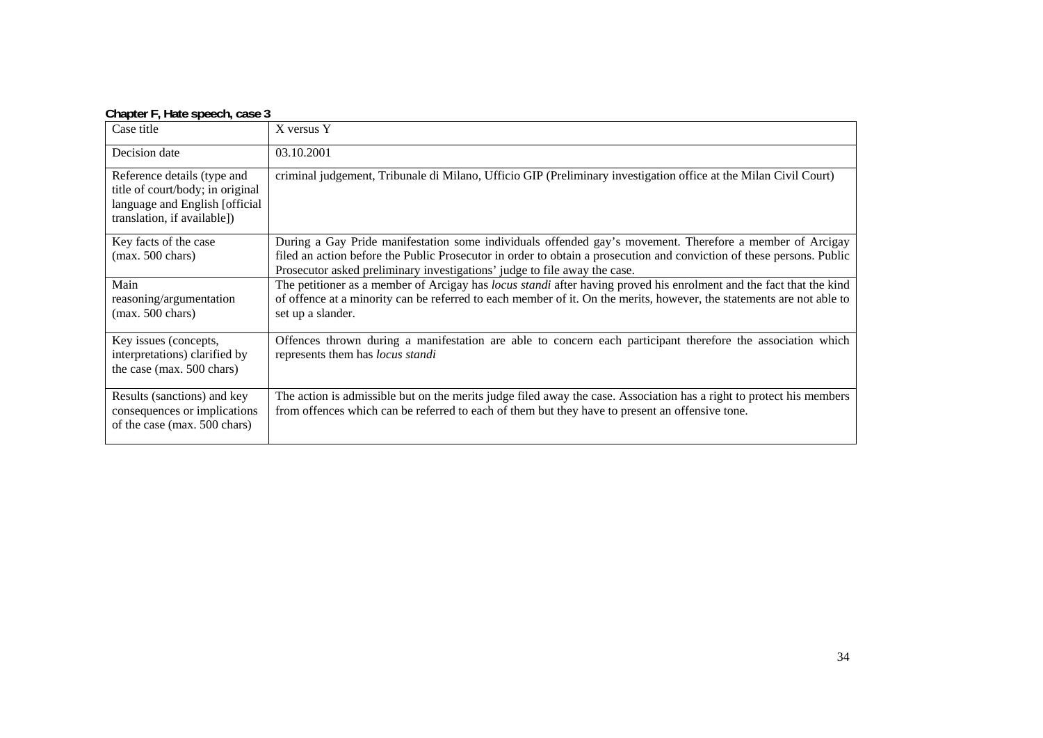**Chapter F, Hate speech, case 3**

| Case title | X versus Y |
|---|---|
| Decision date | 03.10.2001 |
| Reference details (type and title of court/body; in original language and English [official translation, if available]) | criminal judgement, Tribunale di Milano, Ufficio GIP (Preliminary investigation office at the Milan Civil Court) |
| Key facts of the case (max. 500 chars) | During a Gay Pride manifestation some individuals offended gay's movement. Therefore a member of Arcigay filed an action before the Public Prosecutor in order to obtain a prosecution and conviction of these persons. Public Prosecutor asked preliminary investigations' judge to file away the case. |
| Main reasoning/argumentation (max. 500 chars) | The petitioner as a member of Arcigay has *locus standi* after having proved his enrolment and the fact that the kind of offence at a minority can be referred to each member of it. On the merits, however, the statements are not able to set up a slander. |
| Key issues (concepts, interpretations) clarified by the case (max. 500 chars) | Offences thrown during a manifestation are able to concern each participant therefore the association which represents them has *locus standi* |
| Results (sanctions) and key consequences or implications of the case (max. 500 chars) | The action is admissible but on the merits judge filed away the case. Association has a right to protect his members from offences which can be referred to each of them but they have to present an offensive tone. |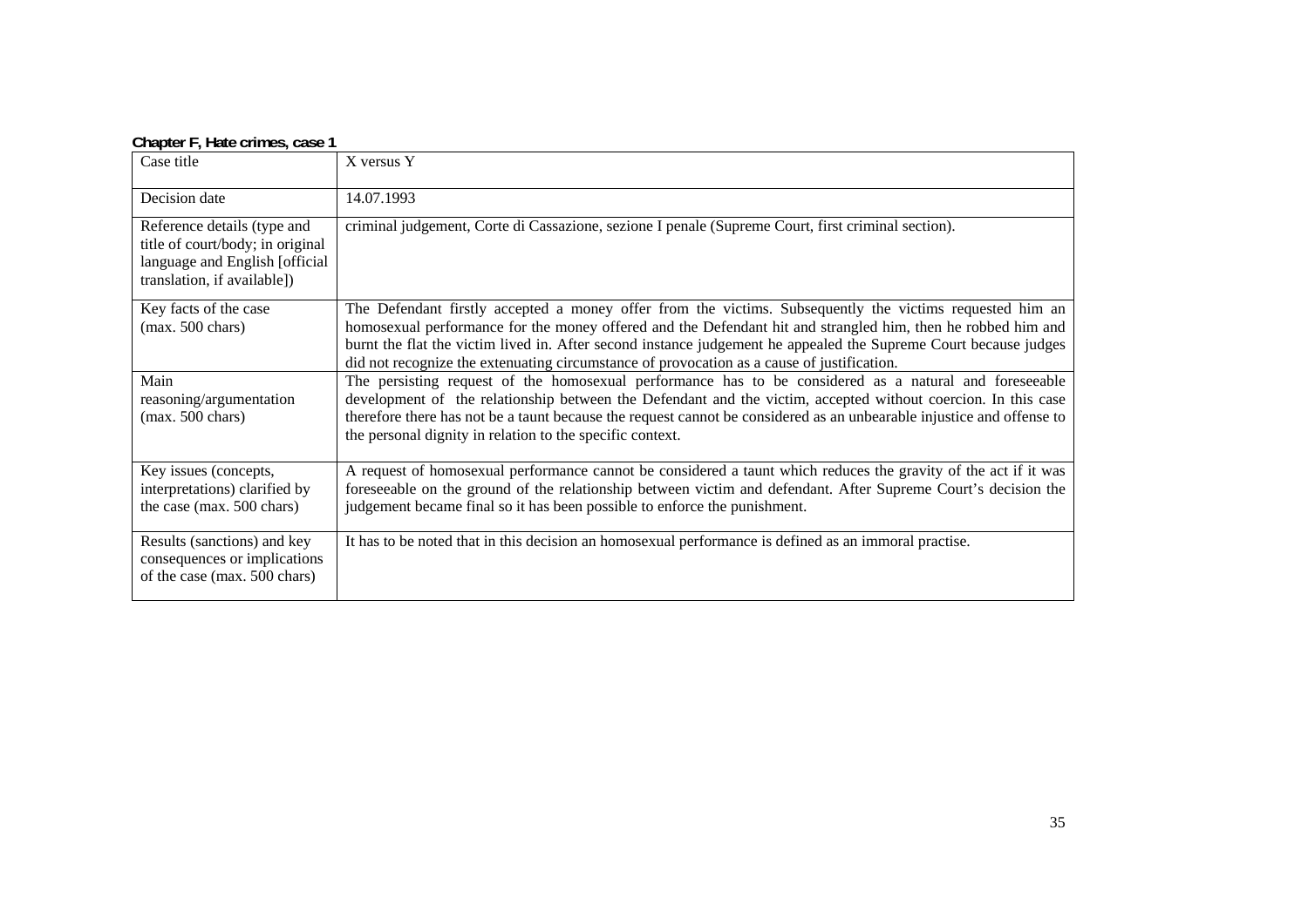**Chapter F, Hate crimes, case 1**

| Case title | X versus Y |
|---|---|
| Decision date | 14.07.1993 |
| Reference details (type and title of court/body; in original language and English [official translation, if available]) | criminal judgement, Corte di Cassazione, sezione I penale (Supreme Court, first criminal section). |
| Key facts of the case (max. 500 chars) | The Defendant firstly accepted a money offer from the victims. Subsequently the victims requested him an homosexual performance for the money offered and the Defendant hit and strangled him, then he robbed him and burnt the flat the victim lived in. After second instance judgement he appealed the Supreme Court because judges did not recognize the extenuating circumstance of provocation as a cause of justification. |
| Main reasoning/argumentation (max. 500 chars) | The persisting request of the homosexual performance has to be considered as a natural and foreseeable development of the relationship between the Defendant and the victim, accepted without coercion. In this case therefore there has not be a taunt because the request cannot be considered as an unbearable injustice and offense to the personal dignity in relation to the specific context. |
| Key issues (concepts, interpretations) clarified by the case (max. 500 chars) | A request of homosexual performance cannot be considered a taunt which reduces the gravity of the act if it was foreseeable on the ground of the relationship between victim and defendant. After Supreme Court's decision the judgement became final so it has been possible to enforce the punishment. |
| Results (sanctions) and key consequences or implications of the case (max. 500 chars) | It has to be noted that in this decision an homosexual performance is defined as an immoral practise. |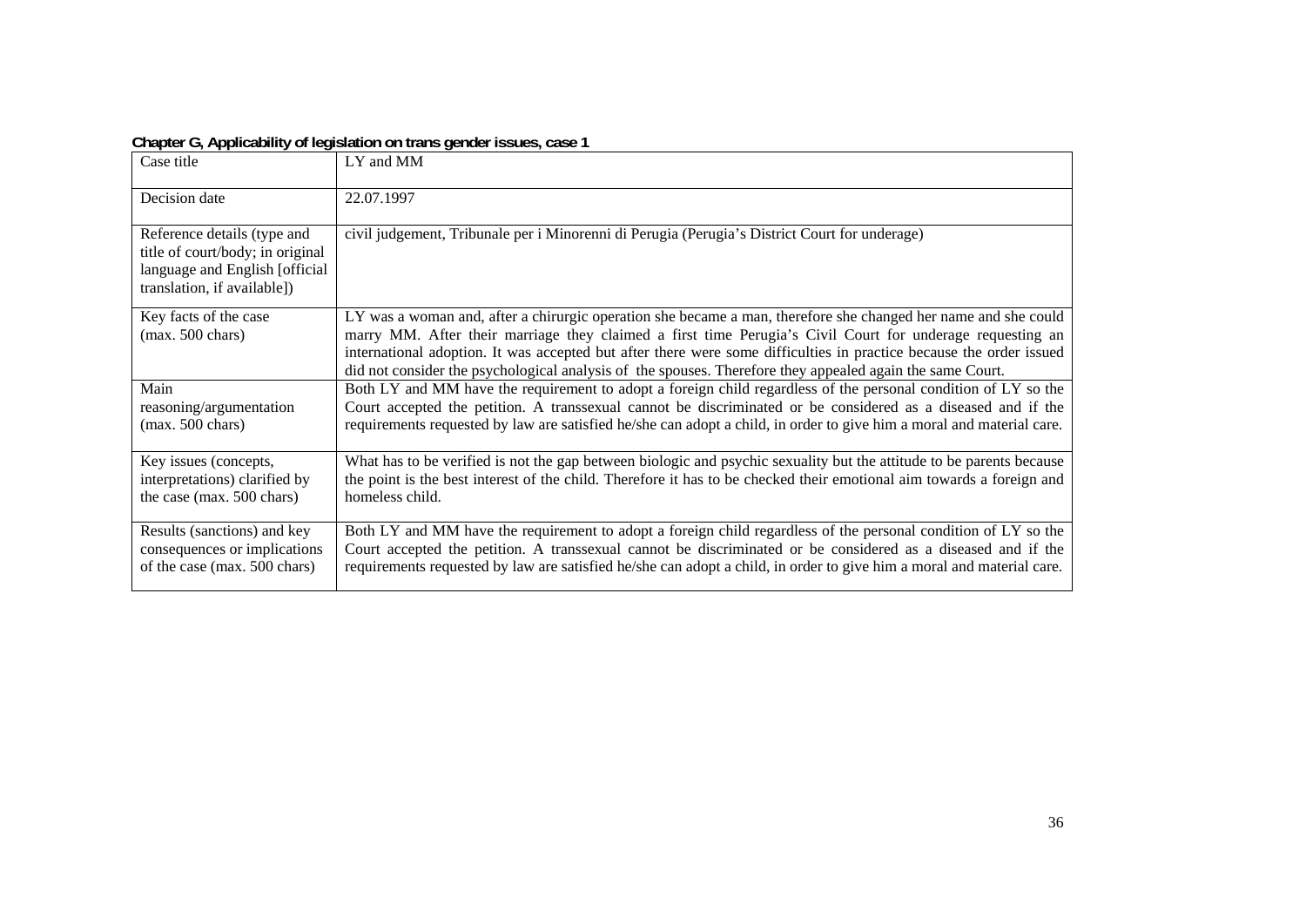**Chapter G, Applicability of legislation on trans gender issues, case 1**

| Case title | LY and MM |
|---|---|
| Decision date | 22.07.1997 |
| Reference details (type and title of court/body; in original language and English [official translation, if available]) | civil judgement, Tribunale per i Minorenni di Perugia (Perugia's District Court for underage) |
| Key facts of the case (max. 500 chars) | LY was a woman and, after a chirurgic operation she became a man, therefore she changed her name and she could marry MM. After their marriage they claimed a first time Perugia's Civil Court for underage requesting an international adoption. It was accepted but after there were some difficulties in practice because the order issued did not consider the psychological analysis of the spouses. Therefore they appealed again the same Court. |
| Main reasoning/argumentation (max. 500 chars) | Both LY and MM have the requirement to adopt a foreign child regardless of the personal condition of LY so the Court accepted the petition. A transsexual cannot be discriminated or be considered as a diseased and if the requirements requested by law are satisfied he/she can adopt a child, in order to give him a moral and material care. |
| Key issues (concepts, interpretations) clarified by the case (max. 500 chars) | What has to be verified is not the gap between biologic and psychic sexuality but the attitude to be parents because the point is the best interest of the child. Therefore it has to be checked their emotional aim towards a foreign and homeless child. |
| Results (sanctions) and key consequences or implications of the case (max. 500 chars) | Both LY and MM have the requirement to adopt a foreign child regardless of the personal condition of LY so the Court accepted the petition. A transsexual cannot be discriminated or be considered as a diseased and if the requirements requested by law are satisfied he/she can adopt a child, in order to give him a moral and material care. |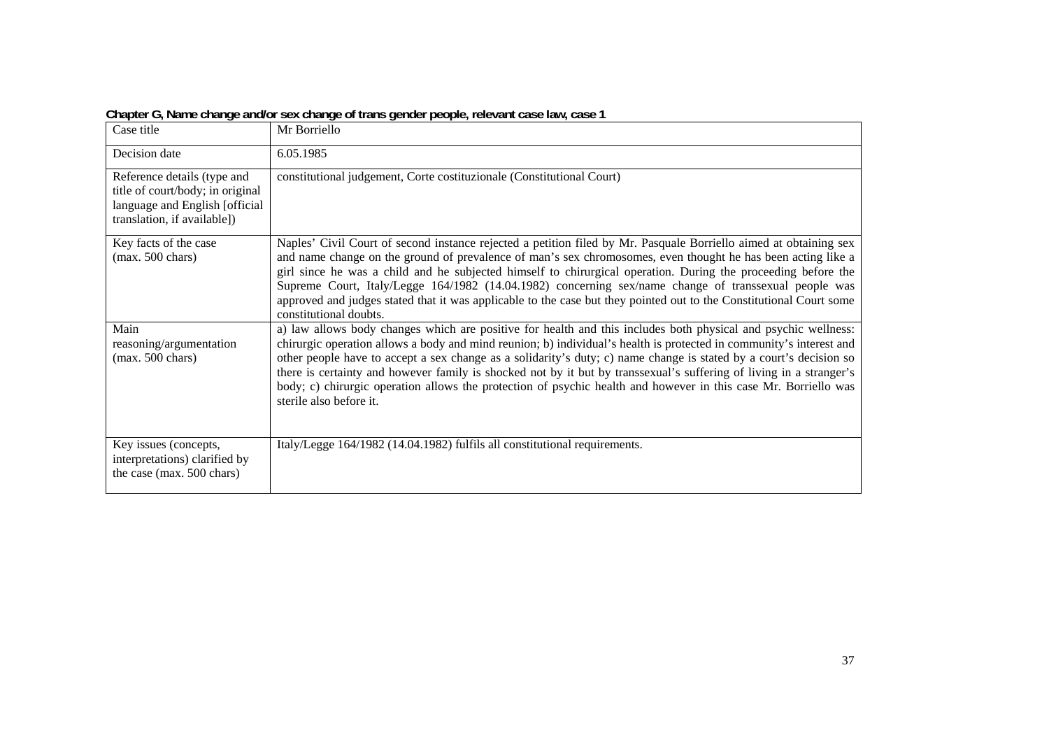**Chapter G, Name change and/or sex change of trans gender people, relevant case law, case 1**

| Case title | Mr Borriello |
|---|---|
| Decision date | 6.05.1985 |
| Reference details (type and title of court/body; in original language and English [official translation, if available]) | constitutional judgement, Corte costituzionale (Constitutional Court) |
| Key facts of the case (max. 500 chars) | Naples' Civil Court of second instance rejected a petition filed by Mr. Pasquale Borriello aimed at obtaining sex and name change on the ground of prevalence of man's sex chromosomes, even thought he has been acting like a girl since he was a child and he subjected himself to chirurgical operation. During the proceeding before the Supreme Court, Italy/Legge 164/1982 (14.04.1982) concerning sex/name change of transsexual people was approved and judges stated that it was applicable to the case but they pointed out to the Constitutional Court some constitutional doubts. |
| Main reasoning/argumentation (max. 500 chars) | a) law allows body changes which are positive for health and this includes both physical and psychic wellness: chirurgic operation allows a body and mind reunion; b) individual's health is protected in community's interest and other people have to accept a sex change as a solidarity's duty; c) name change is stated by a court's decision so there is certainty and however family is shocked not by it but by transsexual's suffering of living in a stranger's body; c) chirurgic operation allows the protection of psychic health and however in this case Mr. Borriello was sterile also before it. |
| Key issues (concepts, interpretations) clarified by the case (max. 500 chars) | Italy/Legge 164/1982 (14.04.1982) fulfils all constitutional requirements. |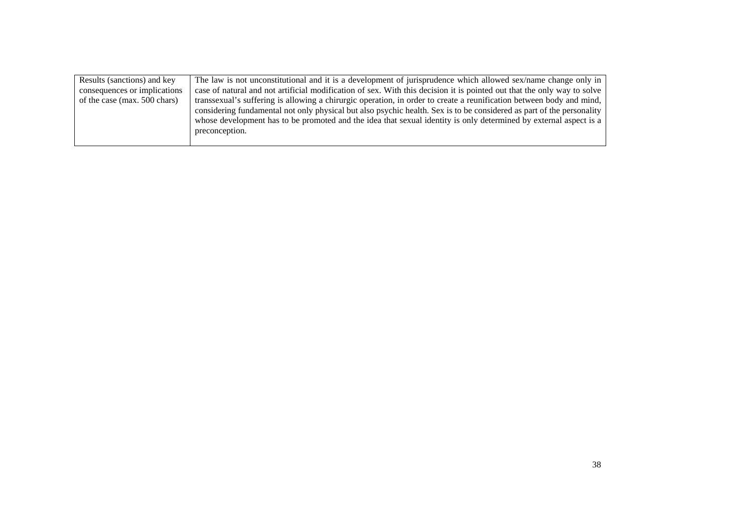| Results (sanctions) and key consequences or implications of the case (max. 500 chars) | The law is not unconstitutional and it is a development of jurisprudence which allowed sex/name change only in case of natural and not artificial modification of sex. With this decision it is pointed out that the only way to solve transsexual's suffering is allowing a chirurgic operation, in order to create a reunification between body and mind, considering fundamental not only physical but also psychic health. Sex is to be considered as part of the personality whose development has to be promoted and the idea that sexual identity is only determined by external aspect is a preconception. |
|---|---|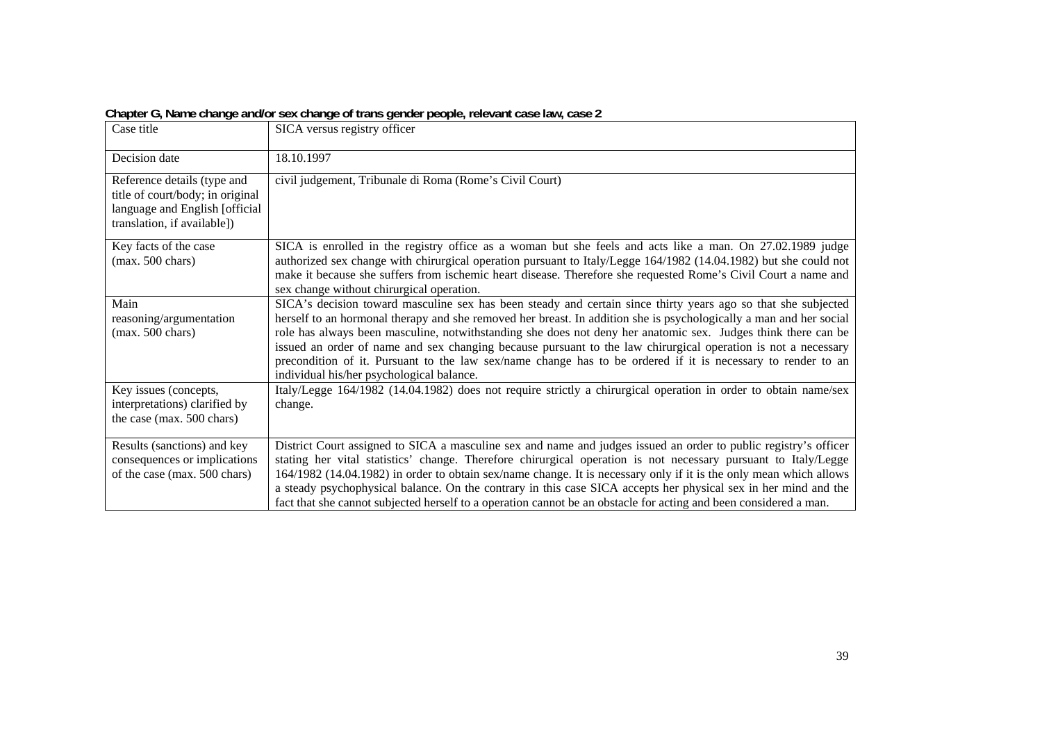**Chapter G, Name change and/or sex change of trans gender people, relevant case law, case 2**

| Case title | SICA versus registry officer |
| --- | --- |
| Decision date | 18.10.1997 |
| Reference details (type and title of court/body; in original language and English [official translation, if available]) | civil judgement, Tribunale di Roma (Rome's Civil Court) |
| Key facts of the case (max. 500 chars) | SICA is enrolled in the registry office as a woman but she feels and acts like a man. On 27.02.1989 judge authorized sex change with chirurgical operation pursuant to Italy/Legge 164/1982 (14.04.1982) but she could not make it because she suffers from ischemic heart disease. Therefore she requested Rome's Civil Court a name and sex change without chirurgical operation. |
| Main reasoning/argumentation (max. 500 chars) | SICA's decision toward masculine sex has been steady and certain since thirty years ago so that she subjected herself to an hormonal therapy and she removed her breast. In addition she is psychologically a man and her social role has always been masculine, notwithstanding she does not deny her anatomic sex. Judges think there can be issued an order of name and sex changing because pursuant to the law chirurgical operation is not a necessary precondition of it. Pursuant to the law sex/name change has to be ordered if it is necessary to render to an individual his/her psychological balance. |
| Key issues (concepts, interpretations) clarified by the case (max. 500 chars) | Italy/Legge 164/1982 (14.04.1982) does not require strictly a chirurgical operation in order to obtain name/sex change. |
| Results (sanctions) and key consequences or implications of the case (max. 500 chars) | District Court assigned to SICA a masculine sex and name and judges issued an order to public registry's officer stating her vital statistics' change. Therefore chirurgical operation is not necessary pursuant to Italy/Legge 164/1982 (14.04.1982) in order to obtain sex/name change. It is necessary only if it is the only mean which allows a steady psychophysical balance. On the contrary in this case SICA accepts her physical sex in her mind and the fact that she cannot subjected herself to a operation cannot be an obstacle for acting and been considered a man. |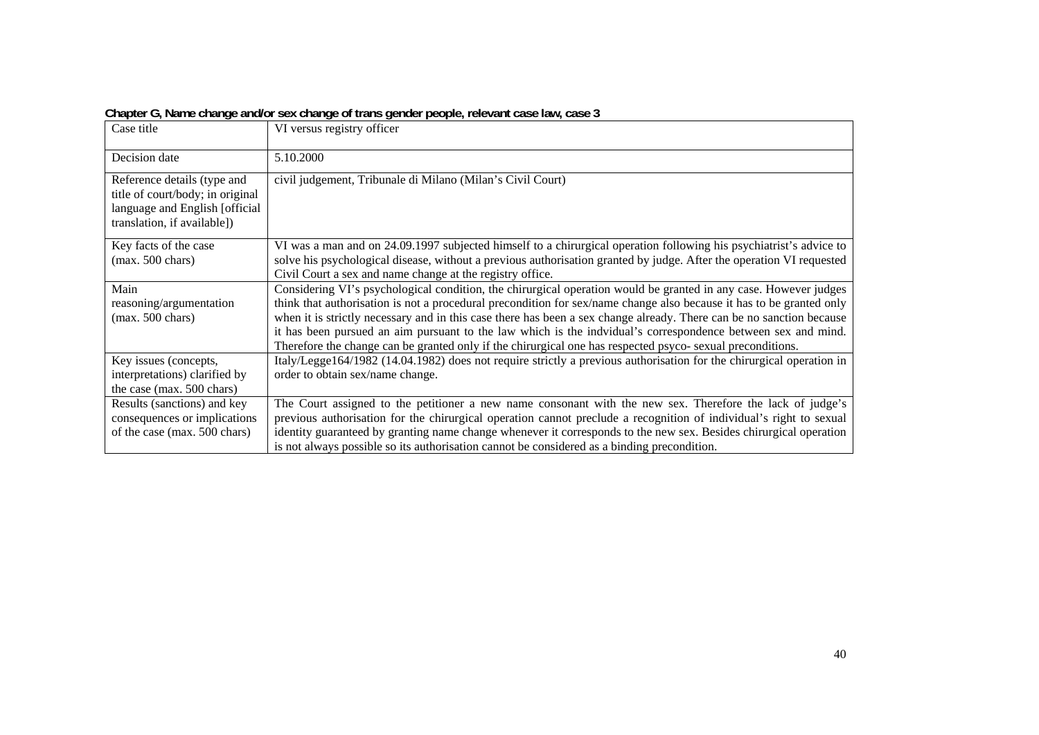**Chapter G, Name change and/or sex change of trans gender people, relevant case law, case 3**

| Case title | VI versus registry officer |
|---|---|
| Decision date | 5.10.2000 |
| Reference details (type and title of court/body; in original language and English [official translation, if available]) | civil judgement, Tribunale di Milano (Milan's Civil Court) |
| Key facts of the case (max. 500 chars) | VI was a man and on 24.09.1997 subjected himself to a chirurgical operation following his psychiatrist's advice to solve his psychological disease, without a previous authorisation granted by judge. After the operation VI requested Civil Court a sex and name change at the registry office. |
| Main reasoning/argumentation (max. 500 chars) | Considering VI's psychological condition, the chirurgical operation would be granted in any case. However judges think that authorisation is not a procedural precondition for sex/name change also because it has to be granted only when it is strictly necessary and in this case there has been a sex change already. There can be no sanction because it has been pursued an aim pursuant to the law which is the indvidual's correspondence between sex and mind. Therefore the change can be granted only if the chirurgical one has respected psyco- sexual preconditions. |
| Key issues (concepts, interpretations) clarified by the case (max. 500 chars) | Italy/Legge164/1982 (14.04.1982) does not require strictly a previous authorisation for the chirurgical operation in order to obtain sex/name change. |
| Results (sanctions) and key consequences or implications of the case (max. 500 chars) | The Court assigned to the petitioner a new name consonant with the new sex. Therefore the lack of judge's previous authorisation for the chirurgical operation cannot preclude a recognition of individual's right to sexual identity guaranteed by granting name change whenever it corresponds to the new sex. Besides chirurgical operation is not always possible so its authorisation cannot be considered as a binding precondition. |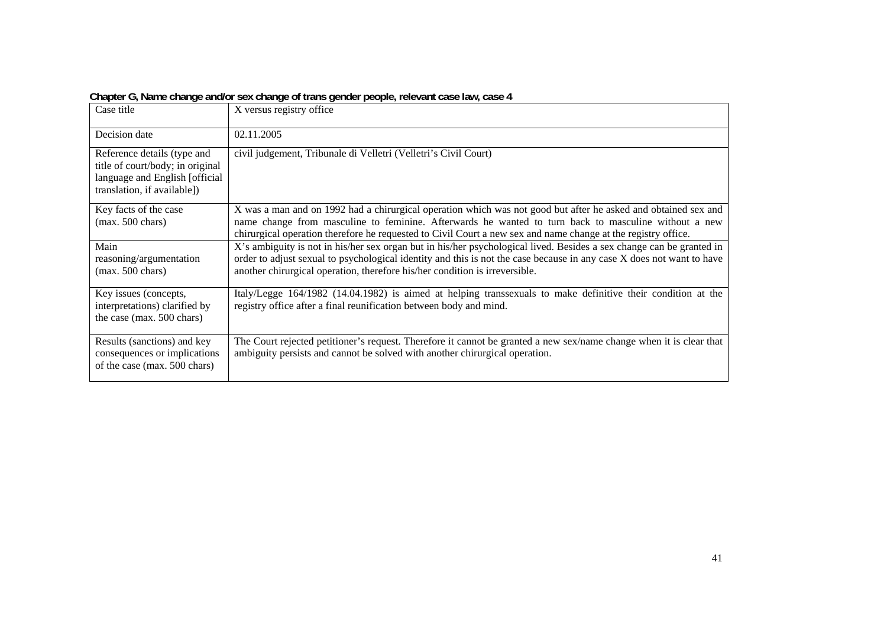**Chapter G, Name change and/or sex change of trans gender people, relevant case law, case 4**

| Case title | X versus registry office |
| --- | --- |
| Decision date | 02.11.2005 |
| Reference details (type and title of court/body; in original language and English [official translation, if available]) | civil judgement, Tribunale di Velletri (Velletri's Civil Court) |
| Key facts of the case (max. 500 chars) | X was a man and on 1992 had a chirurgical operation which was not good but after he asked and obtained sex and name change from masculine to feminine. Afterwards he wanted to turn back to masculine without a new chirurgical operation therefore he requested to Civil Court a new sex and name change at the registry office. |
| Main reasoning/argumentation (max. 500 chars) | X's ambiguity is not in his/her sex organ but in his/her psychological lived. Besides a sex change can be granted in order to adjust sexual to psychological identity and this is not the case because in any case X does not want to have another chirurgical operation, therefore his/her condition is irreversible. |
| Key issues (concepts, interpretations) clarified by the case (max. 500 chars) | Italy/Legge 164/1982 (14.04.1982) is aimed at helping transsexuals to make definitive their condition at the registry office after a final reunification between body and mind. |
| Results (sanctions) and key consequences or implications of the case (max. 500 chars) | The Court rejected petitioner's request. Therefore it cannot be granted a new sex/name change when it is clear that ambiguity persists and cannot be solved with another chirurgical operation. |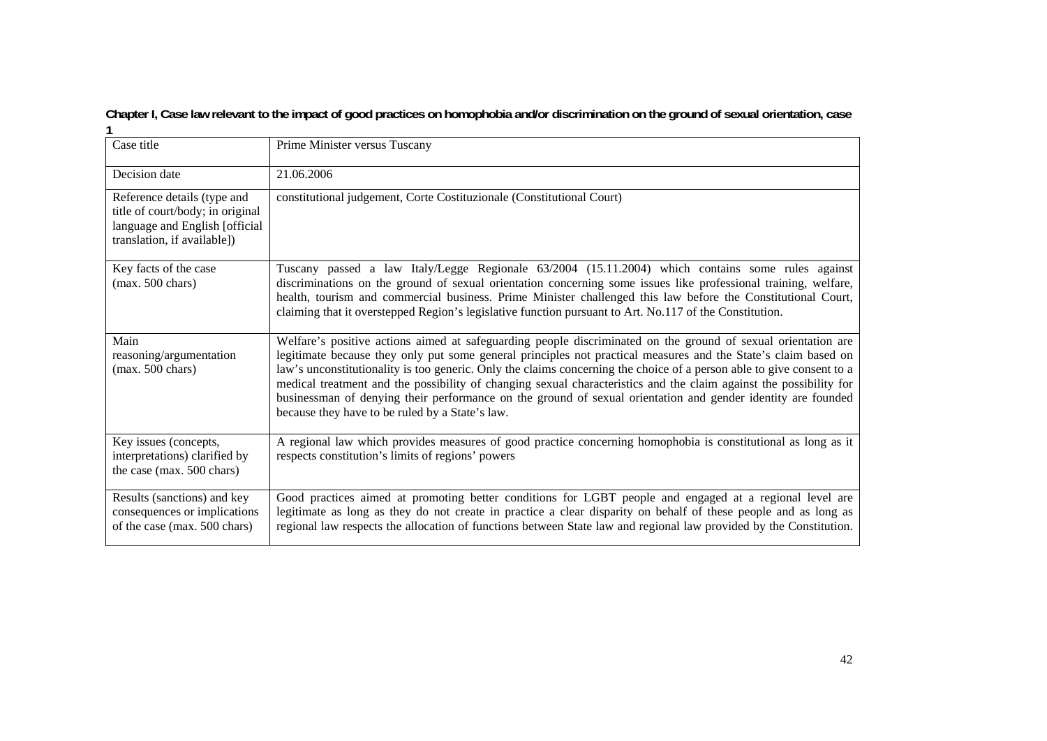**Chapter I, Case law relevant to the impact of good practices on homophobia and/or discrimination on the ground of sexual orientation, case 1**

| Case title | Prime Minister versus Tuscany |
|---|---|
| Decision date | 21.06.2006 |
| Reference details (type and title of court/body; in original language and English [official translation, if available]) | constitutional judgement, Corte Costituzionale (Constitutional Court) |
| Key facts of the case (max. 500 chars) | Tuscany passed a law Italy/Legge Regionale 63/2004 (15.11.2004) which contains some rules against discriminations on the ground of sexual orientation concerning some issues like professional training, welfare, health, tourism and commercial business. Prime Minister challenged this law before the Constitutional Court, claiming that it overstepped Region's legislative function pursuant to Art. No.117 of the Constitution. |
| Main reasoning/argumentation (max. 500 chars) | Welfare's positive actions aimed at safeguarding people discriminated on the ground of sexual orientation are legitimate because they only put some general principles not practical measures and the State's claim based on law's unconstitutionality is too generic. Only the claims concerning the choice of a person able to give consent to a medical treatment and the possibility of changing sexual characteristics and the claim against the possibility for businessman of denying their performance on the ground of sexual orientation and gender identity are founded because they have to be ruled by a State's law. |
| Key issues (concepts, interpretations) clarified by the case (max. 500 chars) | A regional law which provides measures of good practice concerning homophobia is constitutional as long as it respects constitution's limits of regions' powers |
| Results (sanctions) and key consequences or implications of the case (max. 500 chars) | Good practices aimed at promoting better conditions for LGBT people and engaged at a regional level are legitimate as long as they do not create in practice a clear disparity on behalf of these people and as long as regional law respects the allocation of functions between State law and regional law provided by the Constitution. |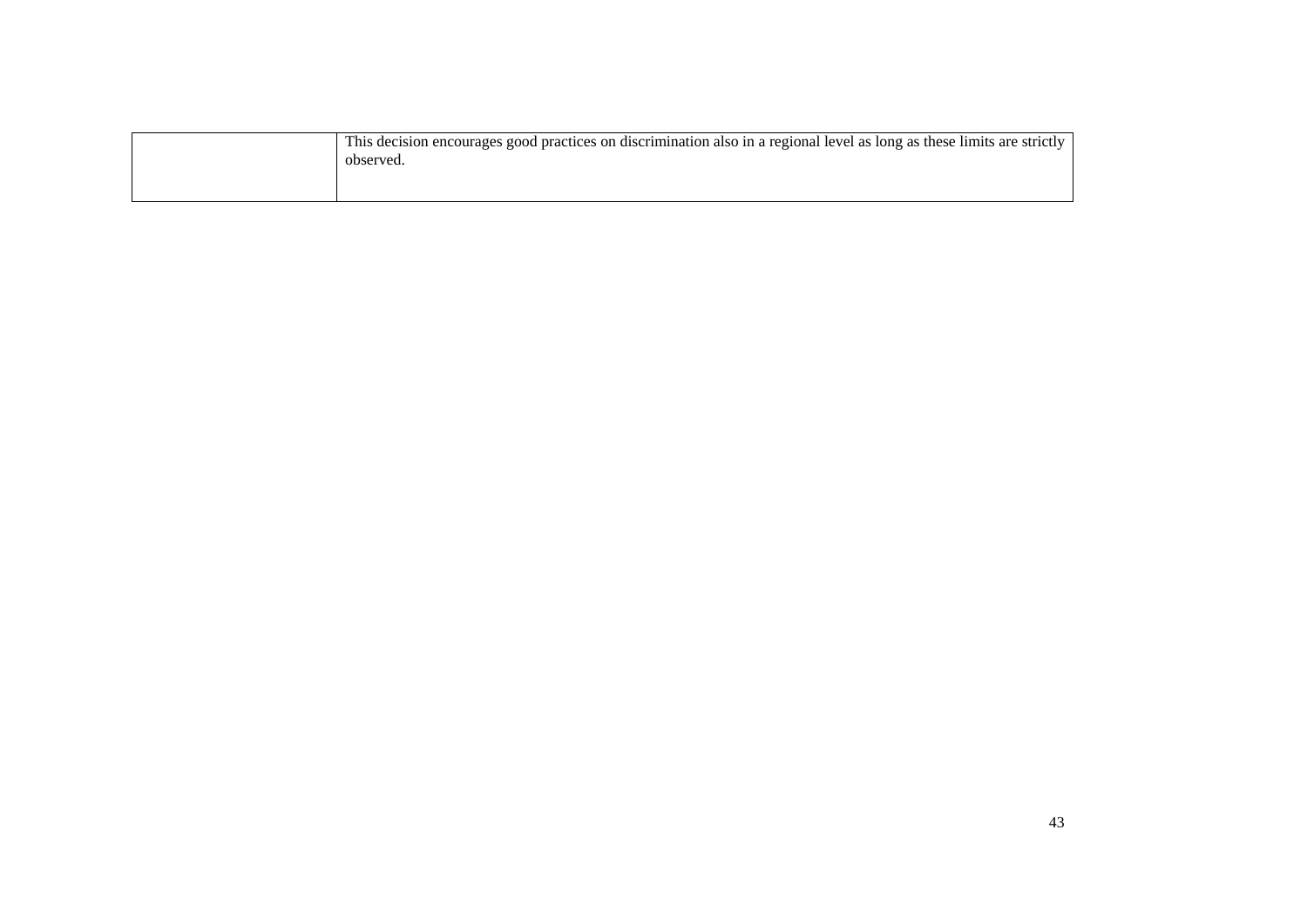| | |
|---|---|
| | This decision encourages good practices on discrimination also in a regional level as long as these limits are strictly observed. |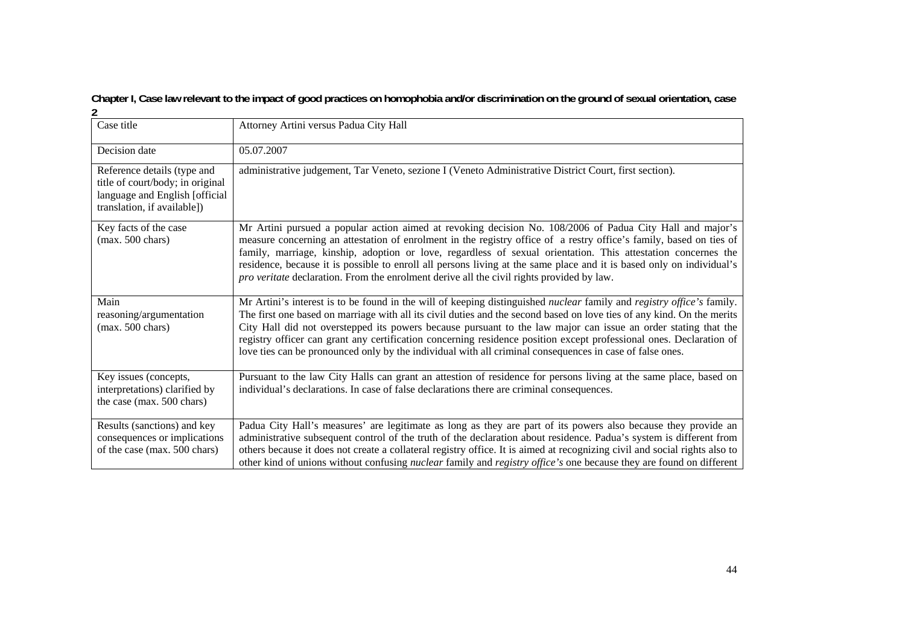**Chapter I, Case law relevant to the impact of good practices on homophobia and/or discrimination on the ground of sexual orientation, case 2**

| Case title | Attorney Artini versus Padua City Hall |
|---|---|
| Decision date | 05.07.2007 |
| Reference details (type and title of court/body; in original language and English [official translation, if available]) | administrative judgement, Tar Veneto, sezione I (Veneto Administrative District Court, first section). |
| Key facts of the case (max. 500 chars) | Mr Artini pursued a popular action aimed at revoking decision No. 108/2006 of Padua City Hall and major's measure concerning an attestation of enrolment in the registry office of a restry office's family, based on ties of family, marriage, kinship, adoption or love, regardless of sexual orientation. This attestation concernes the residence, because it is possible to enroll all persons living at the same place and it is based only on individual's *pro veritate* declaration. From the enrolment derive all the civil rights provided by law. |
| Main reasoning/argumentation (max. 500 chars) | Mr Artini's interest is to be found in the will of keeping distinguished *nuclear* family and *registry office's* family. The first one based on marriage with all its civil duties and the second based on love ties of any kind. On the merits City Hall did not overstepped its powers because pursuant to the law major can issue an order stating that the registry officer can grant any certification concerning residence position except professional ones. Declaration of love ties can be pronounced only by the individual with all criminal consequences in case of false ones. |
| Key issues (concepts, interpretations) clarified by the case (max. 500 chars) | Pursuant to the law City Halls can grant an attestion of residence for persons living at the same place, based on individual's declarations. In case of false declarations there are criminal consequences. |
| Results (sanctions) and key consequences or implications of the case (max. 500 chars) | Padua City Hall's measures' are legitimate as long as they are part of its powers also because they provide an administrative subsequent control of the truth of the declaration about residence. Padua's system is different from others because it does not create a collateral registry office. It is aimed at recognizing civil and social rights also to other kind of unions without confusing *nuclear* family and *registry office's* one because they are found on different |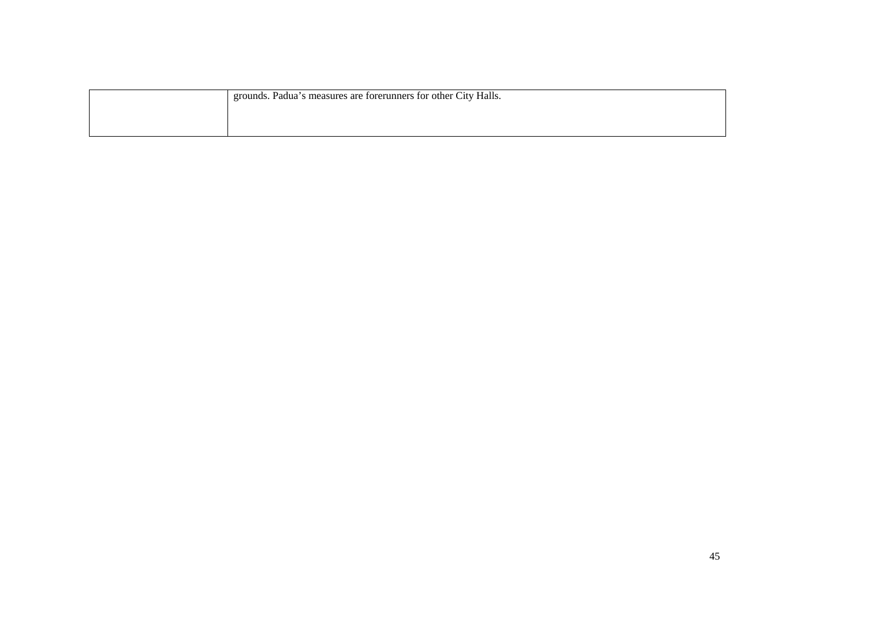| | |
|---|---|
| | grounds. Padua's measures are forerunners for other City Halls. |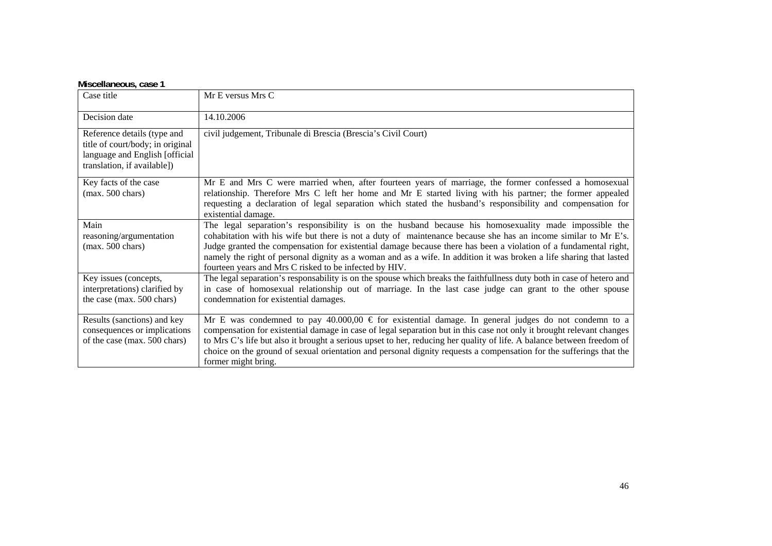**Miscellaneous, case 1**

| Case title | Mr E versus Mrs C |
|---|---|
| Decision date | 14.10.2006 |
| Reference details (type and title of court/body; in original language and English [official translation, if available]) | civil judgement, Tribunale di Brescia (Brescia's Civil Court) |
| Key facts of the case (max. 500 chars) | Mr E and Mrs C were married when, after fourteen years of marriage, the former confessed a homosexual relationship. Therefore Mrs C left her home and Mr E started living with his partner; the former appealed requesting a declaration of legal separation which stated the husband's responsibility and compensation for existential damage. |
| Main reasoning/argumentation (max. 500 chars) | The legal separation's responsibility is on the husband because his homosexuality made impossible the cohabitation with his wife but there is not a duty of maintenance because she has an income similar to Mr E's. Judge granted the compensation for existential damage because there has been a violation of a fundamental right, namely the right of personal dignity as a woman and as a wife. In addition it was broken a life sharing that lasted fourteen years and Mrs C risked to be infected by HIV. |
| Key issues (concepts, interpretations) clarified by the case (max. 500 chars) | The legal separation's responsability is on the spouse which breaks the faithfullness duty both in case of hetero and in case of homosexual relationship out of marriage. In the last case judge can grant to the other spouse condemnation for existential damages. |
| Results (sanctions) and key consequences or implications of the case (max. 500 chars) | Mr E was condemned to pay 40.000,00 € for existential damage. In general judges do not condemn to a compensation for existential damage in case of legal separation but in this case not only it brought relevant changes to Mrs C's life but also it brought a serious upset to her, reducing her quality of life. A balance between freedom of choice on the ground of sexual orientation and personal dignity requests a compensation for the sufferings that the former might bring. |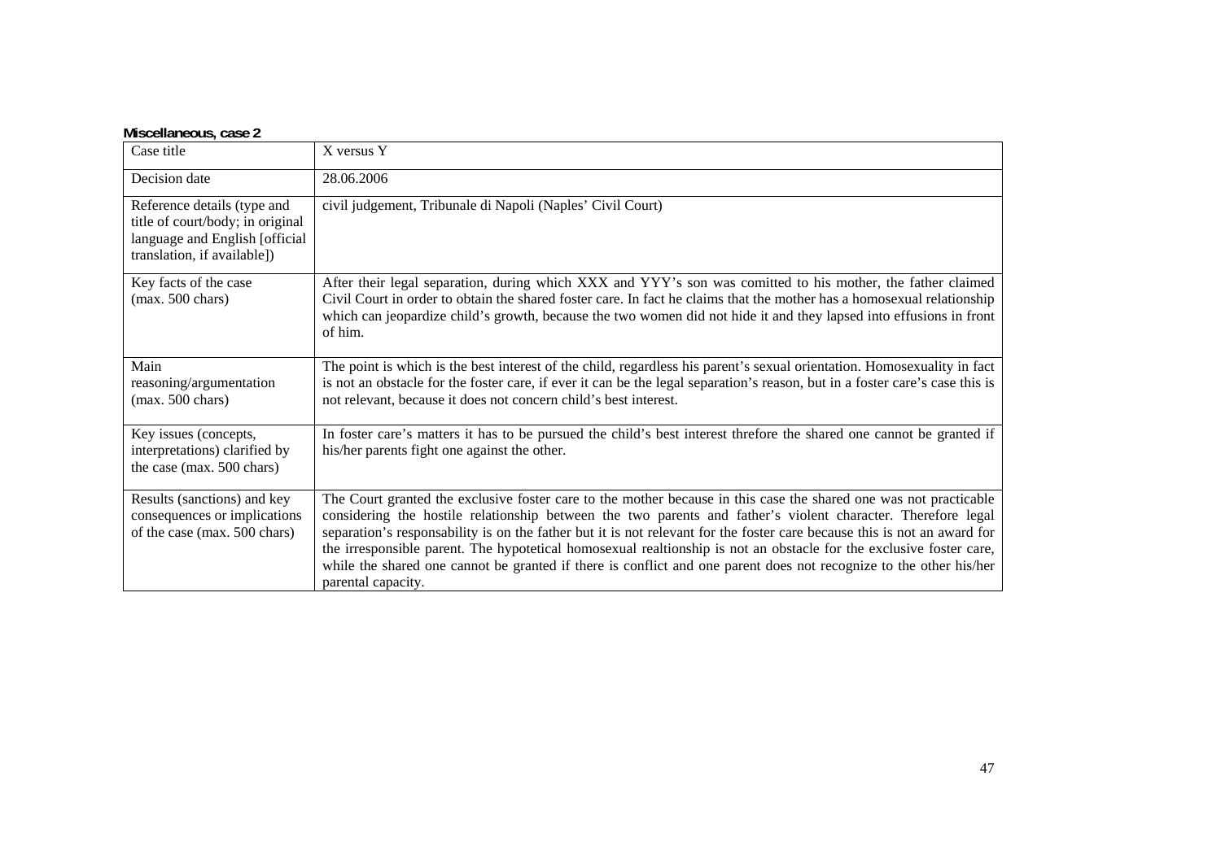**Miscellaneous, case 2**

| Case title | X versus Y |
|---|---|
| Decision date | 28.06.2006 |
| Reference details (type and title of court/body; in original language and English [official translation, if available]) | civil judgement, Tribunale di Napoli (Naples' Civil Court) |
| Key facts of the case (max. 500 chars) | After their legal separation, during which XXX and YYY's son was comitted to his mother, the father claimed Civil Court in order to obtain the shared foster care. In fact he claims that the mother has a homosexual relationship which can jeopardize child's growth, because the two women did not hide it and they lapsed into effusions in front of him. |
| Main reasoning/argumentation (max. 500 chars) | The point is which is the best interest of the child, regardless his parent's sexual orientation. Homosexuality in fact is not an obstacle for the foster care, if ever it can be the legal separation's reason, but in a foster care's case this is not relevant, because it does not concern child's best interest. |
| Key issues (concepts, interpretations) clarified by the case (max. 500 chars) | In foster care's matters it has to be pursued the child's best interest threfore the shared one cannot be granted if his/her parents fight one against the other. |
| Results (sanctions) and key consequences or implications of the case (max. 500 chars) | The Court granted the exclusive foster care to the mother because in this case the shared one was not practicable considering the hostile relationship between the two parents and father's violent character. Therefore legal separation's responsability is on the father but it is not relevant for the foster care because this is not an award for the irresponsible parent. The hypotetical homosexual realtionship is not an obstacle for the exclusive foster care, while the shared one cannot be granted if there is conflict and one parent does not recognize to the other his/her parental capacity. |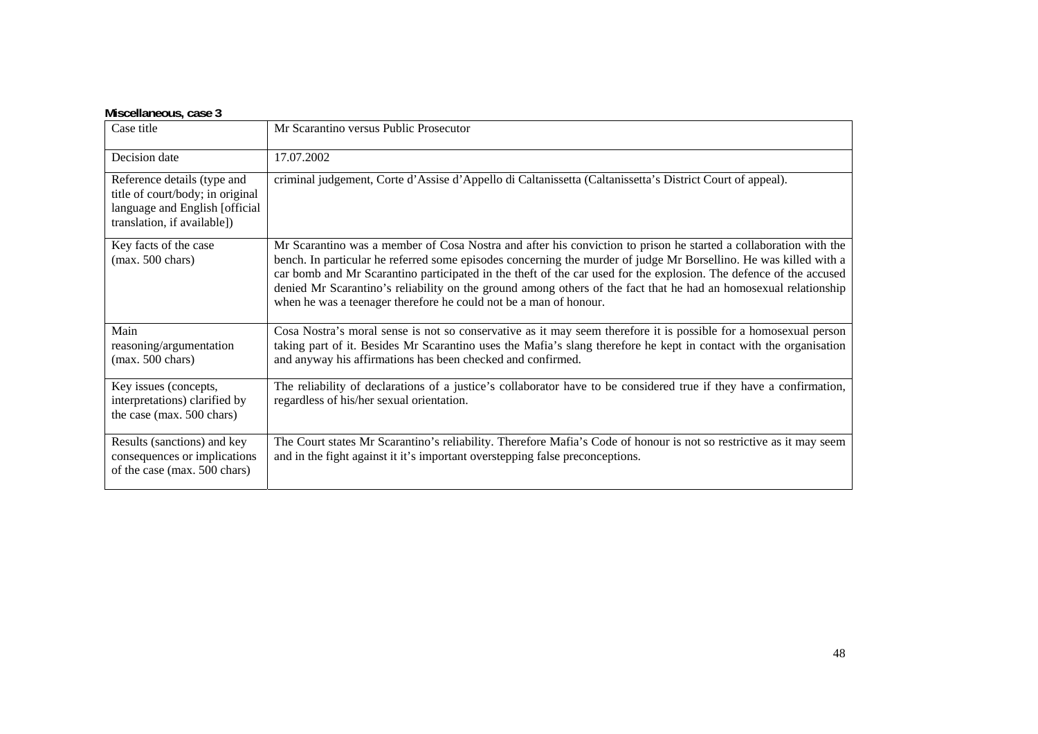**Miscellaneous, case 3**

| Case title | Mr Scarantino versus Public Prosecutor |
|---|---|
| Decision date | 17.07.2002 |
| Reference details (type and title of court/body; in original language and English [official translation, if available]) | criminal judgement, Corte d'Assise d'Appello di Caltanissetta (Caltanissetta's District Court of appeal). |
| Key facts of the case (max. 500 chars) | Mr Scarantino was a member of Cosa Nostra and after his conviction to prison he started a collaboration with the bench. In particular he referred some episodes concerning the murder of judge Mr Borsellino. He was killed with a car bomb and Mr Scarantino participated in the theft of the car used for the explosion. The defence of the accused denied Mr Scarantino's reliability on the ground among others of the fact that he had an homosexual relationship when he was a teenager therefore he could not be a man of honour. |
| Main reasoning/argumentation (max. 500 chars) | Cosa Nostra's moral sense is not so conservative as it may seem therefore it is possible for a homosexual person taking part of it. Besides Mr Scarantino uses the Mafia's slang therefore he kept in contact with the organisation and anyway his affirmations has been checked and confirmed. |
| Key issues (concepts, interpretations) clarified by the case (max. 500 chars) | The reliability of declarations of a justice's collaborator have to be considered true if they have a confirmation, regardless of his/her sexual orientation. |
| Results (sanctions) and key consequences or implications of the case (max. 500 chars) | The Court states Mr Scarantino's reliability. Therefore Mafia's Code of honour is not so restrictive as it may seem and in the fight against it it's important overstepping false preconceptions. |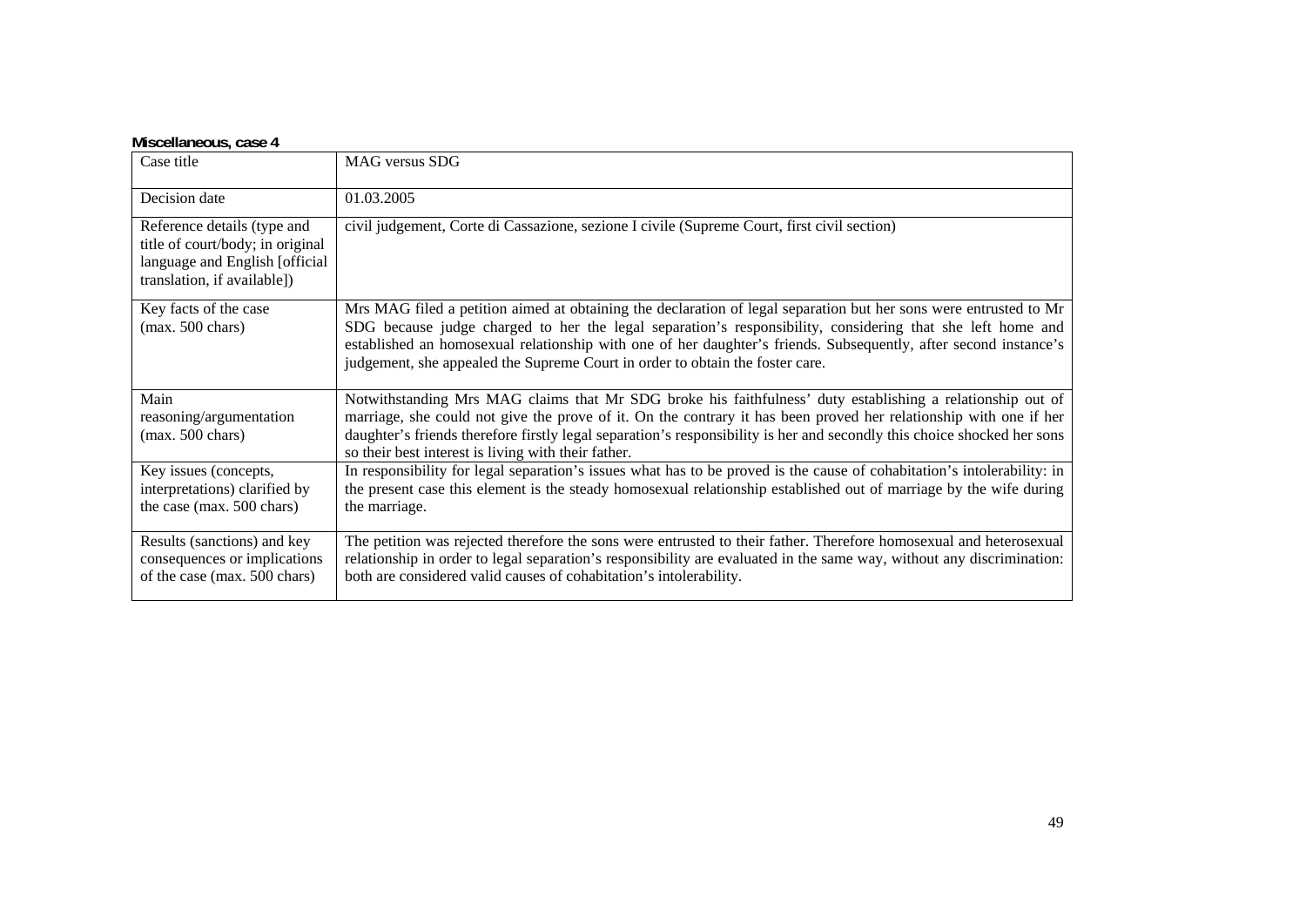**Miscellaneous, case 4**

| Case title | MAG versus SDG |
|---|---|
| Decision date | 01.03.2005 |
| Reference details (type and title of court/body; in original language and English [official translation, if available]) | civil judgement, Corte di Cassazione, sezione I civile (Supreme Court, first civil section) |
| Key facts of the case (max. 500 chars) | Mrs MAG filed a petition aimed at obtaining the declaration of legal separation but her sons were entrusted to Mr SDG because judge charged to her the legal separation's responsibility, considering that she left home and established an homosexual relationship with one of her daughter's friends. Subsequently, after second instance's judgement, she appealed the Supreme Court in order to obtain the foster care. |
| Main reasoning/argumentation (max. 500 chars) | Notwithstanding Mrs MAG claims that Mr SDG broke his faithfulness' duty establishing a relationship out of marriage, she could not give the prove of it. On the contrary it has been proved her relationship with one if her daughter's friends therefore firstly legal separation's responsibility is her and secondly this choice shocked her sons so their best interest is living with their father. |
| Key issues (concepts, interpretations) clarified by the case (max. 500 chars) | In responsibility for legal separation's issues what has to be proved is the cause of cohabitation's intolerability: in the present case this element is the steady homosexual relationship established out of marriage by the wife during the marriage. |
| Results (sanctions) and key consequences or implications of the case (max. 500 chars) | The petition was rejected therefore the sons were entrusted to their father. Therefore homosexual and heterosexual relationship in order to legal separation's responsibility are evaluated in the same way, without any discrimination: both are considered valid causes of cohabitation's intolerability. |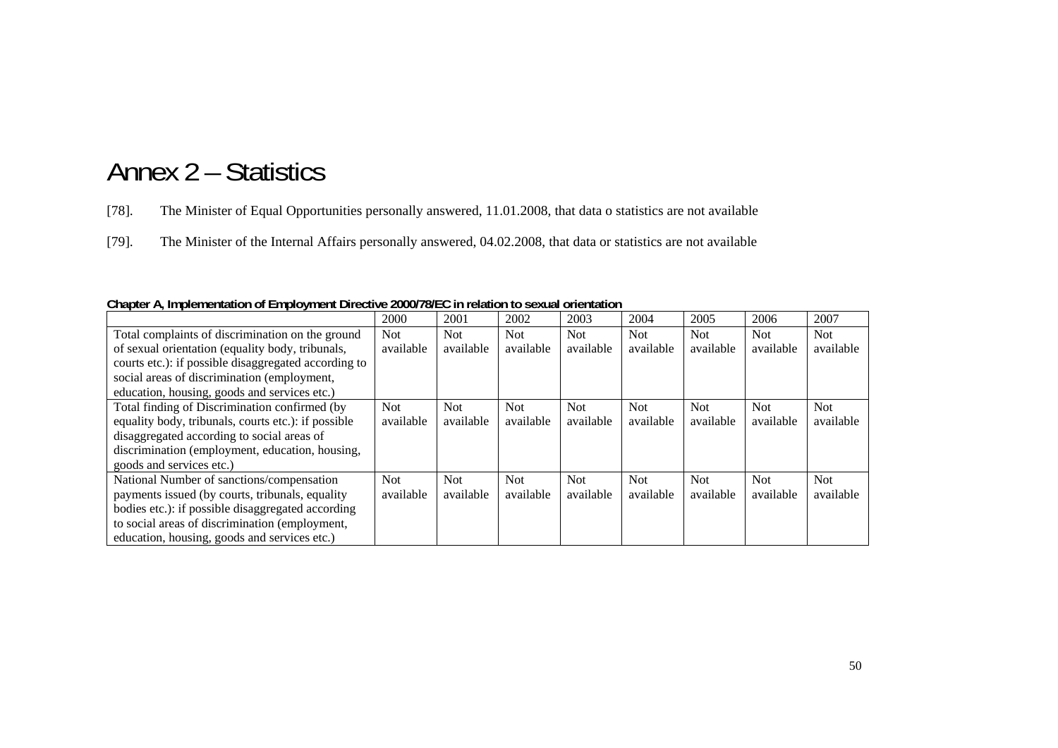# Annex 2 – Statistics

[78]. The Minister of Equal Opportunities personally answered, 11.01.2008, that data o statistics are not available

[79]. The Minister of the Internal Affairs personally answered, 04.02.2008, that data or statistics are not available

**Chapter A, Implementation of Employment Directive 2000/78/EC in relation to sexual orientation**

| | 2000 | 2001 | 2002 | 2003 | 2004 | 2005 | 2006 | 2007 |
|---|---|---|---|---|---|---|---|---|
| Total complaints of discrimination on the ground of sexual orientation (equality body, tribunals, courts etc.): if possible disaggregated according to social areas of discrimination (employment, education, housing, goods and services etc.) | Not available | Not available | Not available | Not available | Not available | Not available | Not available | Not available |
| Total finding of Discrimination confirmed (by equality body, tribunals, courts etc.): if possible disaggregated according to social areas of discrimination (employment, education, housing, goods and services etc.) | Not available | Not available | Not available | Not available | Not available | Not available | Not available | Not available |
| National Number of sanctions/compensation payments issued (by courts, tribunals, equality bodies etc.): if possible disaggregated according to social areas of discrimination (employment, education, housing, goods and services etc.) | Not available | Not available | Not available | Not available | Not available | Not available | Not available | Not available |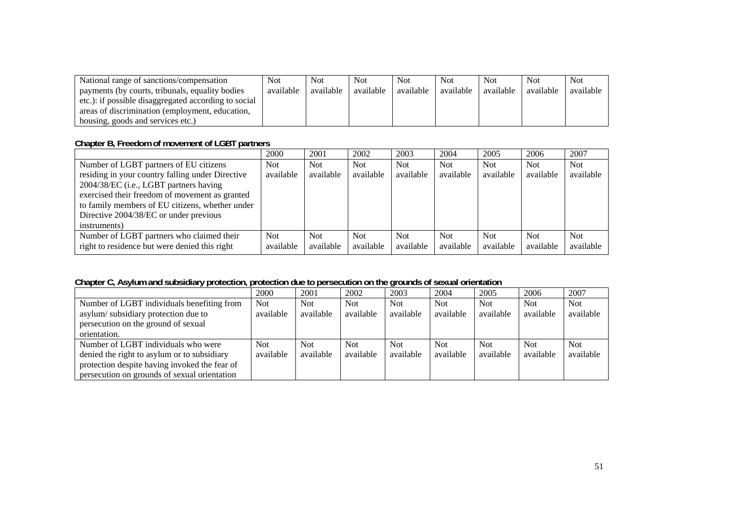| National range of sanctions/compensation payments (by courts, tribunals, equality bodies etc.): if possible disaggregated according to social areas of discrimination (employment, education, housing, goods and services etc.) | Not available | Not available | Not available | Not available | Not available | Not available | Not available | Not available |
|---|---|---|---|---|---|---|---|---|

**Chapter B, Freedom of movement of LGBT partners**

| | 2000 | 2001 | 2002 | 2003 | 2004 | 2005 | 2006 | 2007 |
|---|---|---|---|---|---|---|---|---|
| Number of LGBT partners of EU citizens residing in your country falling under Directive 2004/38/EC (i.e., LGBT partners having exercised their freedom of movement as granted to family members of EU citizens, whether under Directive 2004/38/EC or under previous instruments) | Not available | Not available | Not available | Not available | Not available | Not available | Not available | Not available |
| Number of LGBT partners who claimed their right to residence but were denied this right | Not available | Not available | Not available | Not available | Not available | Not available | Not available | Not available |

**Chapter C, Asylum and subsidiary protection, protection due to persecution on the grounds of sexual orientation**

| | 2000 | 2001 | 2002 | 2003 | 2004 | 2005 | 2006 | 2007 |
|---|---|---|---|---|---|---|---|---|
| Number of LGBT individuals benefiting from asylum/ subsidiary protection due to persecution on the ground of sexual orientation. | Not available | Not available | Not available | Not available | Not available | Not available | Not available | Not available |
| Number of LGBT individuals who were denied the right to asylum or to subsidiary protection despite having invoked the fear of persecution on grounds of sexual orientation | Not available | Not available | Not available | Not available | Not available | Not available | Not available | Not available |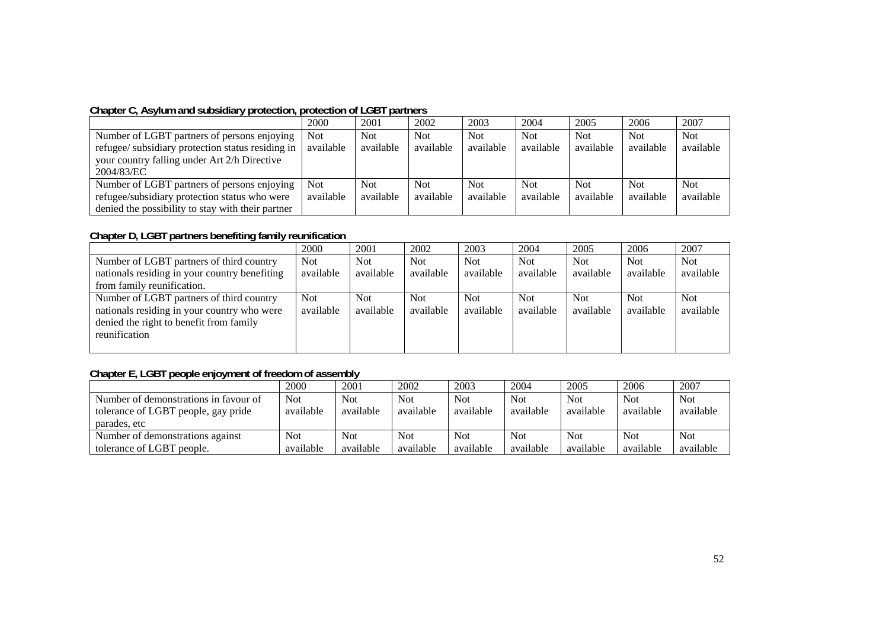**Chapter C, Asylum and subsidiary protection, protection of LGBT partners**

| | 2000 | 2001 | 2002 | 2003 | 2004 | 2005 | 2006 | 2007 |
|---|---|---|---|---|---|---|---|---|
| Number of LGBT partners of persons enjoying refugee/ subsidiary protection status residing in your country falling under Art 2/h Directive 2004/83/EC | Not available | Not available | Not available | Not available | Not available | Not available | Not available | Not available |
| Number of LGBT partners of persons enjoying refugee/subsidiary protection status who were denied the possibility to stay with their partner | Not available | Not available | Not available | Not available | Not available | Not available | Not available | Not available |

**Chapter D, LGBT partners benefiting family reunification**

| | 2000 | 2001 | 2002 | 2003 | 2004 | 2005 | 2006 | 2007 |
|---|---|---|---|---|---|---|---|---|
| Number of LGBT partners of third country nationals residing in your country benefiting from family reunification. | Not available | Not available | Not available | Not available | Not available | Not available | Not available | Not available |
| Number of LGBT partners of third country nationals residing in your country who were denied the right to benefit from family reunification | Not available | Not available | Not available | Not available | Not available | Not available | Not available | Not available |

**Chapter E, LGBT people enjoyment of freedom of assembly**

| | 2000 | 2001 | 2002 | 2003 | 2004 | 2005 | 2006 | 2007 |
|---|---|---|---|---|---|---|---|---|
| Number of demonstrations in favour of tolerance of LGBT people, gay pride parades, etc | Not available | Not available | Not available | Not available | Not available | Not available | Not available | Not available |
| Number of demonstrations against tolerance of LGBT people. | Not available | Not available | Not available | Not available | Not available | Not available | Not available | Not available |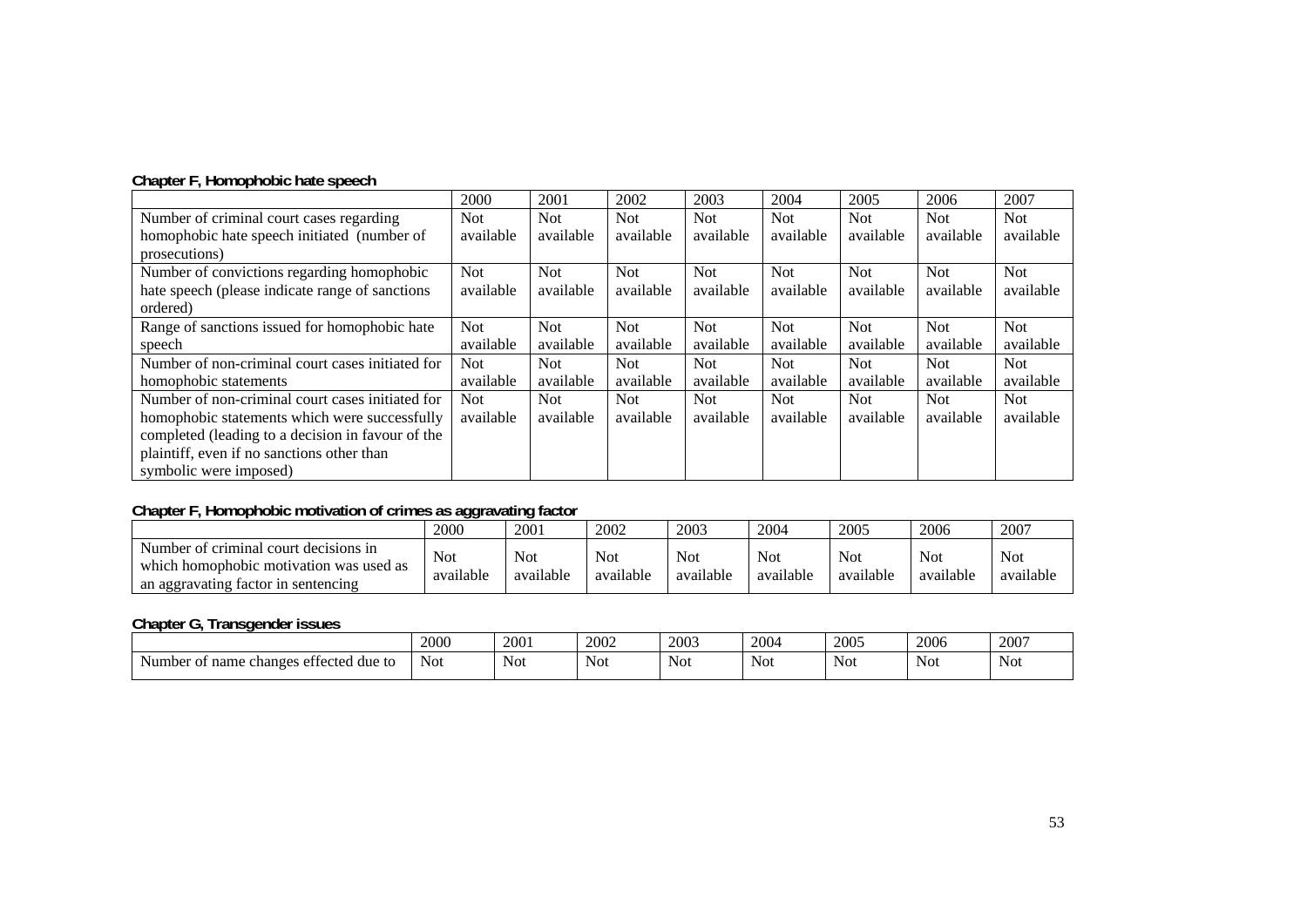**Chapter F, Homophobic hate speech**

| | 2000 | 2001 | 2002 | 2003 | 2004 | 2005 | 2006 | 2007 |
|---|---|---|---|---|---|---|---|---|
| Number of criminal court cases regarding homophobic hate speech initiated (number of prosecutions) | Not available | Not available | Not available | Not available | Not available | Not available | Not available | Not available |
| Number of convictions regarding homophobic hate speech (please indicate range of sanctions ordered) | Not available | Not available | Not available | Not available | Not available | Not available | Not available | Not available |
| Range of sanctions issued for homophobic hate speech | Not available | Not available | Not available | Not available | Not available | Not available | Not available | Not available |
| Number of non-criminal court cases initiated for homophobic statements | Not available | Not available | Not available | Not available | Not available | Not available | Not available | Not available |
| Number of non-criminal court cases initiated for homophobic statements which were successfully completed (leading to a decision in favour of the plaintiff, even if no sanctions other than symbolic were imposed) | Not available | Not available | Not available | Not available | Not available | Not available | Not available | Not available |

**Chapter F, Homophobic motivation of crimes as aggravating factor**

| | 2000 | 2001 | 2002 | 2003 | 2004 | 2005 | 2006 | 2007 |
|---|---|---|---|---|---|---|---|---|
| Number of criminal court decisions in which homophobic motivation was used as an aggravating factor in sentencing | Not available | Not available | Not available | Not available | Not available | Not available | Not available | Not available |

**Chapter G, Transgender issues**

| | 2000 | 2001 | 2002 | 2003 | 2004 | 2005 | 2006 | 2007 |
|---|---|---|---|---|---|---|---|---|
| Number of name changes effected due to | Not | Not | Not | Not | Not | Not | Not | Not |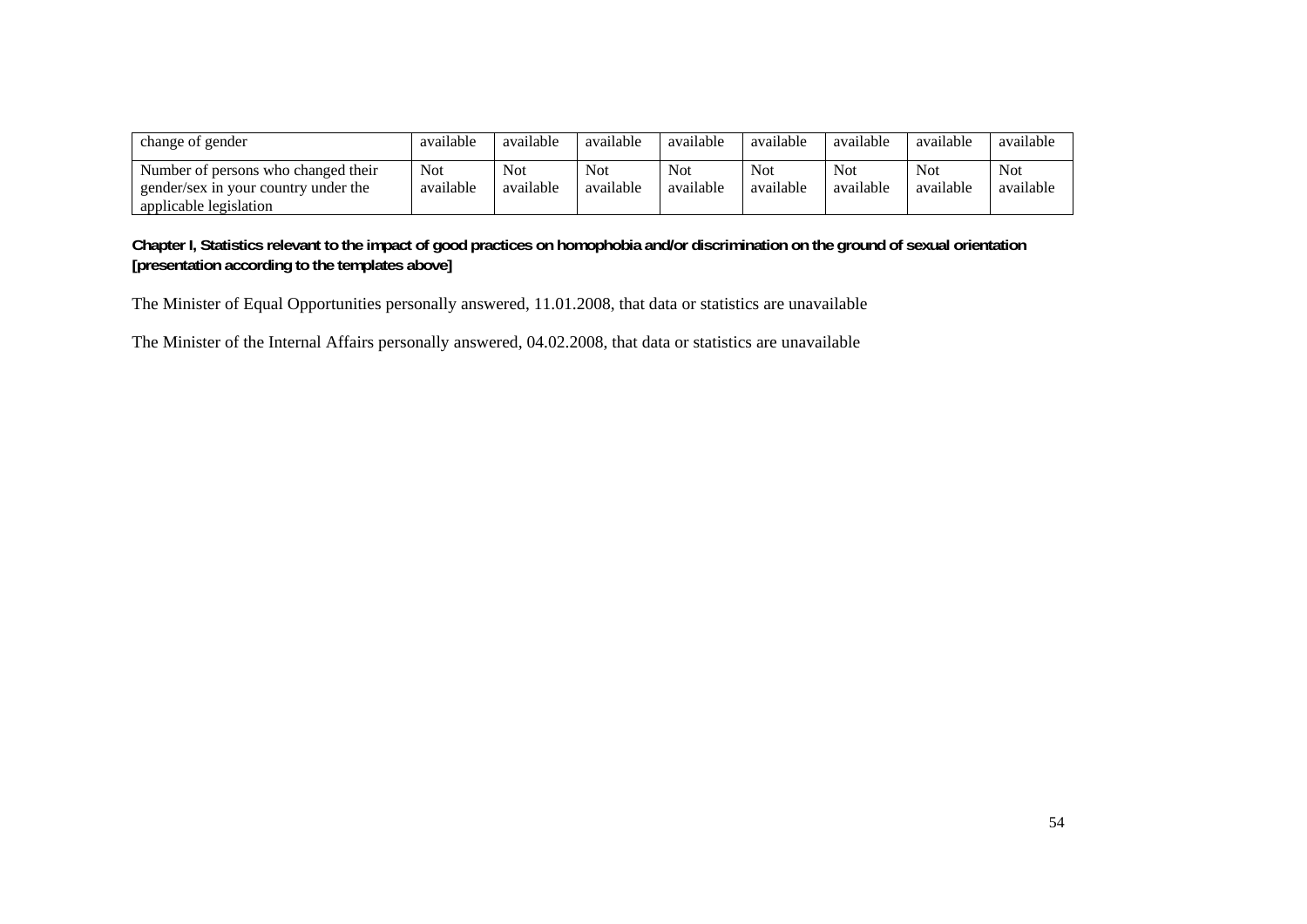| | | | | | | | | |
|---|---|---|---|---|---|---|---|---|
| change of gender | available | available | available | available | available | available | available | available |
| Number of persons who changed their gender/sex in your country under the applicable legislation | Not available | Not available | Not available | Not available | Not available | Not available | Not available | Not available |

**Chapter I, Statistics relevant to the impact of good practices on homophobia and/or discrimination on the ground of sexual orientation [presentation according to the templates above]**

The Minister of Equal Opportunities personally answered, 11.01.2008, that data or statistics are unavailable

The Minister of the Internal Affairs personally answered, 04.02.2008, that data or statistics are unavailable